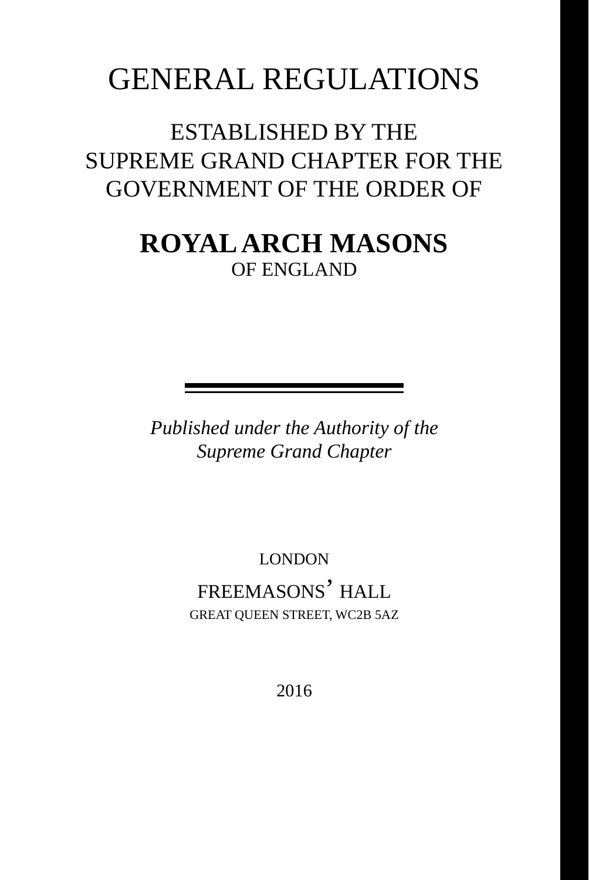# GENERAL REGULATIONS

## ESTABLISHED BY THE SUPREME GRAND CHAPTER FOR THE GOVERNMENT OF THE ORDER OF

## **ROYAL ARCH MASONS**
OF ENGLAND

---

*Published under the Authority of the Supreme Grand Chapter*

LONDON

FREEMASONS' HALL

GREAT QUEEN STREET, WC2B 5AZ

2016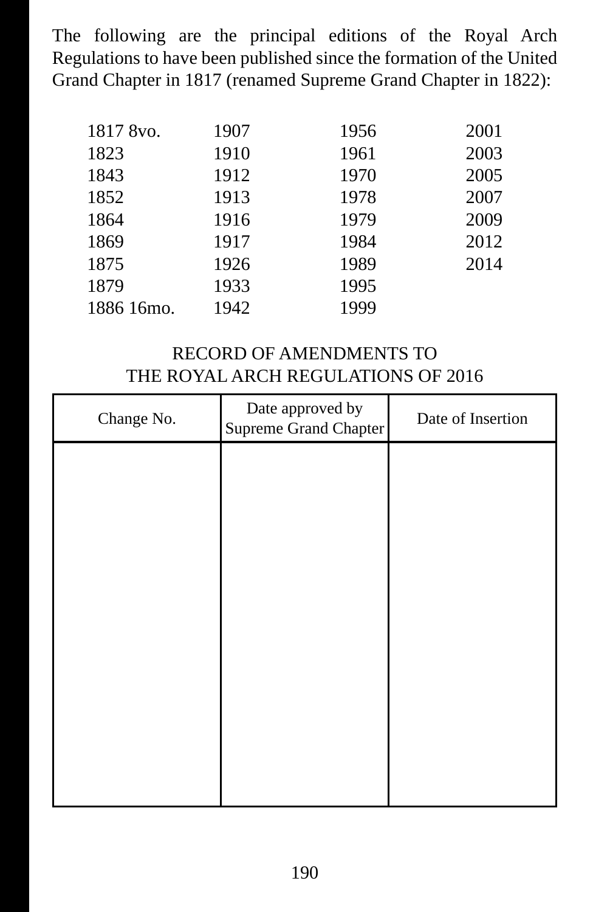The following are the principal editions of the Royal Arch Regulations to have been published since the formation of the United Grand Chapter in 1817 (renamed Supreme Grand Chapter in 1822):

| | | | |
|---|---|---|---|
| 1817 8vo. | 1907 | 1956 | 2001 |
| 1823 | 1910 | 1961 | 2003 |
| 1843 | 1912 | 1970 | 2005 |
| 1852 | 1913 | 1978 | 2007 |
| 1864 | 1916 | 1979 | 2009 |
| 1869 | 1917 | 1984 | 2012 |
| 1875 | 1926 | 1989 | 2014 |
| 1879 | 1933 | 1995 | |
| 1886 16mo. | 1942 | 1999 | |

## RECORD OF AMENDMENTS TO THE ROYAL ARCH REGULATIONS OF 2016

| Change No. | Date approved by Supreme Grand Chapter | Date of Insertion |
|---|---|---|
| | | |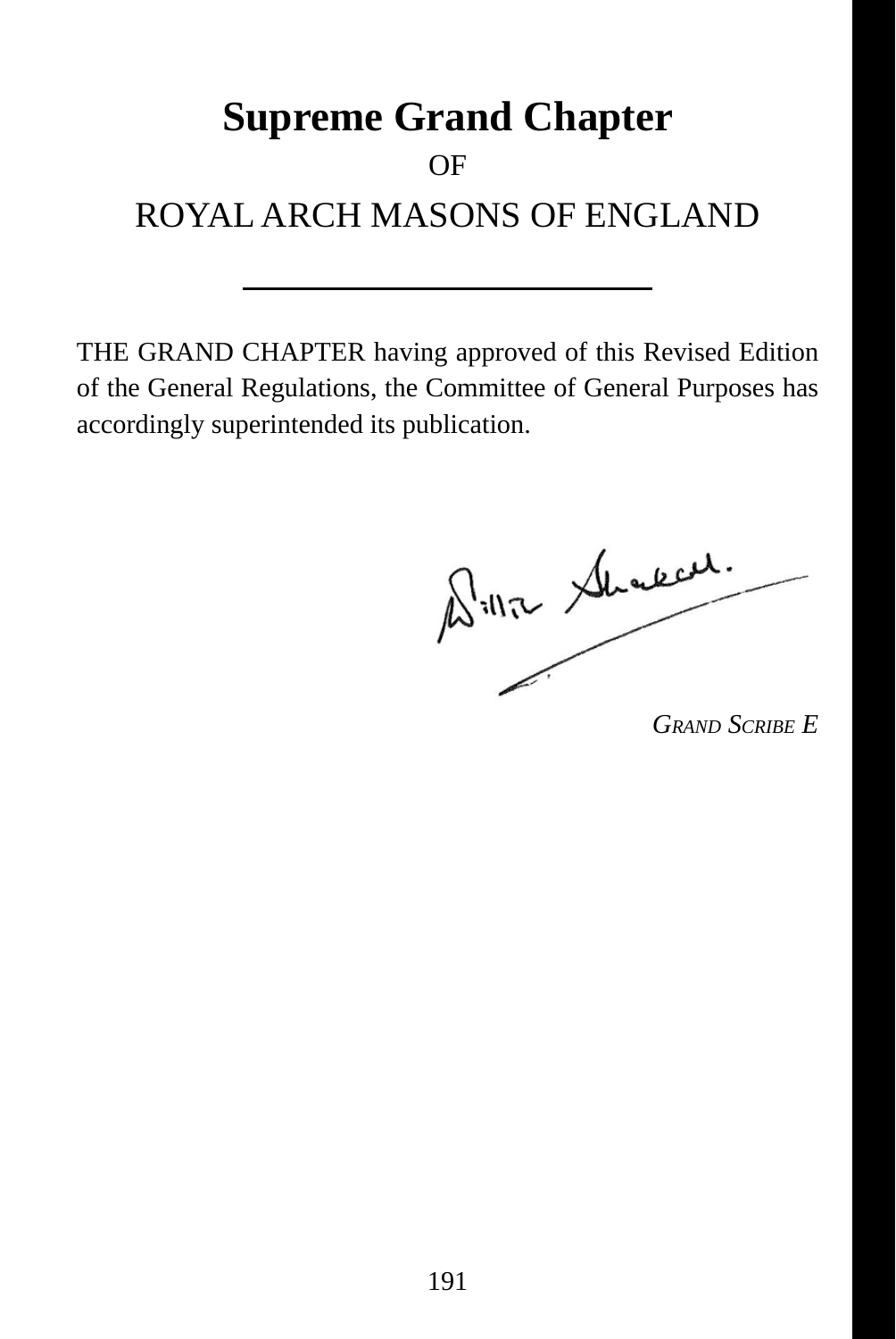# Supreme Grand Chapter

OF

## ROYAL ARCH MASONS OF ENGLAND

---

THE GRAND CHAPTER having approved of this Revised Edition of the General Regulations, the Committee of General Purposes has accordingly superintended its publication.

*GRAND SCRIBE E*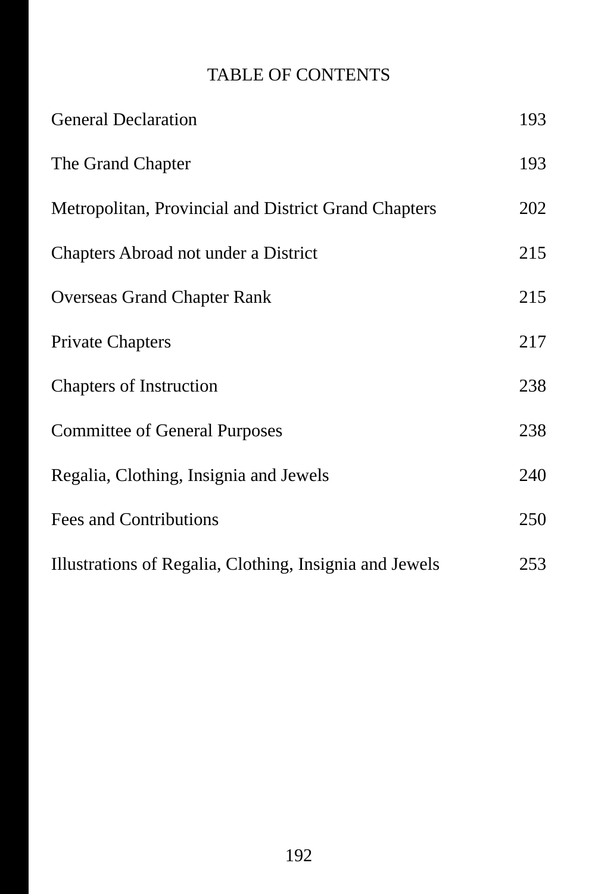# TABLE OF CONTENTS

| | |
|---|---|
| General Declaration | 193 |
| The Grand Chapter | 193 |
| Metropolitan, Provincial and District Grand Chapters | 202 |
| Chapters Abroad not under a District | 215 |
| Overseas Grand Chapter Rank | 215 |
| Private Chapters | 217 |
| Chapters of Instruction | 238 |
| Committee of General Purposes | 238 |
| Regalia, Clothing, Insignia and Jewels | 240 |
| Fees and Contributions | 250 |
| Illustrations of Regalia, Clothing, Insignia and Jewels | 253 |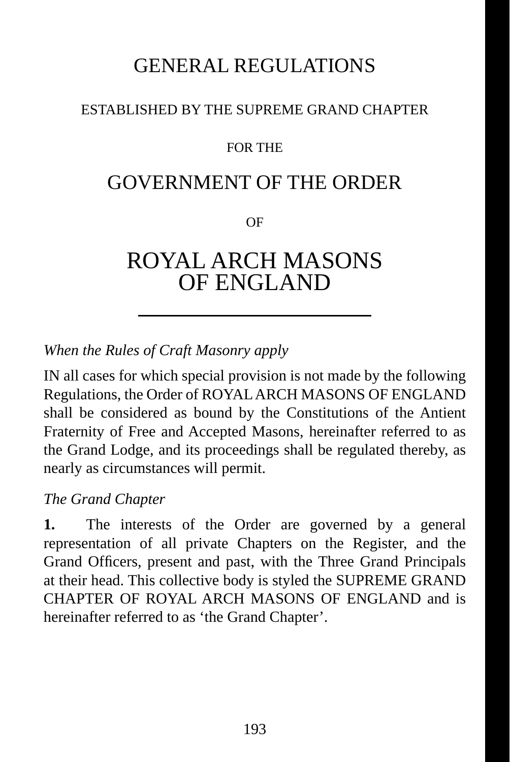# GENERAL REGULATIONS

ESTABLISHED BY THE SUPREME GRAND CHAPTER

FOR THE

## GOVERNMENT OF THE ORDER

OF

# ROYAL ARCH MASONS OF ENGLAND

---

*When the Rules of Craft Masonry apply*

IN all cases for which special provision is not made by the following Regulations, the Order of ROYAL ARCH MASONS OF ENGLAND shall be considered as bound by the Constitutions of the Antient Fraternity of Free and Accepted Masons, hereinafter referred to as the Grand Lodge, and its proceedings shall be regulated thereby, as nearly as circumstances will permit.

*The Grand Chapter*

**1.** The interests of the Order are governed by a general representation of all private Chapters on the Register, and the Grand Officers, present and past, with the Three Grand Principals at their head. This collective body is styled the SUPREME GRAND CHAPTER OF ROYAL ARCH MASONS OF ENGLAND and is hereinafter referred to as 'the Grand Chapter'.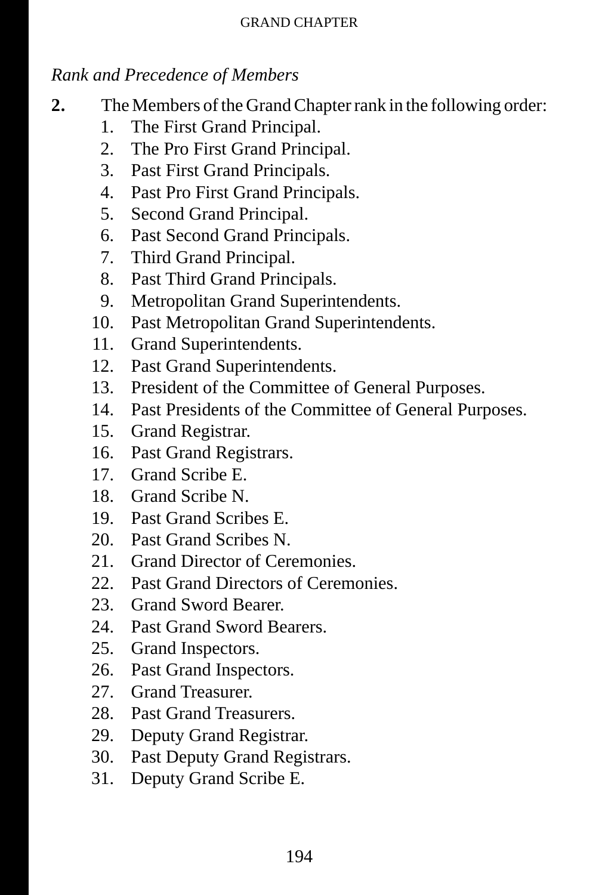*Rank and Precedence of Members*

**2.** The Members of the Grand Chapter rank in the following order:

1. The First Grand Principal.
2. The Pro First Grand Principal.
3. Past First Grand Principals.
4. Past Pro First Grand Principals.
5. Second Grand Principal.
6. Past Second Grand Principals.
7. Third Grand Principal.
8. Past Third Grand Principals.
9. Metropolitan Grand Superintendents.
10. Past Metropolitan Grand Superintendents.
11. Grand Superintendents.
12. Past Grand Superintendents.
13. President of the Committee of General Purposes.
14. Past Presidents of the Committee of General Purposes.
15. Grand Registrar.
16. Past Grand Registrars.
17. Grand Scribe E.
18. Grand Scribe N.
19. Past Grand Scribes E.
20. Past Grand Scribes N.
21. Grand Director of Ceremonies.
22. Past Grand Directors of Ceremonies.
23. Grand Sword Bearer.
24. Past Grand Sword Bearers.
25. Grand Inspectors.
26. Past Grand Inspectors.
27. Grand Treasurer.
28. Past Grand Treasurers.
29. Deputy Grand Registrar.
30. Past Deputy Grand Registrars.
31. Deputy Grand Scribe E.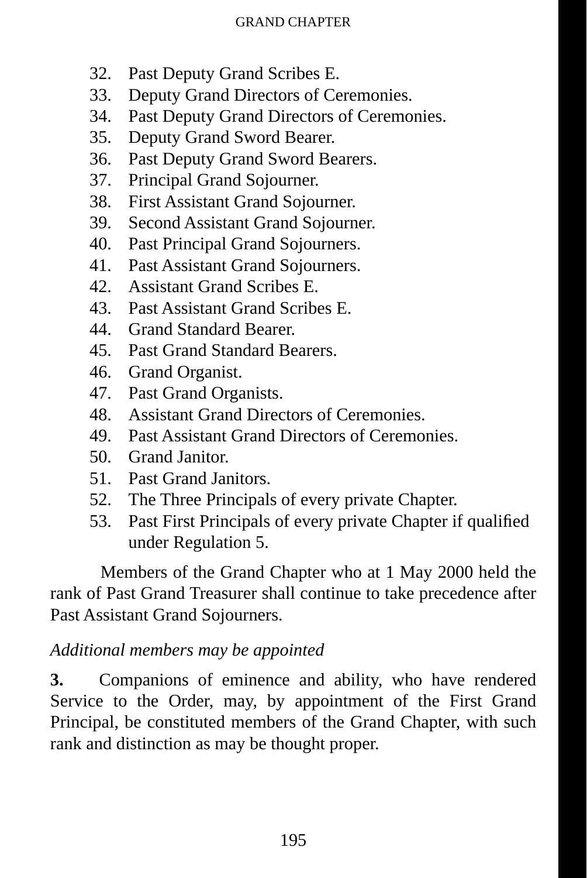32. Past Deputy Grand Scribes E.
33. Deputy Grand Directors of Ceremonies.
34. Past Deputy Grand Directors of Ceremonies.
35. Deputy Grand Sword Bearer.
36. Past Deputy Grand Sword Bearers.
37. Principal Grand Sojourner.
38. First Assistant Grand Sojourner.
39. Second Assistant Grand Sojourner.
40. Past Principal Grand Sojourners.
41. Past Assistant Grand Sojourners.
42. Assistant Grand Scribes E.
43. Past Assistant Grand Scribes E.
44. Grand Standard Bearer.
45. Past Grand Standard Bearers.
46. Grand Organist.
47. Past Grand Organists.
48. Assistant Grand Directors of Ceremonies.
49. Past Assistant Grand Directors of Ceremonies.
50. Grand Janitor.
51. Past Grand Janitors.
52. The Three Principals of every private Chapter.
53. Past First Principals of every private Chapter if qualified under Regulation 5.

Members of the Grand Chapter who at 1 May 2000 held the rank of Past Grand Treasurer shall continue to take precedence after Past Assistant Grand Sojourners.

*Additional members may be appointed*

**3.** Companions of eminence and ability, who have rendered Service to the Order, may, by appointment of the First Grand Principal, be constituted members of the Grand Chapter, with such rank and distinction as may be thought proper.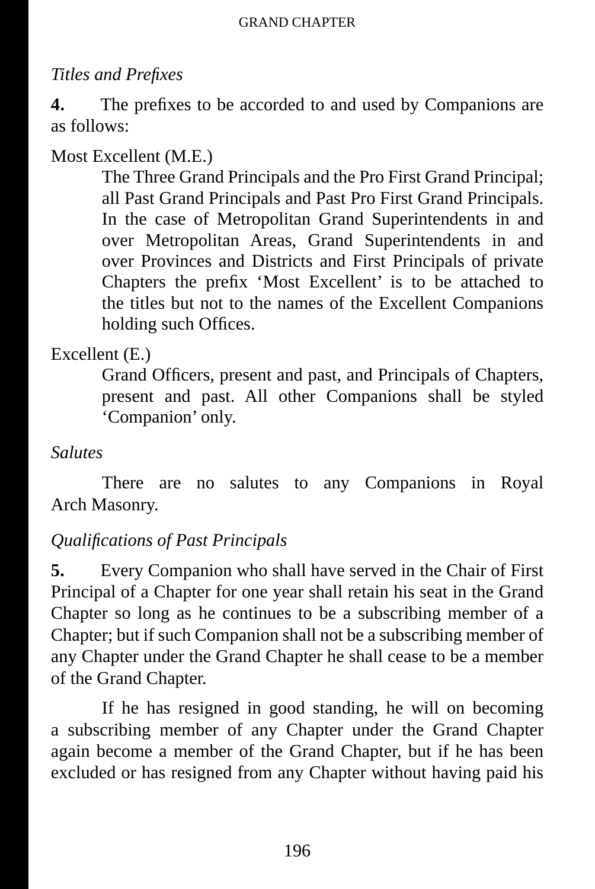*Titles and Prefixes*

**4.** The prefixes to be accorded to and used by Companions are as follows:

Most Excellent (M.E.)

> The Three Grand Principals and the Pro First Grand Principal; all Past Grand Principals and Past Pro First Grand Principals. In the case of Metropolitan Grand Superintendents in and over Metropolitan Areas, Grand Superintendents in and over Provinces and Districts and First Principals of private Chapters the prefix 'Most Excellent' is to be attached to the titles but not to the names of the Excellent Companions holding such Offices.

Excellent (E.)

> Grand Officers, present and past, and Principals of Chapters, present and past. All other Companions shall be styled 'Companion' only.

*Salutes*

There are no salutes to any Companions in Royal Arch Masonry.

*Qualifications of Past Principals*

**5.** Every Companion who shall have served in the Chair of First Principal of a Chapter for one year shall retain his seat in the Grand Chapter so long as he continues to be a subscribing member of a Chapter; but if such Companion shall not be a subscribing member of any Chapter under the Grand Chapter he shall cease to be a member of the Grand Chapter.

If he has resigned in good standing, he will on becoming a subscribing member of any Chapter under the Grand Chapter again become a member of the Grand Chapter, but if he has been excluded or has resigned from any Chapter without having paid his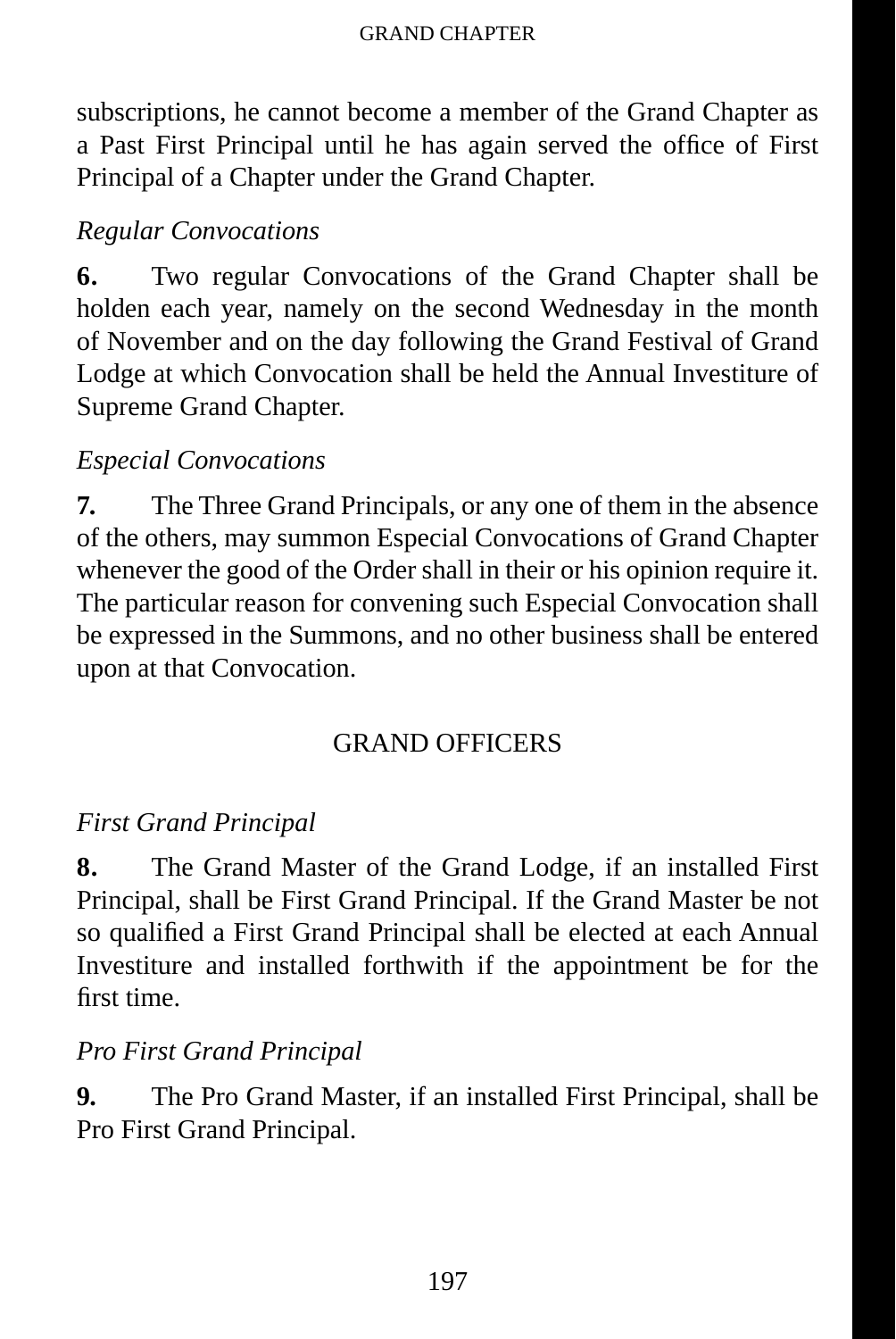subscriptions, he cannot become a member of the Grand Chapter as a Past First Principal until he has again served the office of First Principal of a Chapter under the Grand Chapter.

*Regular Convocations*

**6.** Two regular Convocations of the Grand Chapter shall be holden each year, namely on the second Wednesday in the month of November and on the day following the Grand Festival of Grand Lodge at which Convocation shall be held the Annual Investiture of Supreme Grand Chapter.

*Especial Convocations*

**7.** The Three Grand Principals, or any one of them in the absence of the others, may summon Especial Convocations of Grand Chapter whenever the good of the Order shall in their or his opinion require it. The particular reason for convening such Especial Convocation shall be expressed in the Summons, and no other business shall be entered upon at that Convocation.

## GRAND OFFICERS

*First Grand Principal*

**8.** The Grand Master of the Grand Lodge, if an installed First Principal, shall be First Grand Principal. If the Grand Master be not so qualified a First Grand Principal shall be elected at each Annual Investiture and installed forthwith if the appointment be for the first time.

*Pro First Grand Principal*

**9.** The Pro Grand Master, if an installed First Principal, shall be Pro First Grand Principal.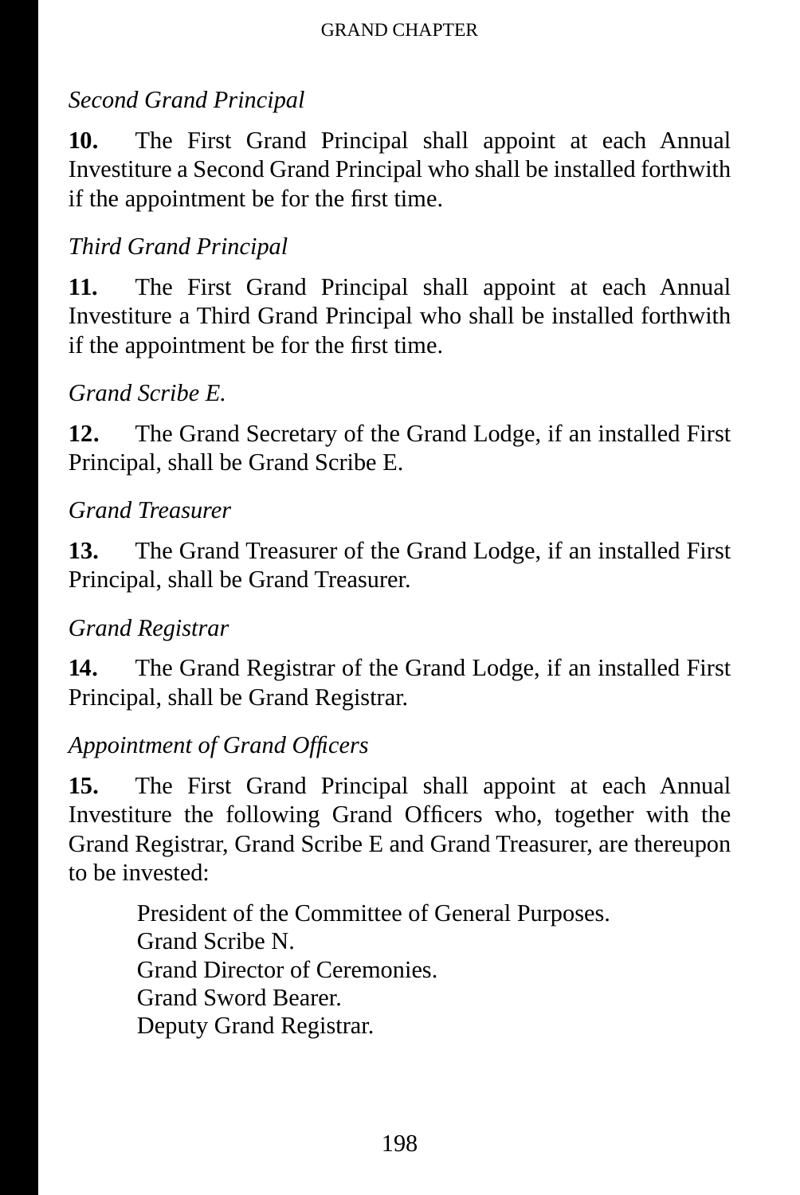*Second Grand Principal*

**10.** The First Grand Principal shall appoint at each Annual Investiture a Second Grand Principal who shall be installed forthwith if the appointment be for the first time.

*Third Grand Principal*

**11.** The First Grand Principal shall appoint at each Annual Investiture a Third Grand Principal who shall be installed forthwith if the appointment be for the first time.

*Grand Scribe E.*

**12.** The Grand Secretary of the Grand Lodge, if an installed First Principal, shall be Grand Scribe E.

*Grand Treasurer*

**13.** The Grand Treasurer of the Grand Lodge, if an installed First Principal, shall be Grand Treasurer.

*Grand Registrar*

**14.** The Grand Registrar of the Grand Lodge, if an installed First Principal, shall be Grand Registrar.

*Appointment of Grand Officers*

**15.** The First Grand Principal shall appoint at each Annual Investiture the following Grand Officers who, together with the Grand Registrar, Grand Scribe E and Grand Treasurer, are thereupon to be invested:

President of the Committee of General Purposes.
Grand Scribe N.
Grand Director of Ceremonies.
Grand Sword Bearer.
Deputy Grand Registrar.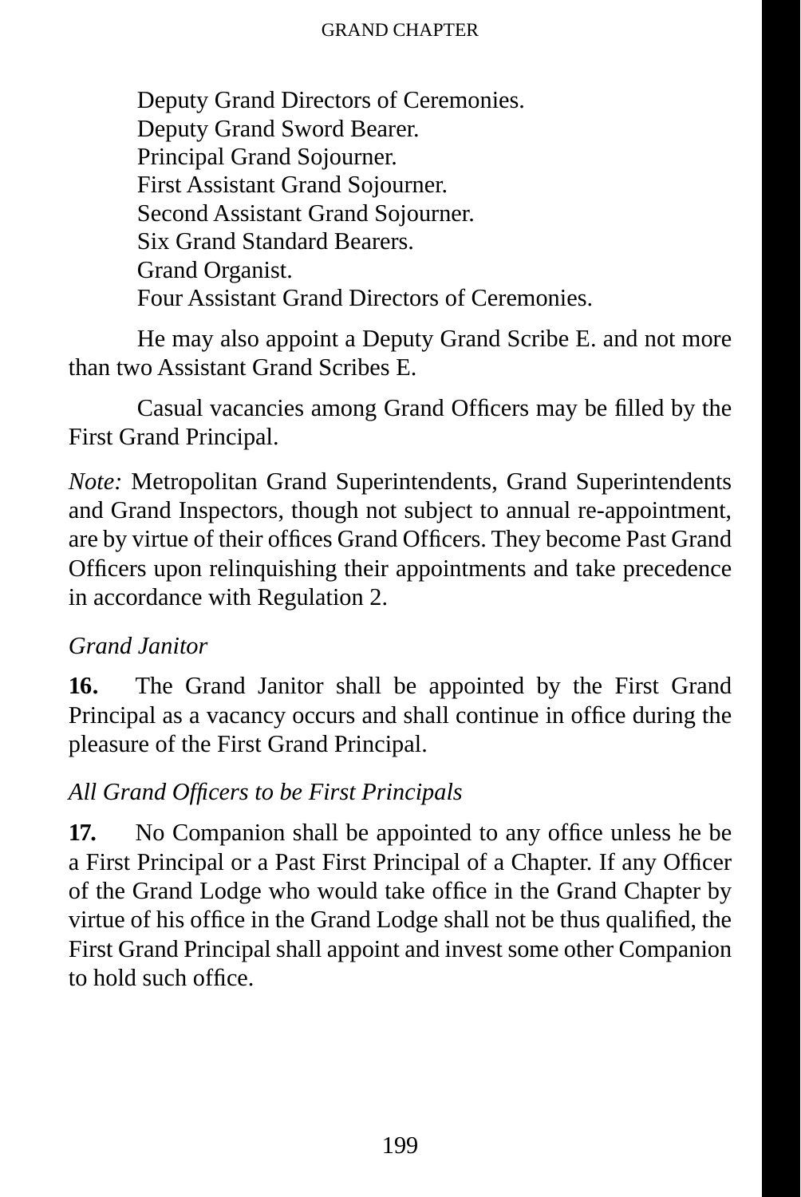Deputy Grand Directors of Ceremonies.
Deputy Grand Sword Bearer.
Principal Grand Sojourner.
First Assistant Grand Sojourner.
Second Assistant Grand Sojourner.
Six Grand Standard Bearers.
Grand Organist.
Four Assistant Grand Directors of Ceremonies.

He may also appoint a Deputy Grand Scribe E. and not more than two Assistant Grand Scribes E.

Casual vacancies among Grand Officers may be filled by the First Grand Principal.

*Note:* Metropolitan Grand Superintendents, Grand Superintendents and Grand Inspectors, though not subject to annual re-appointment, are by virtue of their offices Grand Officers. They become Past Grand Officers upon relinquishing their appointments and take precedence in accordance with Regulation 2.

*Grand Janitor*

**16.** The Grand Janitor shall be appointed by the First Grand Principal as a vacancy occurs and shall continue in office during the pleasure of the First Grand Principal.

*All Grand Officers to be First Principals*

**17.** No Companion shall be appointed to any office unless he be a First Principal or a Past First Principal of a Chapter. If any Officer of the Grand Lodge who would take office in the Grand Chapter by virtue of his office in the Grand Lodge shall not be thus qualified, the First Grand Principal shall appoint and invest some other Companion to hold such office.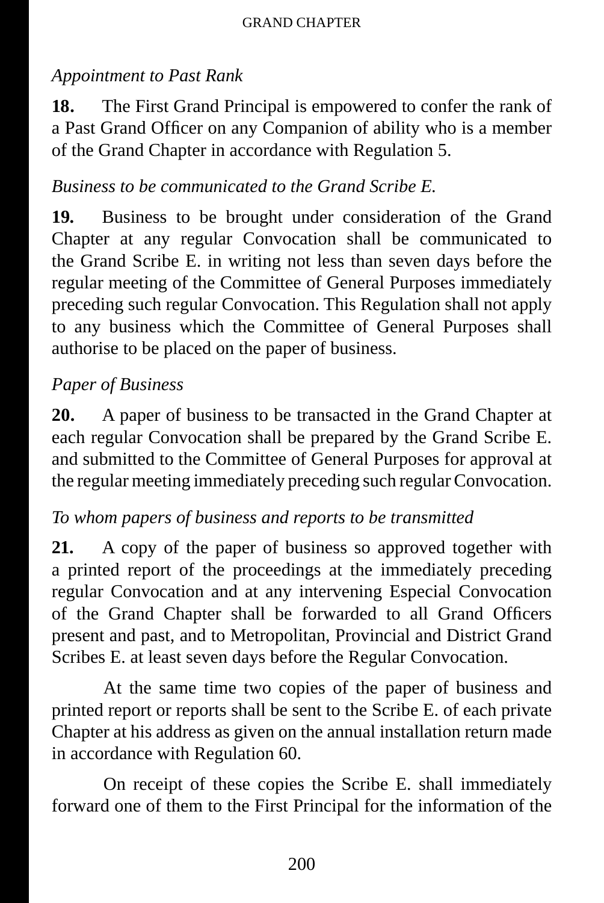*Appointment to Past Rank*

**18.** The First Grand Principal is empowered to confer the rank of a Past Grand Officer on any Companion of ability who is a member of the Grand Chapter in accordance with Regulation 5.

*Business to be communicated to the Grand Scribe E.*

**19.** Business to be brought under consideration of the Grand Chapter at any regular Convocation shall be communicated to the Grand Scribe E. in writing not less than seven days before the regular meeting of the Committee of General Purposes immediately preceding such regular Convocation. This Regulation shall not apply to any business which the Committee of General Purposes shall authorise to be placed on the paper of business.

*Paper of Business*

**20.** A paper of business to be transacted in the Grand Chapter at each regular Convocation shall be prepared by the Grand Scribe E. and submitted to the Committee of General Purposes for approval at the regular meeting immediately preceding such regular Convocation.

*To whom papers of business and reports to be transmitted*

**21.** A copy of the paper of business so approved together with a printed report of the proceedings at the immediately preceding regular Convocation and at any intervening Especial Convocation of the Grand Chapter shall be forwarded to all Grand Officers present and past, and to Metropolitan, Provincial and District Grand Scribes E. at least seven days before the Regular Convocation.

At the same time two copies of the paper of business and printed report or reports shall be sent to the Scribe E. of each private Chapter at his address as given on the annual installation return made in accordance with Regulation 60.

On receipt of these copies the Scribe E. shall immediately forward one of them to the First Principal for the information of the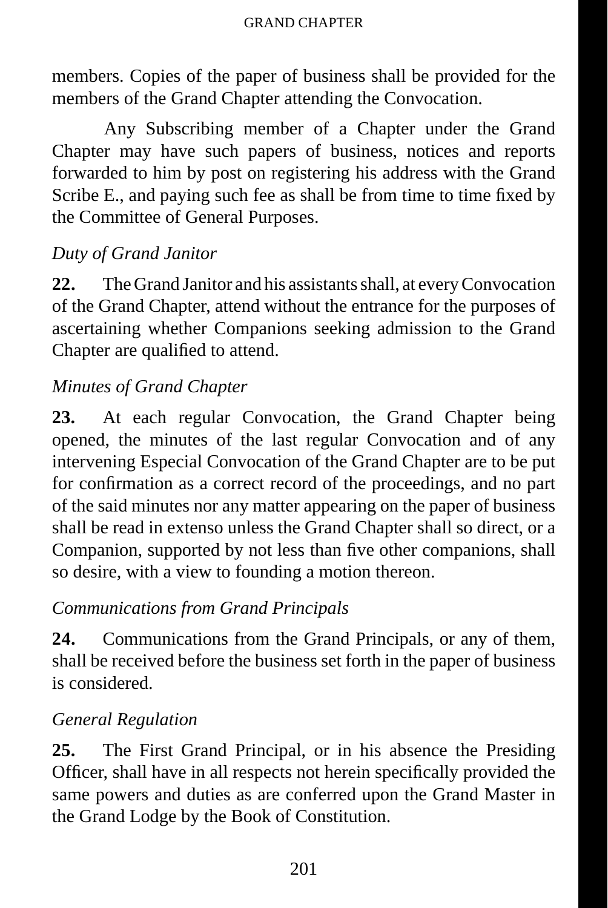members. Copies of the paper of business shall be provided for the members of the Grand Chapter attending the Convocation.

Any Subscribing member of a Chapter under the Grand Chapter may have such papers of business, notices and reports forwarded to him by post on registering his address with the Grand Scribe E., and paying such fee as shall be from time to time fixed by the Committee of General Purposes.

*Duty of Grand Janitor*

**22.** The Grand Janitor and his assistants shall, at every Convocation of the Grand Chapter, attend without the entrance for the purposes of ascertaining whether Companions seeking admission to the Grand Chapter are qualified to attend.

*Minutes of Grand Chapter*

**23.** At each regular Convocation, the Grand Chapter being opened, the minutes of the last regular Convocation and of any intervening Especial Convocation of the Grand Chapter are to be put for confirmation as a correct record of the proceedings, and no part of the said minutes nor any matter appearing on the paper of business shall be read in extenso unless the Grand Chapter shall so direct, or a Companion, supported by not less than five other companions, shall so desire, with a view to founding a motion thereon.

*Communications from Grand Principals*

**24.** Communications from the Grand Principals, or any of them, shall be received before the business set forth in the paper of business is considered.

*General Regulation*

**25.** The First Grand Principal, or in his absence the Presiding Officer, shall have in all respects not herein specifically provided the same powers and duties as are conferred upon the Grand Master in the Grand Lodge by the Book of Constitution.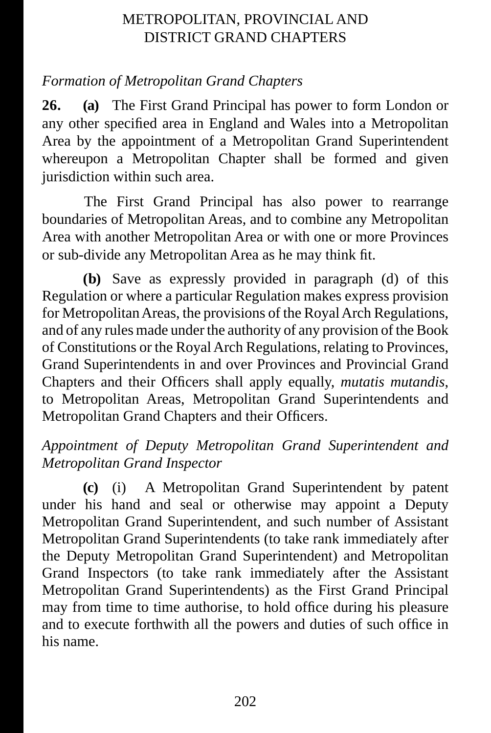## METROPOLITAN, PROVINCIAL AND DISTRICT GRAND CHAPTERS

*Formation of Metropolitan Grand Chapters*

**26. (a)** The First Grand Principal has power to form London or any other specified area in England and Wales into a Metropolitan Area by the appointment of a Metropolitan Grand Superintendent whereupon a Metropolitan Chapter shall be formed and given jurisdiction within such area.

The First Grand Principal has also power to rearrange boundaries of Metropolitan Areas, and to combine any Metropolitan Area with another Metropolitan Area or with one or more Provinces or sub-divide any Metropolitan Area as he may think fit.

**(b)** Save as expressly provided in paragraph (d) of this Regulation or where a particular Regulation makes express provision for Metropolitan Areas, the provisions of the Royal Arch Regulations, and of any rules made under the authority of any provision of the Book of Constitutions or the Royal Arch Regulations, relating to Provinces, Grand Superintendents in and over Provinces and Provincial Grand Chapters and their Officers shall apply equally, *mutatis mutandis*, to Metropolitan Areas, Metropolitan Grand Superintendents and Metropolitan Grand Chapters and their Officers.

*Appointment of Deputy Metropolitan Grand Superintendent and Metropolitan Grand Inspector*

**(c)** (i) A Metropolitan Grand Superintendent by patent under his hand and seal or otherwise may appoint a Deputy Metropolitan Grand Superintendent, and such number of Assistant Metropolitan Grand Superintendents (to take rank immediately after the Deputy Metropolitan Grand Superintendent) and Metropolitan Grand Inspectors (to take rank immediately after the Assistant Metropolitan Grand Superintendents) as the First Grand Principal may from time to time authorise, to hold office during his pleasure and to execute forthwith all the powers and duties of such office in his name.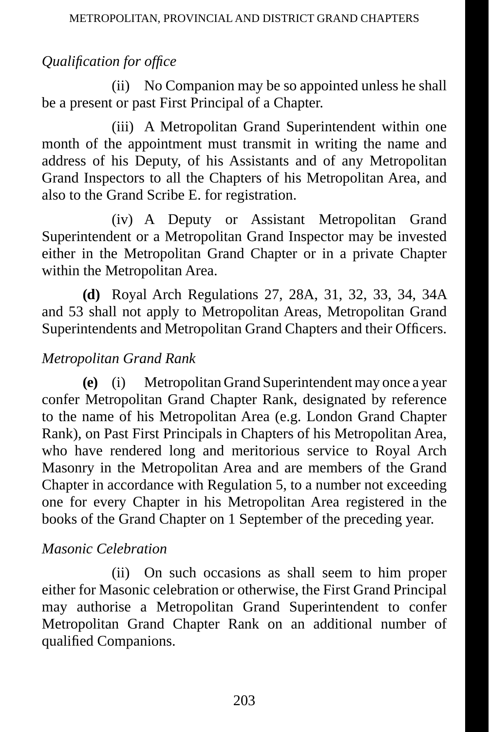*Qualification for office*

(ii) No Companion may be so appointed unless he shall be a present or past First Principal of a Chapter.

(iii) A Metropolitan Grand Superintendent within one month of the appointment must transmit in writing the name and address of his Deputy, of his Assistants and of any Metropolitan Grand Inspectors to all the Chapters of his Metropolitan Area, and also to the Grand Scribe E. for registration.

(iv) A Deputy or Assistant Metropolitan Grand Superintendent or a Metropolitan Grand Inspector may be invested either in the Metropolitan Grand Chapter or in a private Chapter within the Metropolitan Area.

**(d)** Royal Arch Regulations 27, 28A, 31, 32, 33, 34, 34A and 53 shall not apply to Metropolitan Areas, Metropolitan Grand Superintendents and Metropolitan Grand Chapters and their Officers.

*Metropolitan Grand Rank*

**(e)** (i) Metropolitan Grand Superintendent may once a year confer Metropolitan Grand Chapter Rank, designated by reference to the name of his Metropolitan Area (e.g. London Grand Chapter Rank), on Past First Principals in Chapters of his Metropolitan Area, who have rendered long and meritorious service to Royal Arch Masonry in the Metropolitan Area and are members of the Grand Chapter in accordance with Regulation 5, to a number not exceeding one for every Chapter in his Metropolitan Area registered in the books of the Grand Chapter on 1 September of the preceding year.

*Masonic Celebration*

(ii) On such occasions as shall seem to him proper either for Masonic celebration or otherwise, the First Grand Principal may authorise a Metropolitan Grand Superintendent to confer Metropolitan Grand Chapter Rank on an additional number of qualified Companions.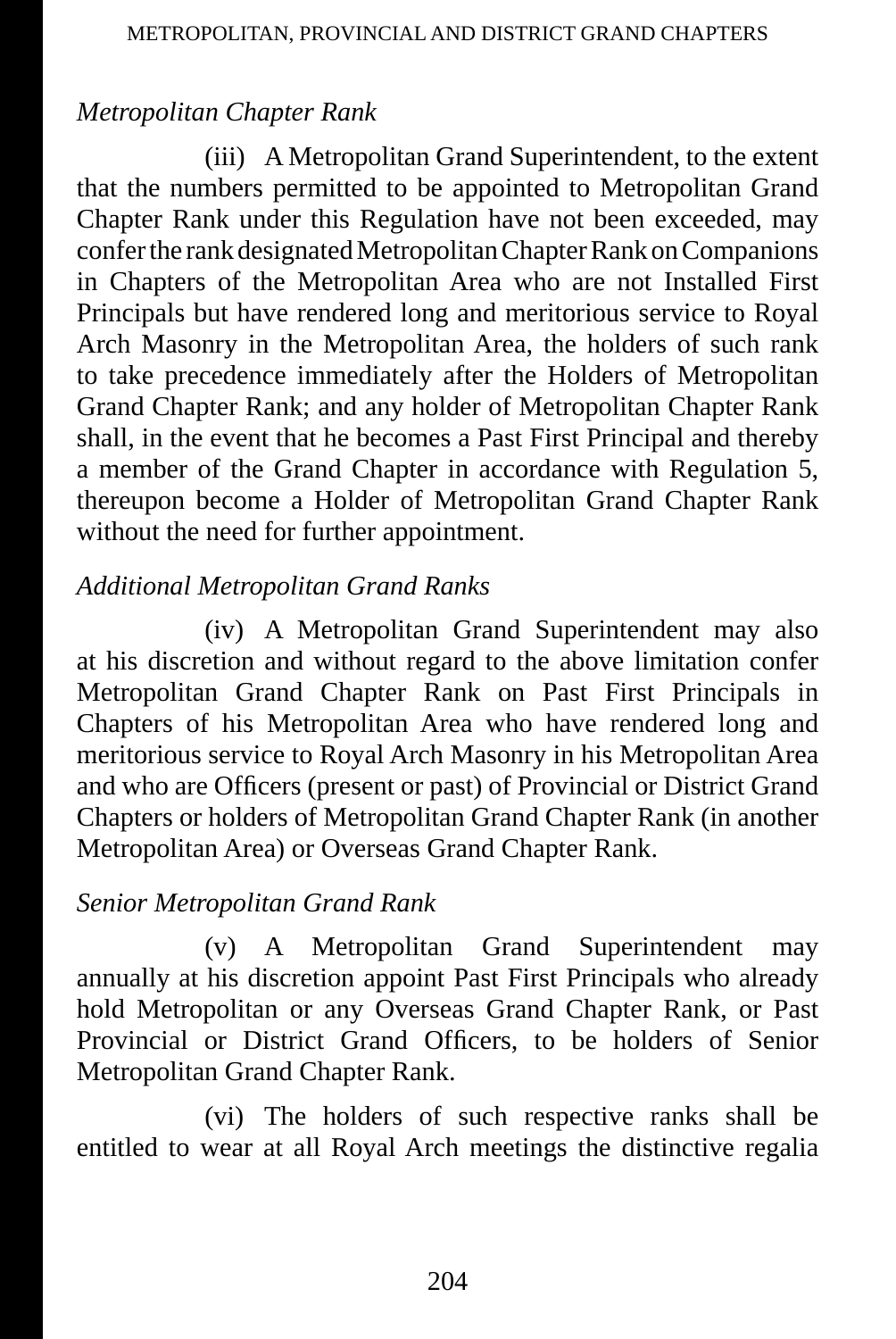*Metropolitan Chapter Rank*

(iii) A Metropolitan Grand Superintendent, to the extent that the numbers permitted to be appointed to Metropolitan Grand Chapter Rank under this Regulation have not been exceeded, may confer the rank designated Metropolitan Chapter Rank on Companions in Chapters of the Metropolitan Area who are not Installed First Principals but have rendered long and meritorious service to Royal Arch Masonry in the Metropolitan Area, the holders of such rank to take precedence immediately after the Holders of Metropolitan Grand Chapter Rank; and any holder of Metropolitan Chapter Rank shall, in the event that he becomes a Past First Principal and thereby a member of the Grand Chapter in accordance with Regulation 5, thereupon become a Holder of Metropolitan Grand Chapter Rank without the need for further appointment.

*Additional Metropolitan Grand Ranks*

(iv) A Metropolitan Grand Superintendent may also at his discretion and without regard to the above limitation confer Metropolitan Grand Chapter Rank on Past First Principals in Chapters of his Metropolitan Area who have rendered long and meritorious service to Royal Arch Masonry in his Metropolitan Area and who are Officers (present or past) of Provincial or District Grand Chapters or holders of Metropolitan Grand Chapter Rank (in another Metropolitan Area) or Overseas Grand Chapter Rank.

*Senior Metropolitan Grand Rank*

(v) A Metropolitan Grand Superintendent may annually at his discretion appoint Past First Principals who already hold Metropolitan or any Overseas Grand Chapter Rank, or Past Provincial or District Grand Officers, to be holders of Senior Metropolitan Grand Chapter Rank.

(vi) The holders of such respective ranks shall be entitled to wear at all Royal Arch meetings the distinctive regalia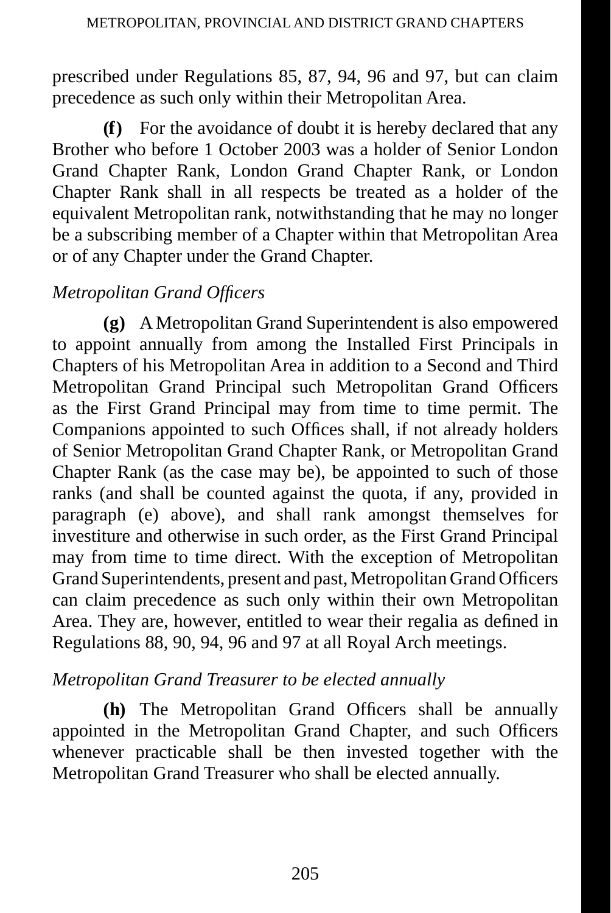prescribed under Regulations 85, 87, 94, 96 and 97, but can claim precedence as such only within their Metropolitan Area.

**(f)** For the avoidance of doubt it is hereby declared that any Brother who before 1 October 2003 was a holder of Senior London Grand Chapter Rank, London Grand Chapter Rank, or London Chapter Rank shall in all respects be treated as a holder of the equivalent Metropolitan rank, notwithstanding that he may no longer be a subscribing member of a Chapter within that Metropolitan Area or of any Chapter under the Grand Chapter.

*Metropolitan Grand Officers*

**(g)** A Metropolitan Grand Superintendent is also empowered to appoint annually from among the Installed First Principals in Chapters of his Metropolitan Area in addition to a Second and Third Metropolitan Grand Principal such Metropolitan Grand Officers as the First Grand Principal may from time to time permit. The Companions appointed to such Offices shall, if not already holders of Senior Metropolitan Grand Chapter Rank, or Metropolitan Grand Chapter Rank (as the case may be), be appointed to such of those ranks (and shall be counted against the quota, if any, provided in paragraph (e) above), and shall rank amongst themselves for investiture and otherwise in such order, as the First Grand Principal may from time to time direct. With the exception of Metropolitan Grand Superintendents, present and past, Metropolitan Grand Officers can claim precedence as such only within their own Metropolitan Area. They are, however, entitled to wear their regalia as defined in Regulations 88, 90, 94, 96 and 97 at all Royal Arch meetings.

*Metropolitan Grand Treasurer to be elected annually*

**(h)** The Metropolitan Grand Officers shall be annually appointed in the Metropolitan Grand Chapter, and such Officers whenever practicable shall be then invested together with the Metropolitan Grand Treasurer who shall be elected annually.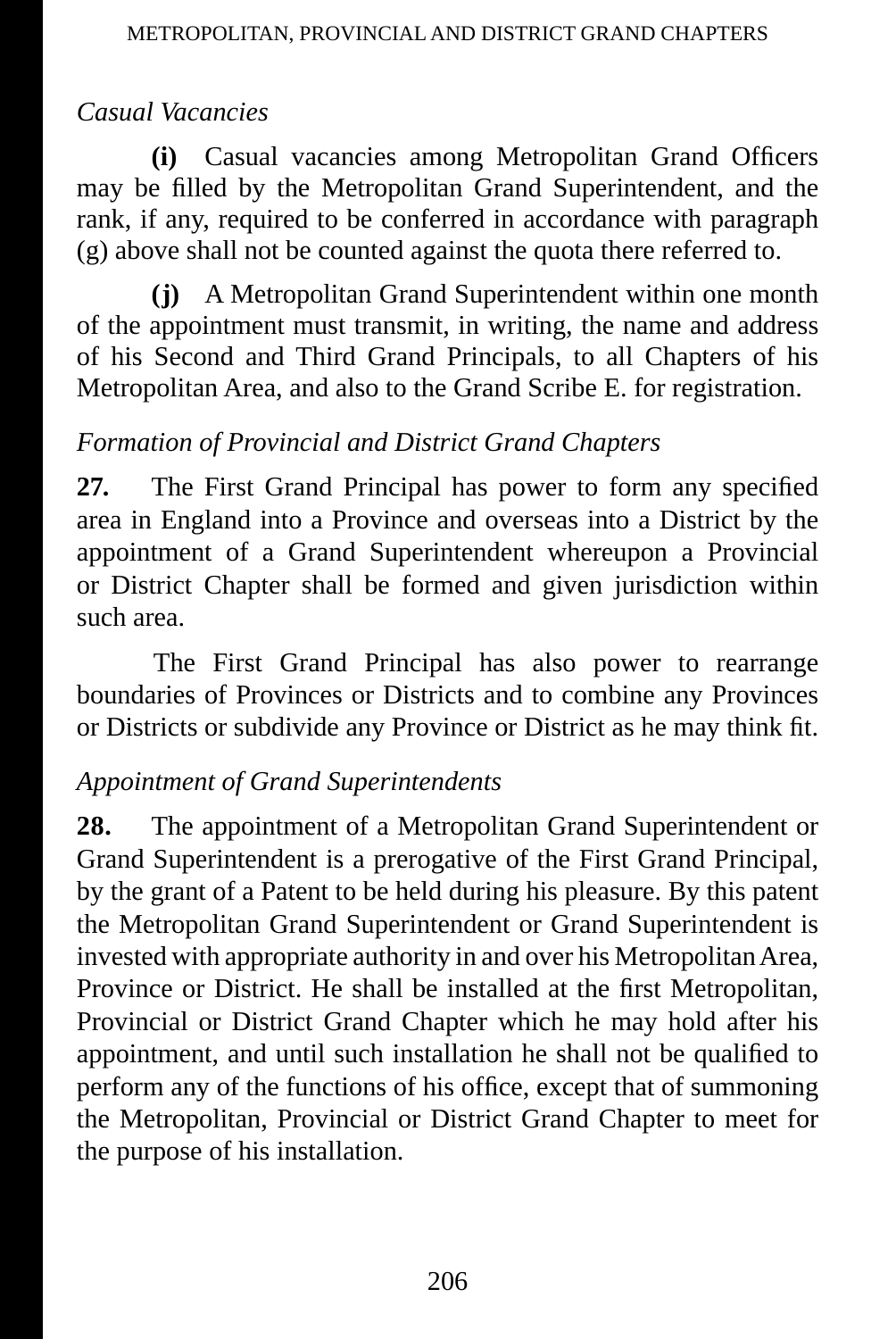*Casual Vacancies*

**(i)** Casual vacancies among Metropolitan Grand Officers may be filled by the Metropolitan Grand Superintendent, and the rank, if any, required to be conferred in accordance with paragraph (g) above shall not be counted against the quota there referred to.

**(j)** A Metropolitan Grand Superintendent within one month of the appointment must transmit, in writing, the name and address of his Second and Third Grand Principals, to all Chapters of his Metropolitan Area, and also to the Grand Scribe E. for registration.

*Formation of Provincial and District Grand Chapters*

**27.** The First Grand Principal has power to form any specified area in England into a Province and overseas into a District by the appointment of a Grand Superintendent whereupon a Provincial or District Chapter shall be formed and given jurisdiction within such area.

The First Grand Principal has also power to rearrange boundaries of Provinces or Districts and to combine any Provinces or Districts or subdivide any Province or District as he may think fit.

*Appointment of Grand Superintendents*

**28.** The appointment of a Metropolitan Grand Superintendent or Grand Superintendent is a prerogative of the First Grand Principal, by the grant of a Patent to be held during his pleasure. By this patent the Metropolitan Grand Superintendent or Grand Superintendent is invested with appropriate authority in and over his Metropolitan Area, Province or District. He shall be installed at the first Metropolitan, Provincial or District Grand Chapter which he may hold after his appointment, and until such installation he shall not be qualified to perform any of the functions of his office, except that of summoning the Metropolitan, Provincial or District Grand Chapter to meet for the purpose of his installation.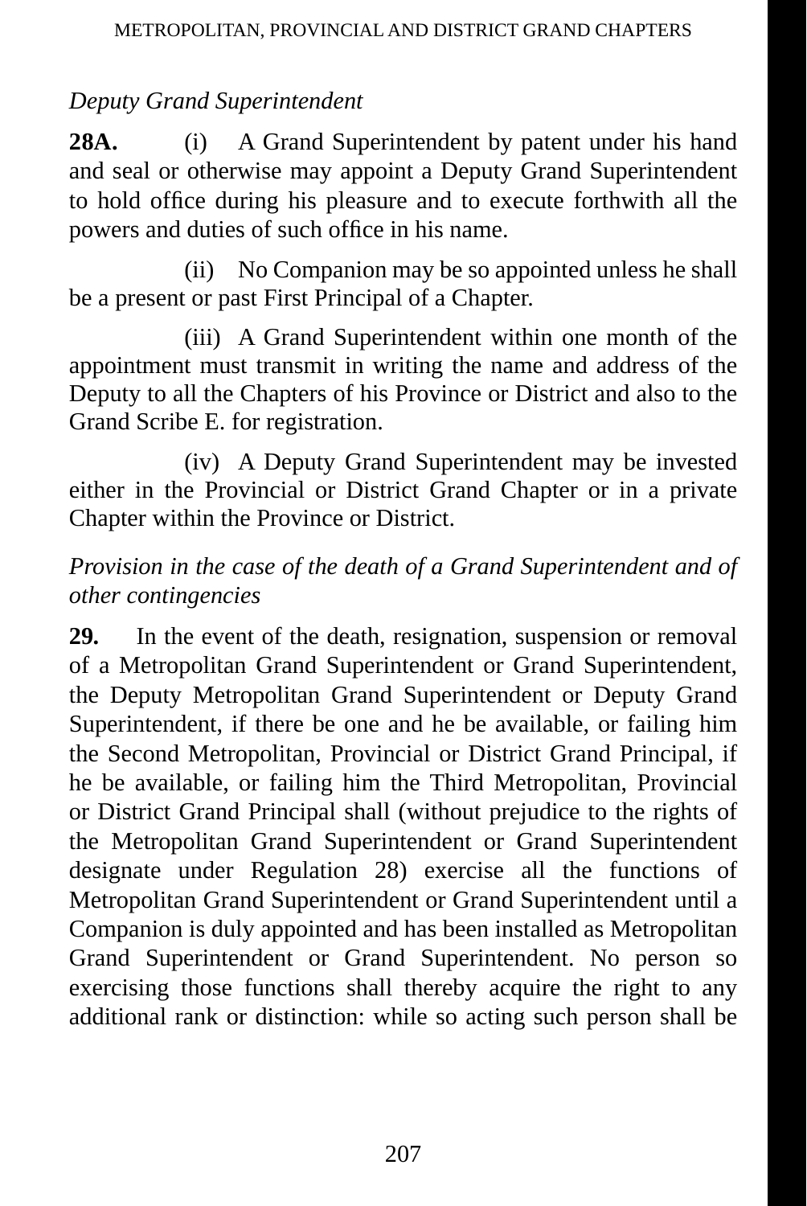*Deputy Grand Superintendent*

**28A.** (i) A Grand Superintendent by patent under his hand and seal or otherwise may appoint a Deputy Grand Superintendent to hold office during his pleasure and to execute forthwith all the powers and duties of such office in his name.

(ii) No Companion may be so appointed unless he shall be a present or past First Principal of a Chapter.

(iii) A Grand Superintendent within one month of the appointment must transmit in writing the name and address of the Deputy to all the Chapters of his Province or District and also to the Grand Scribe E. for registration.

(iv) A Deputy Grand Superintendent may be invested either in the Provincial or District Grand Chapter or in a private Chapter within the Province or District.

*Provision in the case of the death of a Grand Superintendent and of other contingencies*

**29.** In the event of the death, resignation, suspension or removal of a Metropolitan Grand Superintendent or Grand Superintendent, the Deputy Metropolitan Grand Superintendent or Deputy Grand Superintendent, if there be one and he be available, or failing him the Second Metropolitan, Provincial or District Grand Principal, if he be available, or failing him the Third Metropolitan, Provincial or District Grand Principal shall (without prejudice to the rights of the Metropolitan Grand Superintendent or Grand Superintendent designate under Regulation 28) exercise all the functions of Metropolitan Grand Superintendent or Grand Superintendent until a Companion is duly appointed and has been installed as Metropolitan Grand Superintendent or Grand Superintendent. No person so exercising those functions shall thereby acquire the right to any additional rank or distinction: while so acting such person shall be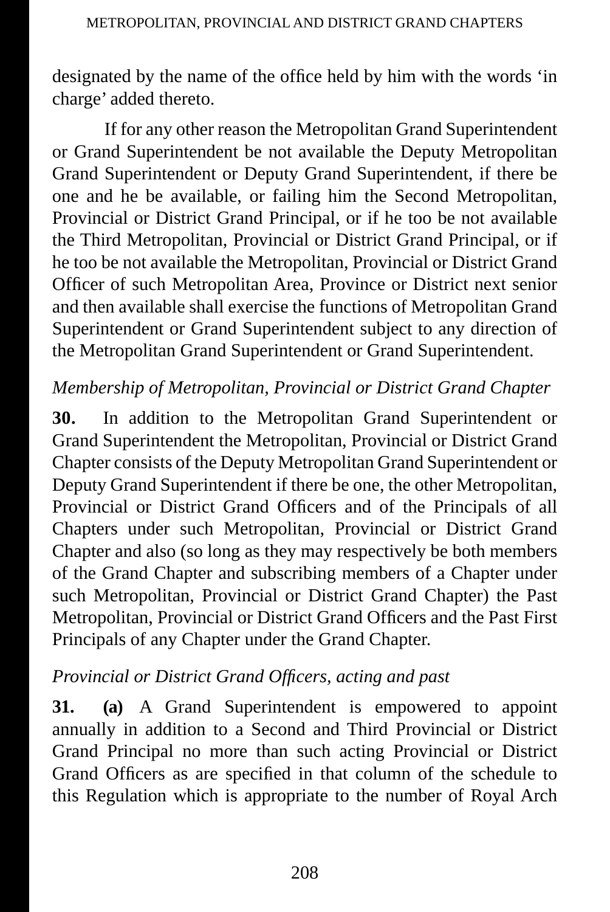designated by the name of the office held by him with the words 'in charge' added thereto.

If for any other reason the Metropolitan Grand Superintendent or Grand Superintendent be not available the Deputy Metropolitan Grand Superintendent or Deputy Grand Superintendent, if there be one and he be available, or failing him the Second Metropolitan, Provincial or District Grand Principal, or if he too be not available the Third Metropolitan, Provincial or District Grand Principal, or if he too be not available the Metropolitan, Provincial or District Grand Officer of such Metropolitan Area, Province or District next senior and then available shall exercise the functions of Metropolitan Grand Superintendent or Grand Superintendent subject to any direction of the Metropolitan Grand Superintendent or Grand Superintendent.

*Membership of Metropolitan, Provincial or District Grand Chapter*

**30.** In addition to the Metropolitan Grand Superintendent or Grand Superintendent the Metropolitan, Provincial or District Grand Chapter consists of the Deputy Metropolitan Grand Superintendent or Deputy Grand Superintendent if there be one, the other Metropolitan, Provincial or District Grand Officers and of the Principals of all Chapters under such Metropolitan, Provincial or District Grand Chapter and also (so long as they may respectively be both members of the Grand Chapter and subscribing members of a Chapter under such Metropolitan, Provincial or District Grand Chapter) the Past Metropolitan, Provincial or District Grand Officers and the Past First Principals of any Chapter under the Grand Chapter.

*Provincial or District Grand Officers, acting and past*

**31.** **(a)** A Grand Superintendent is empowered to appoint annually in addition to a Second and Third Provincial or District Grand Principal no more than such acting Provincial or District Grand Officers as are specified in that column of the schedule to this Regulation which is appropriate to the number of Royal Arch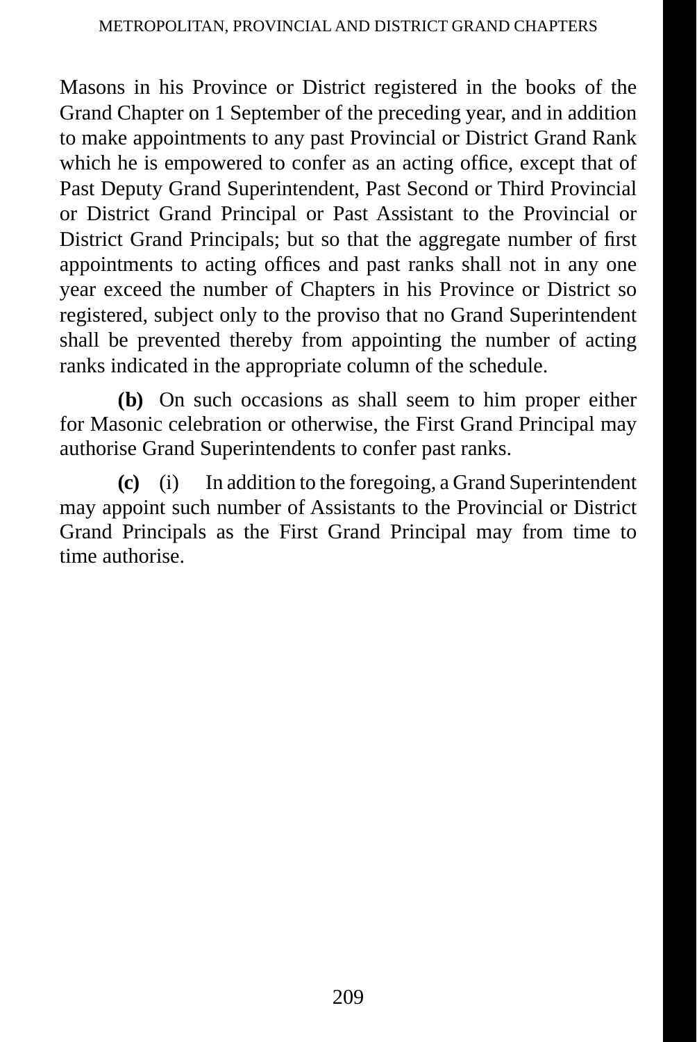Masons in his Province or District registered in the books of the Grand Chapter on 1 September of the preceding year, and in addition to make appointments to any past Provincial or District Grand Rank which he is empowered to confer as an acting office, except that of Past Deputy Grand Superintendent, Past Second or Third Provincial or District Grand Principal or Past Assistant to the Provincial or District Grand Principals; but so that the aggregate number of first appointments to acting offices and past ranks shall not in any one year exceed the number of Chapters in his Province or District so registered, subject only to the proviso that no Grand Superintendent shall be prevented thereby from appointing the number of acting ranks indicated in the appropriate column of the schedule.

**(b)** On such occasions as shall seem to him proper either for Masonic celebration or otherwise, the First Grand Principal may authorise Grand Superintendents to confer past ranks.

**(c)** (i) In addition to the foregoing, a Grand Superintendent may appoint such number of Assistants to the Provincial or District Grand Principals as the First Grand Principal may from time to time authorise.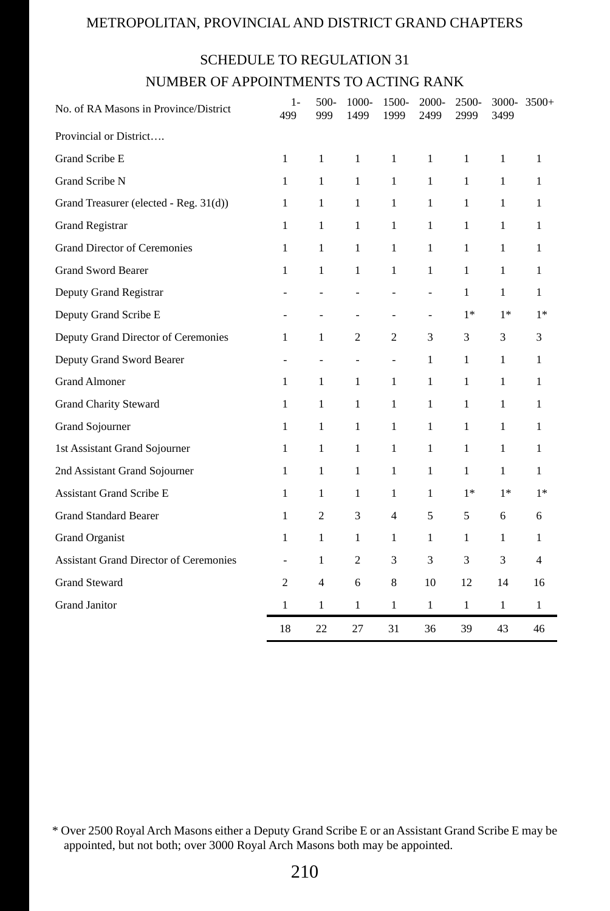METROPOLITAN, PROVINCIAL AND DISTRICT GRAND CHAPTERS

## SCHEDULE TO REGULATION 31

## NUMBER OF APPOINTMENTS TO ACTING RANK

| No. of RA Masons in Province/District | 1-499 | 500-999 | 1000-1499 | 1500-1999 | 2000-2499 | 2500-2999 | 3000-3499 | 3500+ |
|---|---|---|---|---|---|---|---|---|
| Provincial or District…. | | | | | | | | |
| Grand Scribe E | 1 | 1 | 1 | 1 | 1 | 1 | 1 | 1 |
| Grand Scribe N | 1 | 1 | 1 | 1 | 1 | 1 | 1 | 1 |
| Grand Treasurer (elected - Reg. 31(d)) | 1 | 1 | 1 | 1 | 1 | 1 | 1 | 1 |
| Grand Registrar | 1 | 1 | 1 | 1 | 1 | 1 | 1 | 1 |
| Grand Director of Ceremonies | 1 | 1 | 1 | 1 | 1 | 1 | 1 | 1 |
| Grand Sword Bearer | 1 | 1 | 1 | 1 | 1 | 1 | 1 | 1 |
| Deputy Grand Registrar | - | - | - | - | - | 1 | 1 | 1 |
| Deputy Grand Scribe E | - | - | - | - | - | 1* | 1* | 1* |
| Deputy Grand Director of Ceremonies | 1 | 1 | 2 | 2 | 3 | 3 | 3 | 3 |
| Deputy Grand Sword Bearer | - | - | - | - | 1 | 1 | 1 | 1 |
| Grand Almoner | 1 | 1 | 1 | 1 | 1 | 1 | 1 | 1 |
| Grand Charity Steward | 1 | 1 | 1 | 1 | 1 | 1 | 1 | 1 |
| Grand Sojourner | 1 | 1 | 1 | 1 | 1 | 1 | 1 | 1 |
| 1st Assistant Grand Sojourner | 1 | 1 | 1 | 1 | 1 | 1 | 1 | 1 |
| 2nd Assistant Grand Sojourner | 1 | 1 | 1 | 1 | 1 | 1 | 1 | 1 |
| Assistant Grand Scribe E | 1 | 1 | 1 | 1 | 1 | 1* | 1* | 1* |
| Grand Standard Bearer | 1 | 2 | 3 | 4 | 5 | 5 | 6 | 6 |
| Grand Organist | 1 | 1 | 1 | 1 | 1 | 1 | 1 | 1 |
| Assistant Grand Director of Ceremonies | - | 1 | 2 | 3 | 3 | 3 | 3 | 4 |
| Grand Steward | 2 | 4 | 6 | 8 | 10 | 12 | 14 | 16 |
| Grand Janitor | 1 | 1 | 1 | 1 | 1 | 1 | 1 | 1 |
| | 18 | 22 | 27 | 31 | 36 | 39 | 43 | 46 |

\* Over 2500 Royal Arch Masons either a Deputy Grand Scribe E or an Assistant Grand Scribe E may be appointed, but not both; over 3000 Royal Arch Masons both may be appointed.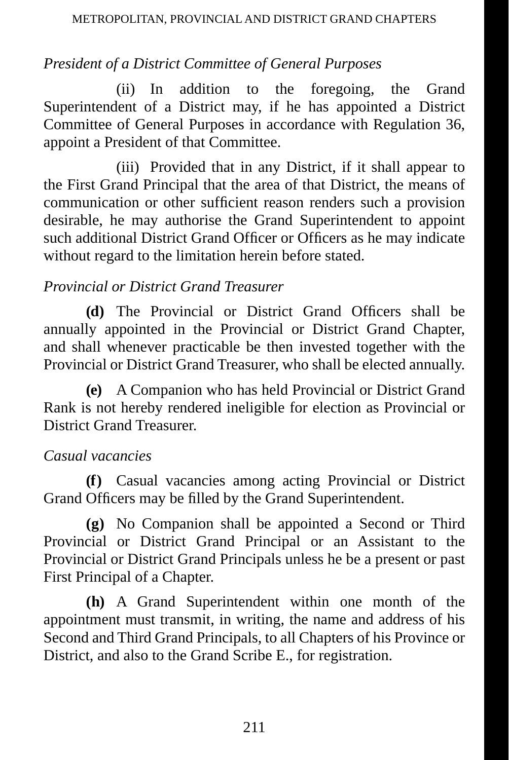*President of a District Committee of General Purposes*

(ii) In addition to the foregoing, the Grand Superintendent of a District may, if he has appointed a District Committee of General Purposes in accordance with Regulation 36, appoint a President of that Committee.

(iii) Provided that in any District, if it shall appear to the First Grand Principal that the area of that District, the means of communication or other sufficient reason renders such a provision desirable, he may authorise the Grand Superintendent to appoint such additional District Grand Officer or Officers as he may indicate without regard to the limitation herein before stated.

*Provincial or District Grand Treasurer*

**(d)** The Provincial or District Grand Officers shall be annually appointed in the Provincial or District Grand Chapter, and shall whenever practicable be then invested together with the Provincial or District Grand Treasurer, who shall be elected annually.

**(e)** A Companion who has held Provincial or District Grand Rank is not hereby rendered ineligible for election as Provincial or District Grand Treasurer.

*Casual vacancies*

**(f)** Casual vacancies among acting Provincial or District Grand Officers may be filled by the Grand Superintendent.

**(g)** No Companion shall be appointed a Second or Third Provincial or District Grand Principal or an Assistant to the Provincial or District Grand Principals unless he be a present or past First Principal of a Chapter.

**(h)** A Grand Superintendent within one month of the appointment must transmit, in writing, the name and address of his Second and Third Grand Principals, to all Chapters of his Province or District, and also to the Grand Scribe E., for registration.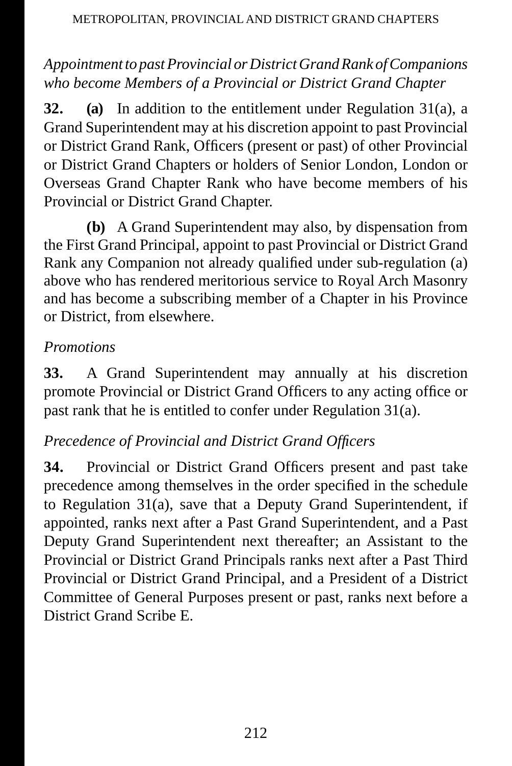*Appointment to past Provincial or District Grand Rank of Companions who become Members of a Provincial or District Grand Chapter*

**32. (a)** In addition to the entitlement under Regulation 31(a), a Grand Superintendent may at his discretion appoint to past Provincial or District Grand Rank, Officers (present or past) of other Provincial or District Grand Chapters or holders of Senior London, London or Overseas Grand Chapter Rank who have become members of his Provincial or District Grand Chapter.

**(b)** A Grand Superintendent may also, by dispensation from the First Grand Principal, appoint to past Provincial or District Grand Rank any Companion not already qualified under sub-regulation (a) above who has rendered meritorious service to Royal Arch Masonry and has become a subscribing member of a Chapter in his Province or District, from elsewhere.

*Promotions*

**33.** A Grand Superintendent may annually at his discretion promote Provincial or District Grand Officers to any acting office or past rank that he is entitled to confer under Regulation 31(a).

*Precedence of Provincial and District Grand Officers*

**34.** Provincial or District Grand Officers present and past take precedence among themselves in the order specified in the schedule to Regulation 31(a), save that a Deputy Grand Superintendent, if appointed, ranks next after a Past Grand Superintendent, and a Past Deputy Grand Superintendent next thereafter; an Assistant to the Provincial or District Grand Principals ranks next after a Past Third Provincial or District Grand Principal, and a President of a District Committee of General Purposes present or past, ranks next before a District Grand Scribe E.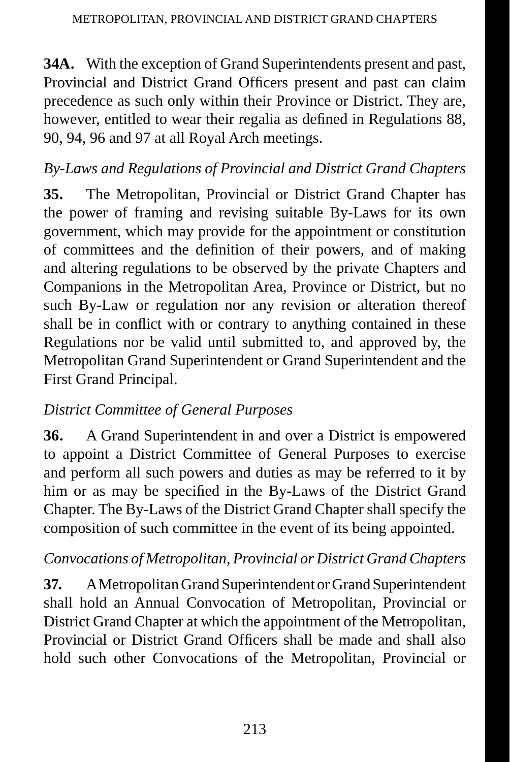**34A.** With the exception of Grand Superintendents present and past, Provincial and District Grand Officers present and past can claim precedence as such only within their Province or District. They are, however, entitled to wear their regalia as defined in Regulations 88, 90, 94, 96 and 97 at all Royal Arch meetings.

*By-Laws and Regulations of Provincial and District Grand Chapters*

**35.** The Metropolitan, Provincial or District Grand Chapter has the power of framing and revising suitable By-Laws for its own government, which may provide for the appointment or constitution of committees and the definition of their powers, and of making and altering regulations to be observed by the private Chapters and Companions in the Metropolitan Area, Province or District, but no such By-Law or regulation nor any revision or alteration thereof shall be in conflict with or contrary to anything contained in these Regulations nor be valid until submitted to, and approved by, the Metropolitan Grand Superintendent or Grand Superintendent and the First Grand Principal.

*District Committee of General Purposes*

**36.** A Grand Superintendent in and over a District is empowered to appoint a District Committee of General Purposes to exercise and perform all such powers and duties as may be referred to it by him or as may be specified in the By-Laws of the District Grand Chapter. The By-Laws of the District Grand Chapter shall specify the composition of such committee in the event of its being appointed.

*Convocations of Metropolitan, Provincial or District Grand Chapters*

**37.** A Metropolitan Grand Superintendent or Grand Superintendent shall hold an Annual Convocation of Metropolitan, Provincial or District Grand Chapter at which the appointment of the Metropolitan, Provincial or District Grand Officers shall be made and shall also hold such other Convocations of the Metropolitan, Provincial or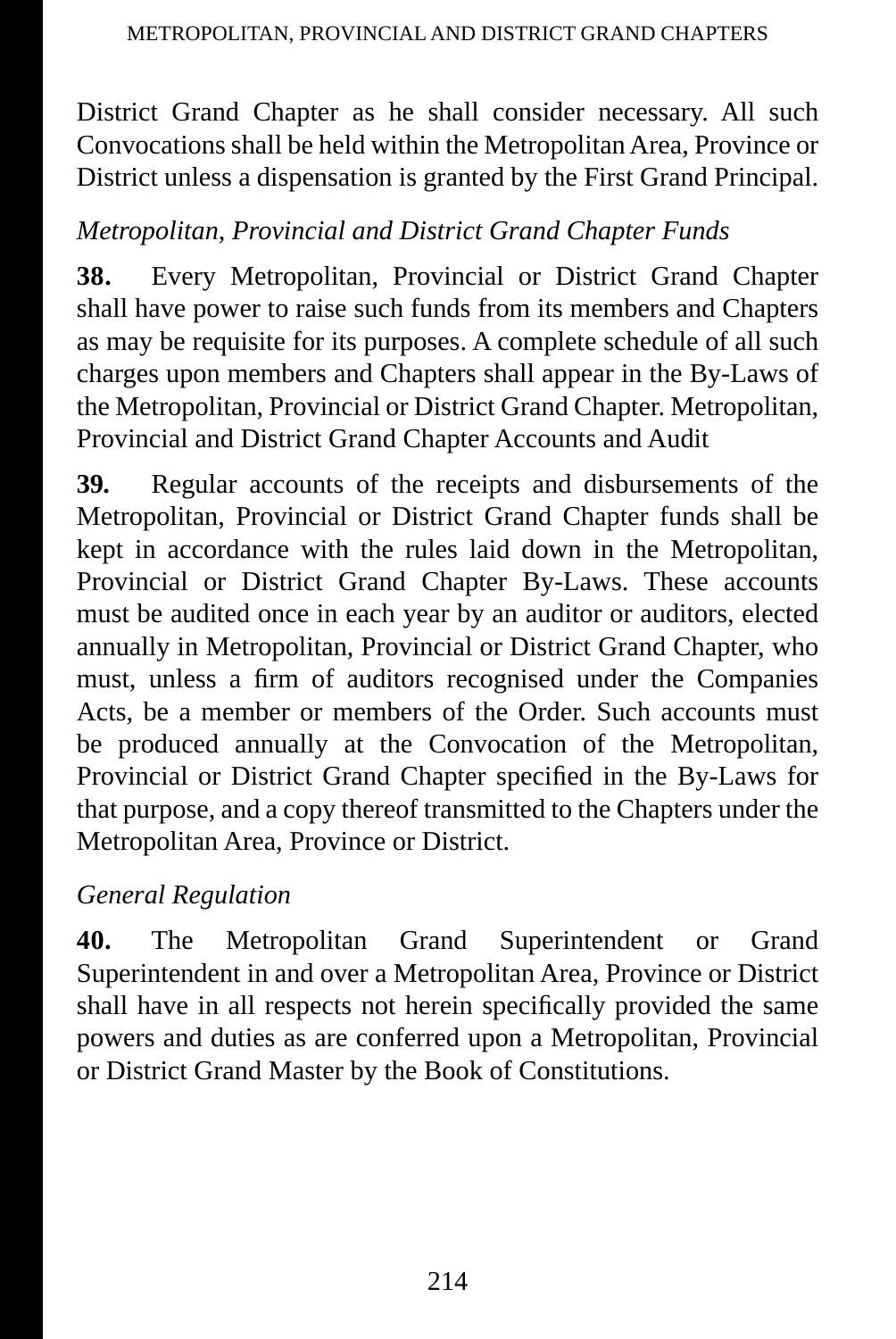District Grand Chapter as he shall consider necessary. All such Convocations shall be held within the Metropolitan Area, Province or District unless a dispensation is granted by the First Grand Principal.

*Metropolitan, Provincial and District Grand Chapter Funds*

**38.** Every Metropolitan, Provincial or District Grand Chapter shall have power to raise such funds from its members and Chapters as may be requisite for its purposes. A complete schedule of all such charges upon members and Chapters shall appear in the By-Laws of the Metropolitan, Provincial or District Grand Chapter. Metropolitan, Provincial and District Grand Chapter Accounts and Audit

**39.** Regular accounts of the receipts and disbursements of the Metropolitan, Provincial or District Grand Chapter funds shall be kept in accordance with the rules laid down in the Metropolitan, Provincial or District Grand Chapter By-Laws. These accounts must be audited once in each year by an auditor or auditors, elected annually in Metropolitan, Provincial or District Grand Chapter, who must, unless a firm of auditors recognised under the Companies Acts, be a member or members of the Order. Such accounts must be produced annually at the Convocation of the Metropolitan, Provincial or District Grand Chapter specified in the By-Laws for that purpose, and a copy thereof transmitted to the Chapters under the Metropolitan Area, Province or District.

*General Regulation*

**40.** The Metropolitan Grand Superintendent or Grand Superintendent in and over a Metropolitan Area, Province or District shall have in all respects not herein specifically provided the same powers and duties as are conferred upon a Metropolitan, Provincial or District Grand Master by the Book of Constitutions.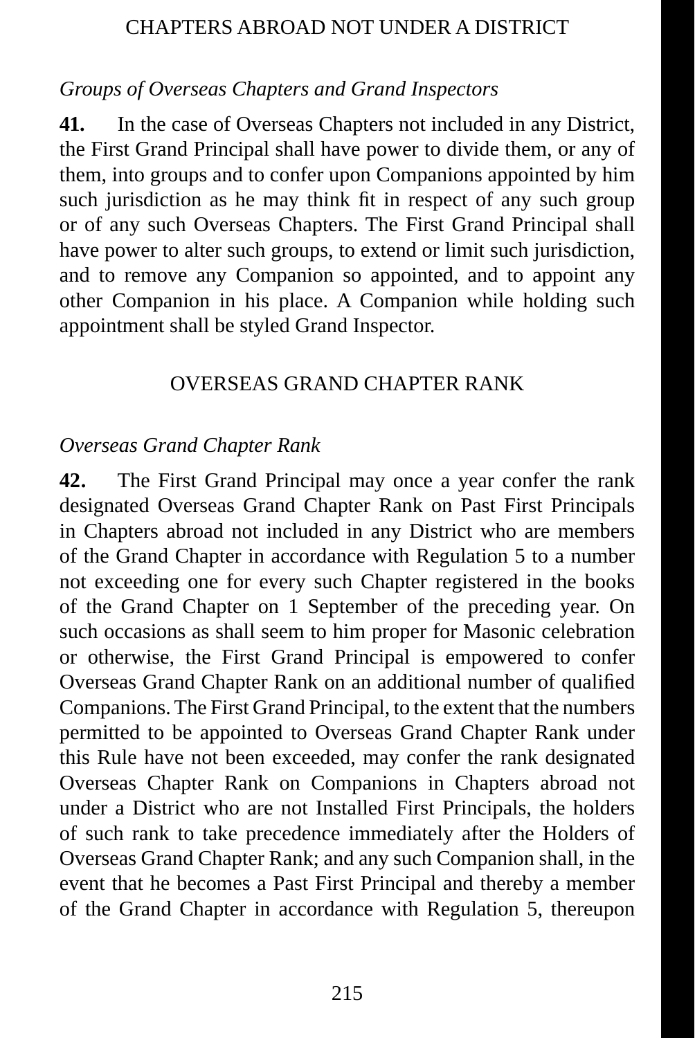## CHAPTERS ABROAD NOT UNDER A DISTRICT

*Groups of Overseas Chapters and Grand Inspectors*

**41.** In the case of Overseas Chapters not included in any District, the First Grand Principal shall have power to divide them, or any of them, into groups and to confer upon Companions appointed by him such jurisdiction as he may think fit in respect of any such group or of any such Overseas Chapters. The First Grand Principal shall have power to alter such groups, to extend or limit such jurisdiction, and to remove any Companion so appointed, and to appoint any other Companion in his place. A Companion while holding such appointment shall be styled Grand Inspector.

## OVERSEAS GRAND CHAPTER RANK

*Overseas Grand Chapter Rank*

**42.** The First Grand Principal may once a year confer the rank designated Overseas Grand Chapter Rank on Past First Principals in Chapters abroad not included in any District who are members of the Grand Chapter in accordance with Regulation 5 to a number not exceeding one for every such Chapter registered in the books of the Grand Chapter on 1 September of the preceding year. On such occasions as shall seem to him proper for Masonic celebration or otherwise, the First Grand Principal is empowered to confer Overseas Grand Chapter Rank on an additional number of qualified Companions. The First Grand Principal, to the extent that the numbers permitted to be appointed to Overseas Grand Chapter Rank under this Rule have not been exceeded, may confer the rank designated Overseas Chapter Rank on Companions in Chapters abroad not under a District who are not Installed First Principals, the holders of such rank to take precedence immediately after the Holders of Overseas Grand Chapter Rank; and any such Companion shall, in the event that he becomes a Past First Principal and thereby a member of the Grand Chapter in accordance with Regulation 5, thereupon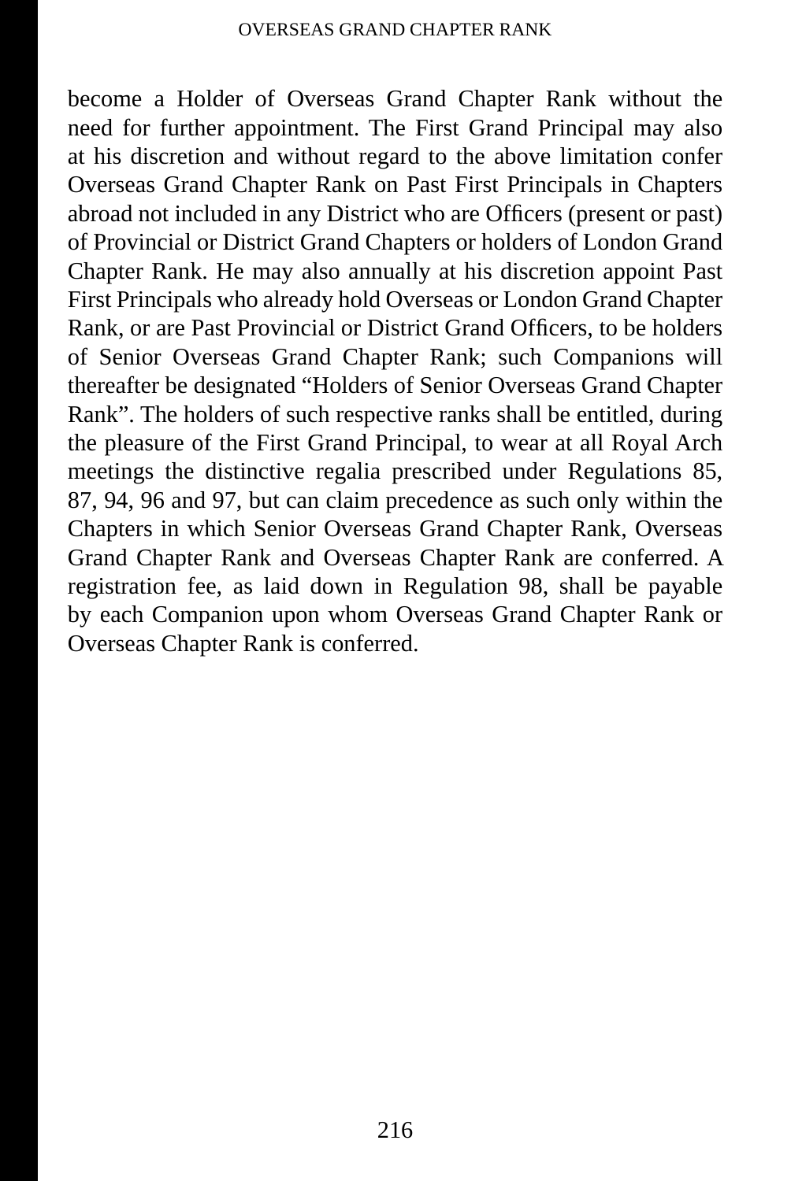become a Holder of Overseas Grand Chapter Rank without the need for further appointment. The First Grand Principal may also at his discretion and without regard to the above limitation confer Overseas Grand Chapter Rank on Past First Principals in Chapters abroad not included in any District who are Officers (present or past) of Provincial or District Grand Chapters or holders of London Grand Chapter Rank. He may also annually at his discretion appoint Past First Principals who already hold Overseas or London Grand Chapter Rank, or are Past Provincial or District Grand Officers, to be holders of Senior Overseas Grand Chapter Rank; such Companions will thereafter be designated "Holders of Senior Overseas Grand Chapter Rank". The holders of such respective ranks shall be entitled, during the pleasure of the First Grand Principal, to wear at all Royal Arch meetings the distinctive regalia prescribed under Regulations 85, 87, 94, 96 and 97, but can claim precedence as such only within the Chapters in which Senior Overseas Grand Chapter Rank, Overseas Grand Chapter Rank and Overseas Chapter Rank are conferred. A registration fee, as laid down in Regulation 98, shall be payable by each Companion upon whom Overseas Grand Chapter Rank or Overseas Chapter Rank is conferred.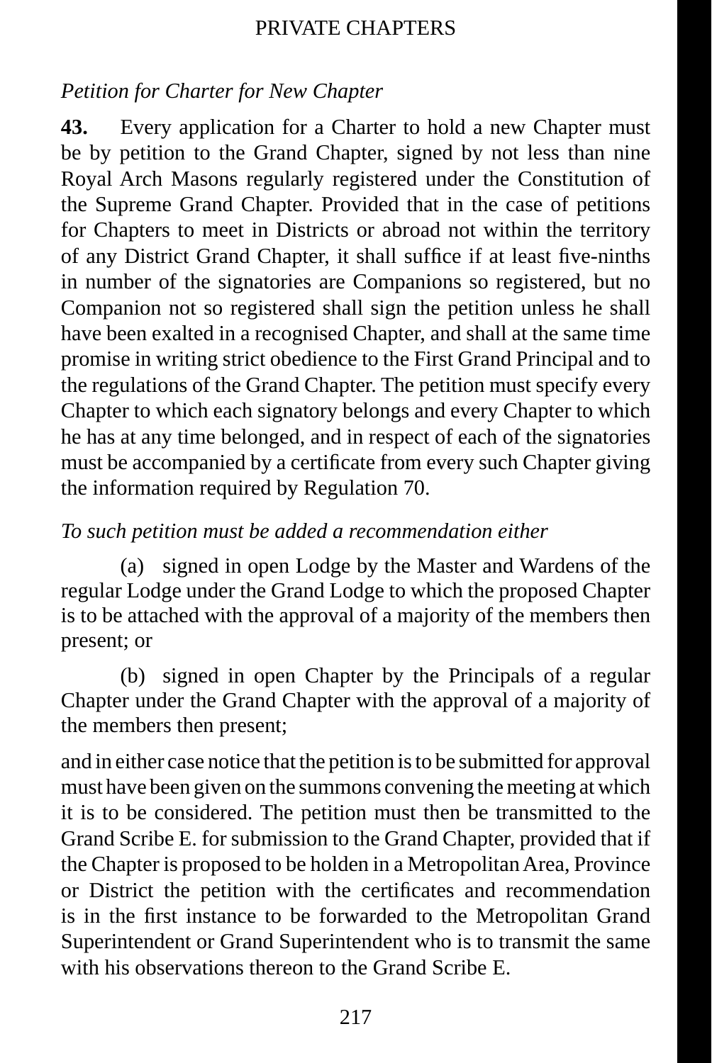*Petition for Charter for New Chapter*

**43.** Every application for a Charter to hold a new Chapter must be by petition to the Grand Chapter, signed by not less than nine Royal Arch Masons regularly registered under the Constitution of the Supreme Grand Chapter. Provided that in the case of petitions for Chapters to meet in Districts or abroad not within the territory of any District Grand Chapter, it shall suffice if at least five-ninths in number of the signatories are Companions so registered, but no Companion not so registered shall sign the petition unless he shall have been exalted in a recognised Chapter, and shall at the same time promise in writing strict obedience to the First Grand Principal and to the regulations of the Grand Chapter. The petition must specify every Chapter to which each signatory belongs and every Chapter to which he has at any time belonged, and in respect of each of the signatories must be accompanied by a certificate from every such Chapter giving the information required by Regulation 70.

*To such petition must be added a recommendation either*

(a) signed in open Lodge by the Master and Wardens of the regular Lodge under the Grand Lodge to which the proposed Chapter is to be attached with the approval of a majority of the members then present; or

(b) signed in open Chapter by the Principals of a regular Chapter under the Grand Chapter with the approval of a majority of the members then present;

and in either case notice that the petition is to be submitted for approval must have been given on the summons convening the meeting at which it is to be considered. The petition must then be transmitted to the Grand Scribe E. for submission to the Grand Chapter, provided that if the Chapter is proposed to be holden in a Metropolitan Area, Province or District the petition with the certificates and recommendation is in the first instance to be forwarded to the Metropolitan Grand Superintendent or Grand Superintendent who is to transmit the same with his observations thereon to the Grand Scribe E.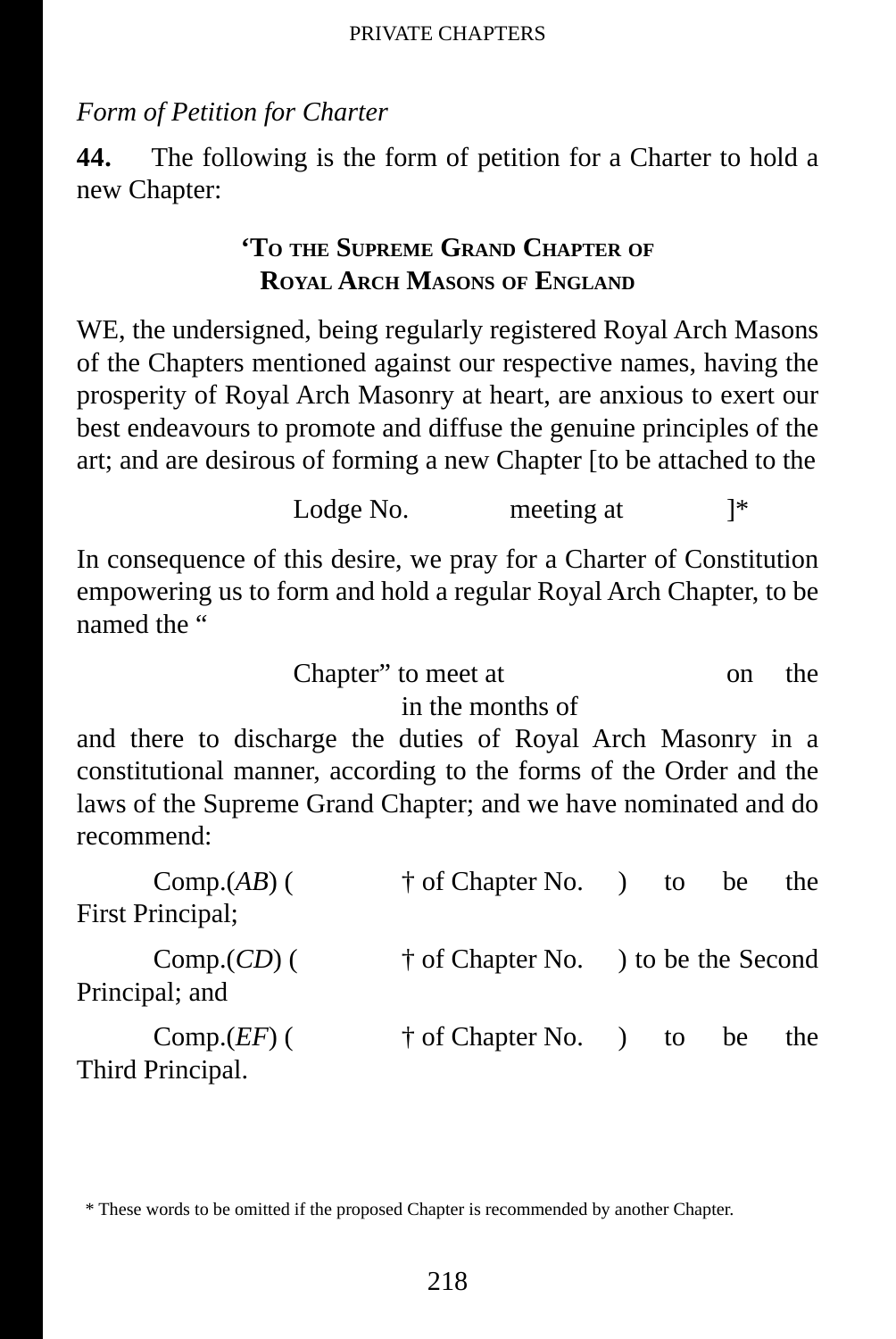*Form of Petition for Charter*

**44.** The following is the form of petition for a Charter to hold a new Chapter:

'TO THE SUPREME GRAND CHAPTER OF
ROYAL ARCH MASONS OF ENGLAND

WE, the undersigned, being regularly registered Royal Arch Masons of the Chapters mentioned against our respective names, having the prosperity of Royal Arch Masonry at heart, are anxious to exert our best endeavours to promote and diffuse the genuine principles of the art; and are desirous of forming a new Chapter [to be attached to the

Lodge No. meeting at ]*

In consequence of this desire, we pray for a Charter of Constitution empowering us to form and hold a regular Royal Arch Chapter, to be named the "

Chapter" to meet at on the in the months of

and there to discharge the duties of Royal Arch Masonry in a constitutional manner, according to the forms of the Order and the laws of the Supreme Grand Chapter; and we have nominated and do recommend:

Comp.(*AB*) ( † of Chapter No. ) to be the First Principal;

Comp.(*CD*) ( † of Chapter No. ) to be the Second Principal; and

Comp.(*EF*) ( † of Chapter No. ) to be the Third Principal.

\* These words to be omitted if the proposed Chapter is recommended by another Chapter.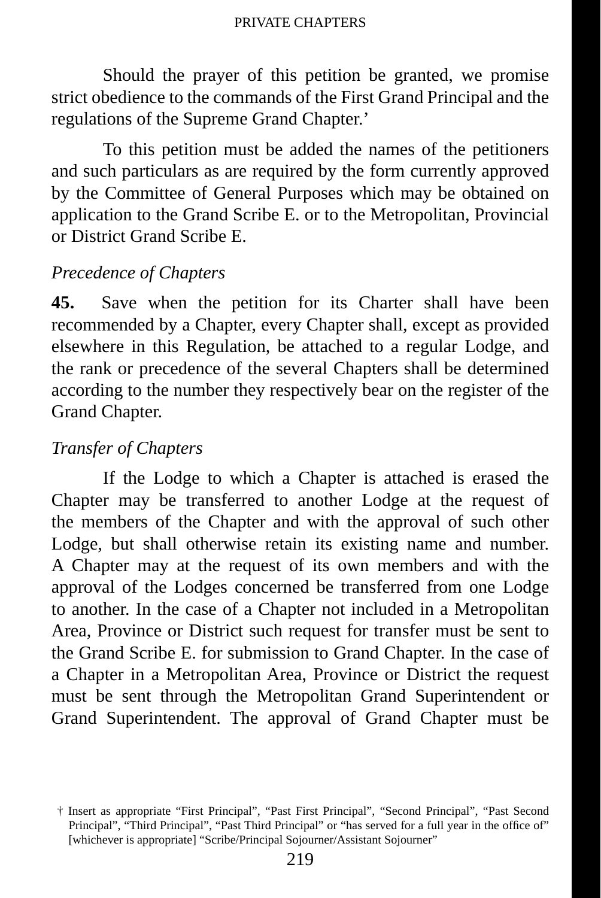Should the prayer of this petition be granted, we promise strict obedience to the commands of the First Grand Principal and the regulations of the Supreme Grand Chapter.'

To this petition must be added the names of the petitioners and such particulars as are required by the form currently approved by the Committee of General Purposes which may be obtained on application to the Grand Scribe E. or to the Metropolitan, Provincial or District Grand Scribe E.

*Precedence of Chapters*

**45.** Save when the petition for its Charter shall have been recommended by a Chapter, every Chapter shall, except as provided elsewhere in this Regulation, be attached to a regular Lodge, and the rank or precedence of the several Chapters shall be determined according to the number they respectively bear on the register of the Grand Chapter.

*Transfer of Chapters*

If the Lodge to which a Chapter is attached is erased the Chapter may be transferred to another Lodge at the request of the members of the Chapter and with the approval of such other Lodge, but shall otherwise retain its existing name and number. A Chapter may at the request of its own members and with the approval of the Lodges concerned be transferred from one Lodge to another. In the case of a Chapter not included in a Metropolitan Area, Province or District such request for transfer must be sent to the Grand Scribe E. for submission to Grand Chapter. In the case of a Chapter in a Metropolitan Area, Province or District the request must be sent through the Metropolitan Grand Superintendent or Grand Superintendent. The approval of Grand Chapter must be

† Insert as appropriate "First Principal", "Past First Principal", "Second Principal", "Past Second Principal", "Third Principal", "Past Third Principal" or "has served for a full year in the office of" [whichever is appropriate] "Scribe/Principal Sojourner/Assistant Sojourner"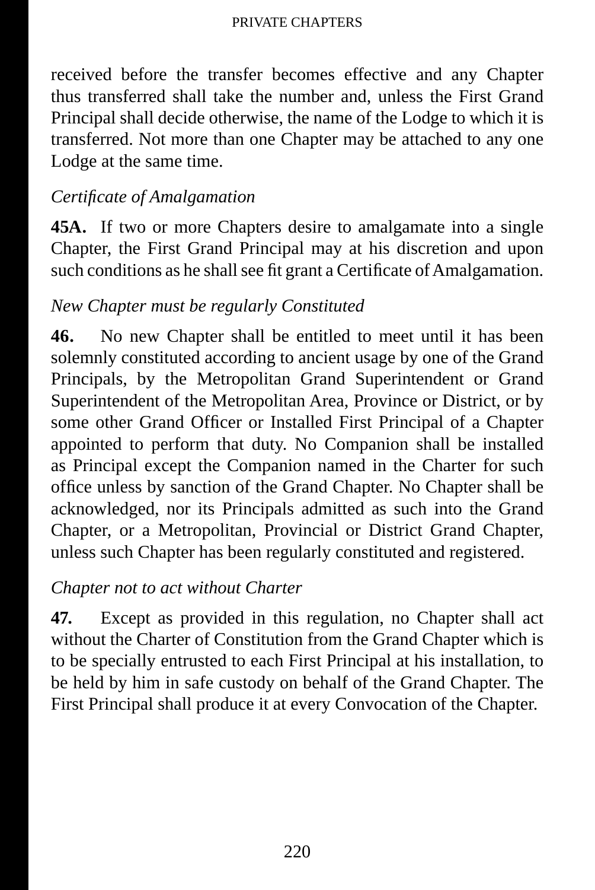received before the transfer becomes effective and any Chapter thus transferred shall take the number and, unless the First Grand Principal shall decide otherwise, the name of the Lodge to which it is transferred. Not more than one Chapter may be attached to any one Lodge at the same time.

*Certificate of Amalgamation*

**45A.** If two or more Chapters desire to amalgamate into a single Chapter, the First Grand Principal may at his discretion and upon such conditions as he shall see fit grant a Certificate of Amalgamation.

*New Chapter must be regularly Constituted*

**46.** No new Chapter shall be entitled to meet until it has been solemnly constituted according to ancient usage by one of the Grand Principals, by the Metropolitan Grand Superintendent or Grand Superintendent of the Metropolitan Area, Province or District, or by some other Grand Officer or Installed First Principal of a Chapter appointed to perform that duty. No Companion shall be installed as Principal except the Companion named in the Charter for such office unless by sanction of the Grand Chapter. No Chapter shall be acknowledged, nor its Principals admitted as such into the Grand Chapter, or a Metropolitan, Provincial or District Grand Chapter, unless such Chapter has been regularly constituted and registered.

*Chapter not to act without Charter*

**47.** Except as provided in this regulation, no Chapter shall act without the Charter of Constitution from the Grand Chapter which is to be specially entrusted to each First Principal at his installation, to be held by him in safe custody on behalf of the Grand Chapter. The First Principal shall produce it at every Convocation of the Chapter.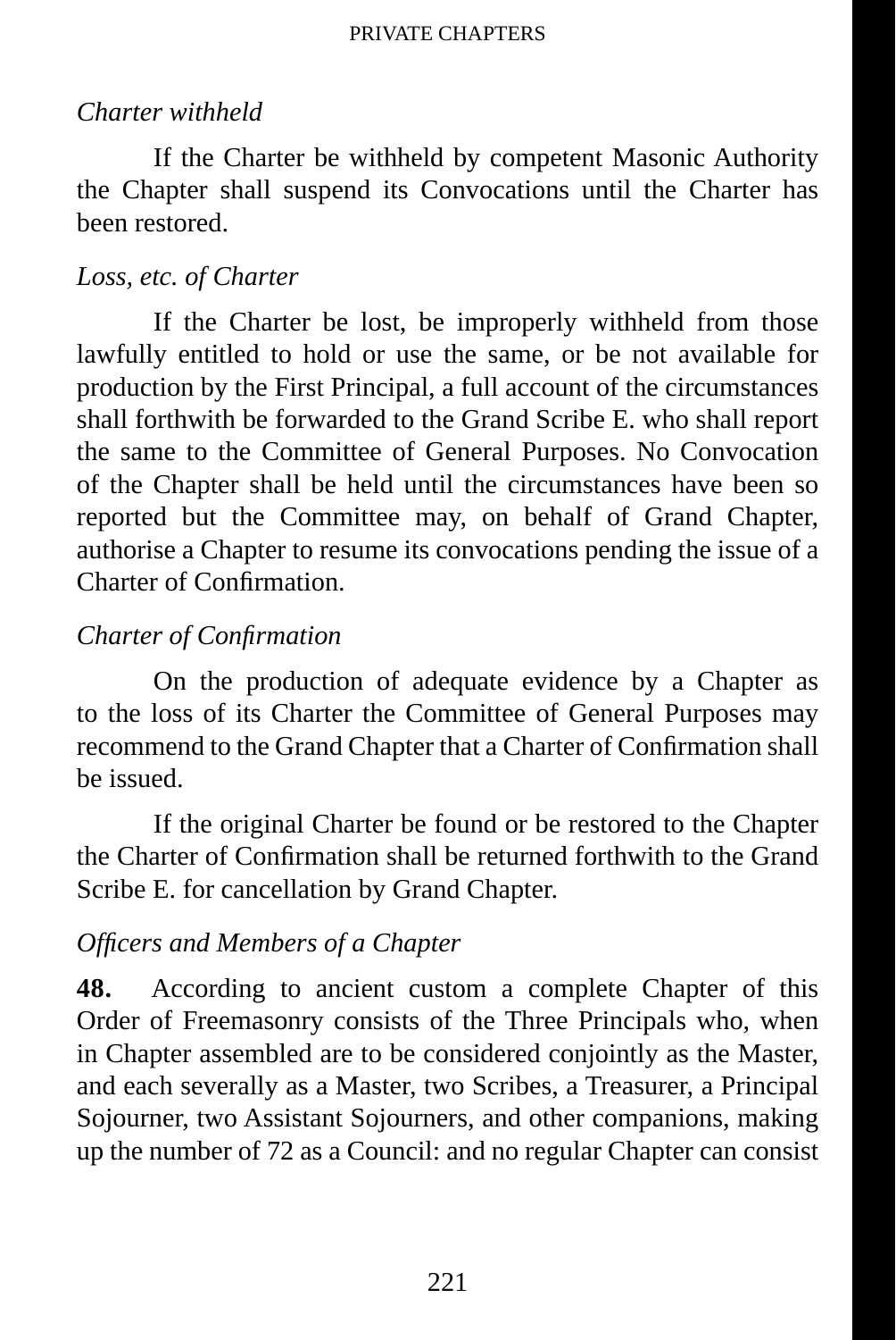*Charter withheld*

If the Charter be withheld by competent Masonic Authority the Chapter shall suspend its Convocations until the Charter has been restored.

*Loss, etc. of Charter*

If the Charter be lost, be improperly withheld from those lawfully entitled to hold or use the same, or be not available for production by the First Principal, a full account of the circumstances shall forthwith be forwarded to the Grand Scribe E. who shall report the same to the Committee of General Purposes. No Convocation of the Chapter shall be held until the circumstances have been so reported but the Committee may, on behalf of Grand Chapter, authorise a Chapter to resume its convocations pending the issue of a Charter of Confirmation.

*Charter of Confirmation*

On the production of adequate evidence by a Chapter as to the loss of its Charter the Committee of General Purposes may recommend to the Grand Chapter that a Charter of Confirmation shall be issued.

If the original Charter be found or be restored to the Chapter the Charter of Confirmation shall be returned forthwith to the Grand Scribe E. for cancellation by Grand Chapter.

*Officers and Members of a Chapter*

**48.** According to ancient custom a complete Chapter of this Order of Freemasonry consists of the Three Principals who, when in Chapter assembled are to be considered conjointly as the Master, and each severally as a Master, two Scribes, a Treasurer, a Principal Sojourner, two Assistant Sojourners, and other companions, making up the number of 72 as a Council: and no regular Chapter can consist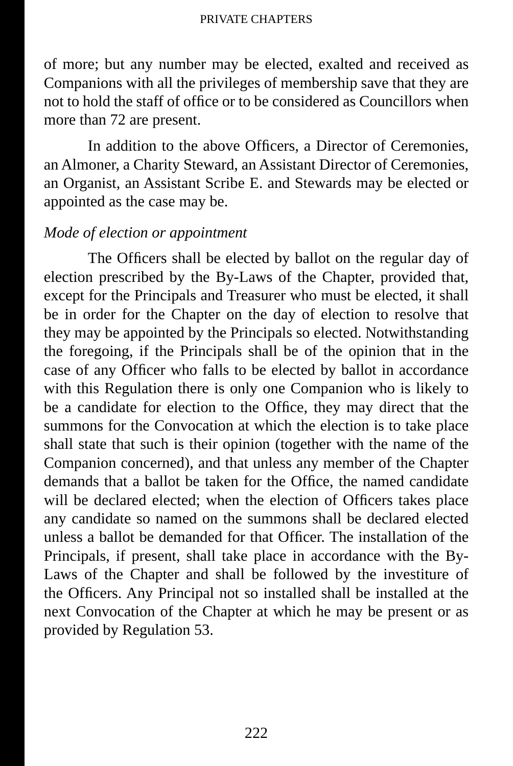of more; but any number may be elected, exalted and received as Companions with all the privileges of membership save that they are not to hold the staff of office or to be considered as Councillors when more than 72 are present.

In addition to the above Officers, a Director of Ceremonies, an Almoner, a Charity Steward, an Assistant Director of Ceremonies, an Organist, an Assistant Scribe E. and Stewards may be elected or appointed as the case may be.

*Mode of election or appointment*

The Officers shall be elected by ballot on the regular day of election prescribed by the By-Laws of the Chapter, provided that, except for the Principals and Treasurer who must be elected, it shall be in order for the Chapter on the day of election to resolve that they may be appointed by the Principals so elected. Notwithstanding the foregoing, if the Principals shall be of the opinion that in the case of any Officer who falls to be elected by ballot in accordance with this Regulation there is only one Companion who is likely to be a candidate for election to the Office, they may direct that the summons for the Convocation at which the election is to take place shall state that such is their opinion (together with the name of the Companion concerned), and that unless any member of the Chapter demands that a ballot be taken for the Office, the named candidate will be declared elected; when the election of Officers takes place any candidate so named on the summons shall be declared elected unless a ballot be demanded for that Officer. The installation of the Principals, if present, shall take place in accordance with the By-Laws of the Chapter and shall be followed by the investiture of the Officers. Any Principal not so installed shall be installed at the next Convocation of the Chapter at which he may be present or as provided by Regulation 53.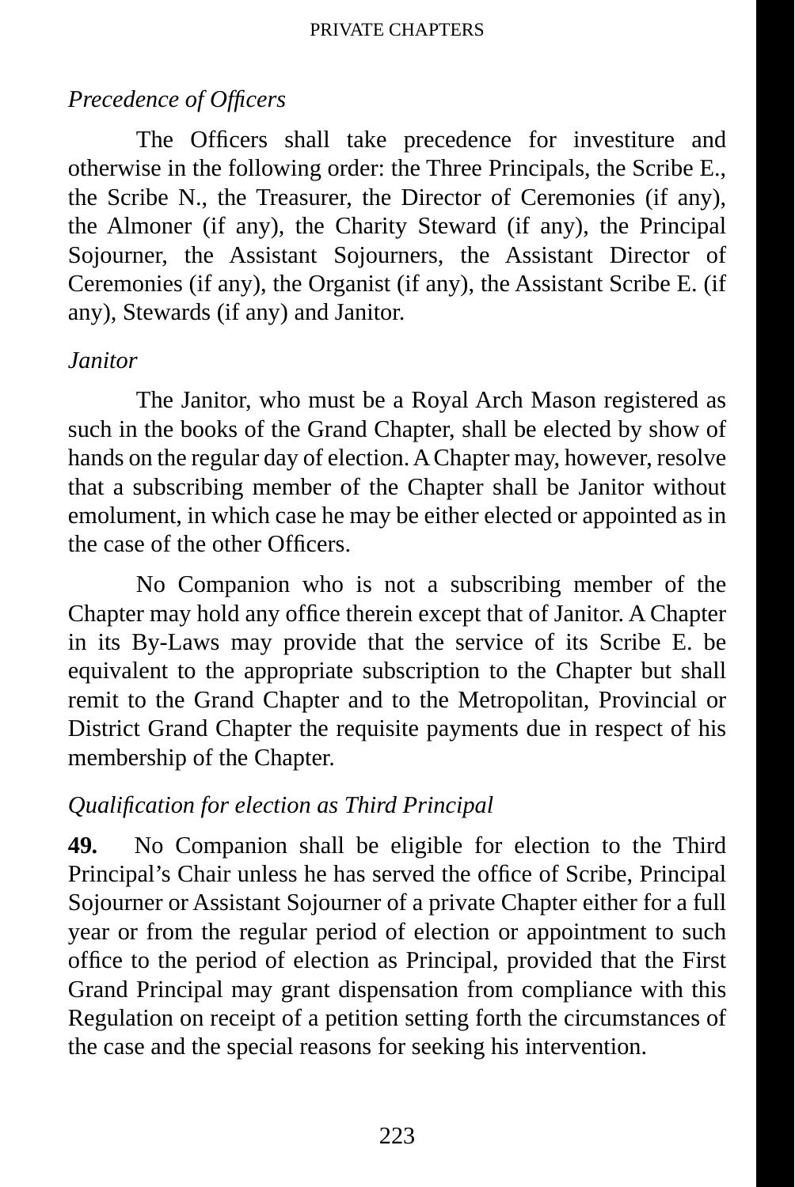*Precedence of Officers*

The Officers shall take precedence for investiture and otherwise in the following order: the Three Principals, the Scribe E., the Scribe N., the Treasurer, the Director of Ceremonies (if any), the Almoner (if any), the Charity Steward (if any), the Principal Sojourner, the Assistant Sojourners, the Assistant Director of Ceremonies (if any), the Organist (if any), the Assistant Scribe E. (if any), Stewards (if any) and Janitor.

*Janitor*

The Janitor, who must be a Royal Arch Mason registered as such in the books of the Grand Chapter, shall be elected by show of hands on the regular day of election. A Chapter may, however, resolve that a subscribing member of the Chapter shall be Janitor without emolument, in which case he may be either elected or appointed as in the case of the other Officers.

No Companion who is not a subscribing member of the Chapter may hold any office therein except that of Janitor. A Chapter in its By-Laws may provide that the service of its Scribe E. be equivalent to the appropriate subscription to the Chapter but shall remit to the Grand Chapter and to the Metropolitan, Provincial or District Grand Chapter the requisite payments due in respect of his membership of the Chapter.

*Qualification for election as Third Principal*

**49.** No Companion shall be eligible for election to the Third Principal’s Chair unless he has served the office of Scribe, Principal Sojourner or Assistant Sojourner of a private Chapter either for a full year or from the regular period of election or appointment to such office to the period of election as Principal, provided that the First Grand Principal may grant dispensation from compliance with this Regulation on receipt of a petition setting forth the circumstances of the case and the special reasons for seeking his intervention.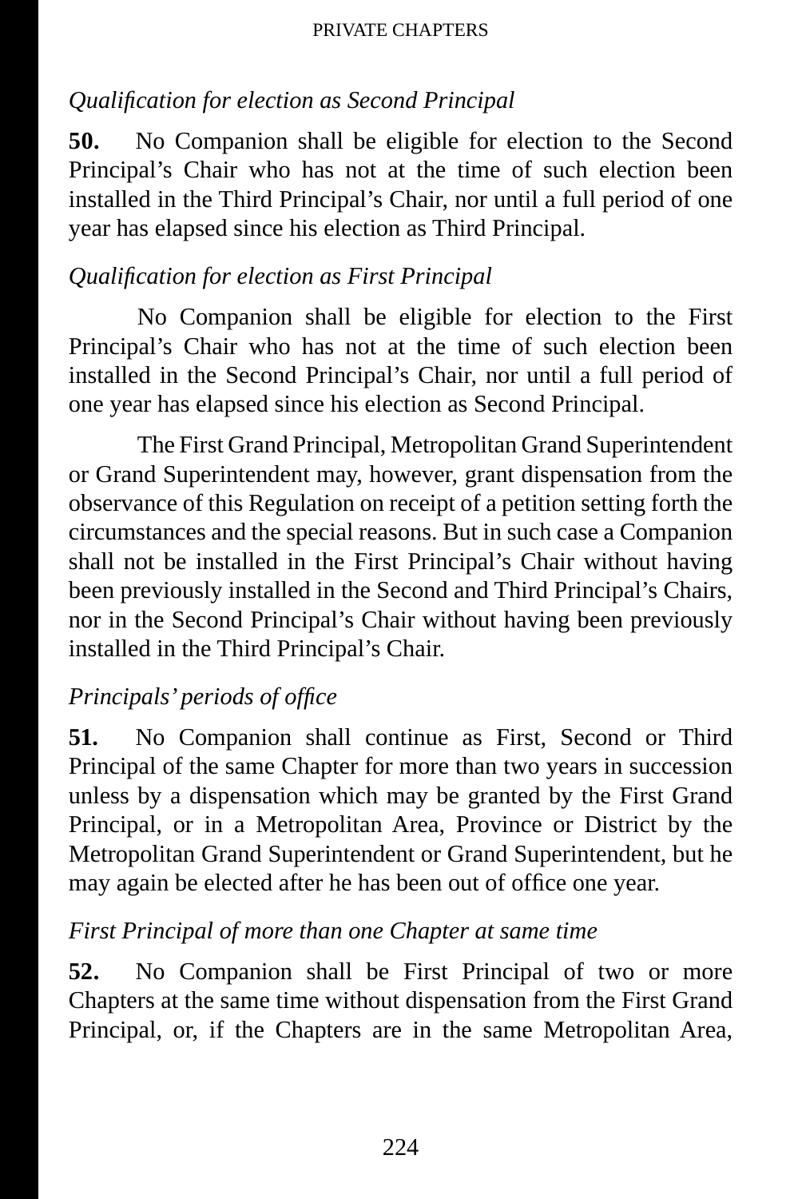*Qualification for election as Second Principal*

**50.** No Companion shall be eligible for election to the Second Principal's Chair who has not at the time of such election been installed in the Third Principal's Chair, nor until a full period of one year has elapsed since his election as Third Principal.

*Qualification for election as First Principal*

No Companion shall be eligible for election to the First Principal's Chair who has not at the time of such election been installed in the Second Principal's Chair, nor until a full period of one year has elapsed since his election as Second Principal.

The First Grand Principal, Metropolitan Grand Superintendent or Grand Superintendent may, however, grant dispensation from the observance of this Regulation on receipt of a petition setting forth the circumstances and the special reasons. But in such case a Companion shall not be installed in the First Principal's Chair without having been previously installed in the Second and Third Principal's Chairs, nor in the Second Principal's Chair without having been previously installed in the Third Principal's Chair.

*Principals' periods of office*

**51.** No Companion shall continue as First, Second or Third Principal of the same Chapter for more than two years in succession unless by a dispensation which may be granted by the First Grand Principal, or in a Metropolitan Area, Province or District by the Metropolitan Grand Superintendent or Grand Superintendent, but he may again be elected after he has been out of office one year.

*First Principal of more than one Chapter at same time*

**52.** No Companion shall be First Principal of two or more Chapters at the same time without dispensation from the First Grand Principal, or, if the Chapters are in the same Metropolitan Area,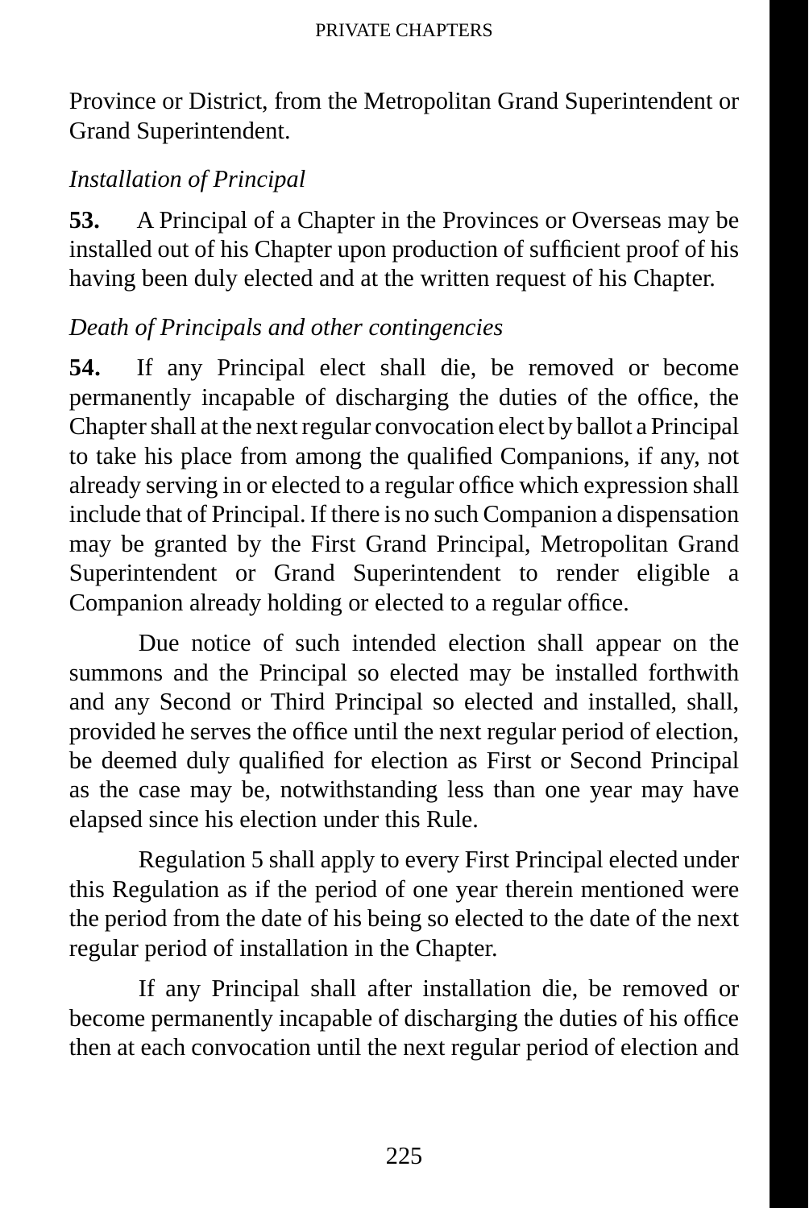Province or District, from the Metropolitan Grand Superintendent or Grand Superintendent.

*Installation of Principal*

**53.** A Principal of a Chapter in the Provinces or Overseas may be installed out of his Chapter upon production of sufficient proof of his having been duly elected and at the written request of his Chapter.

*Death of Principals and other contingencies*

**54.** If any Principal elect shall die, be removed or become permanently incapable of discharging the duties of the office, the Chapter shall at the next regular convocation elect by ballot a Principal to take his place from among the qualified Companions, if any, not already serving in or elected to a regular office which expression shall include that of Principal. If there is no such Companion a dispensation may be granted by the First Grand Principal, Metropolitan Grand Superintendent or Grand Superintendent to render eligible a Companion already holding or elected to a regular office.

Due notice of such intended election shall appear on the summons and the Principal so elected may be installed forthwith and any Second or Third Principal so elected and installed, shall, provided he serves the office until the next regular period of election, be deemed duly qualified for election as First or Second Principal as the case may be, notwithstanding less than one year may have elapsed since his election under this Rule.

Regulation 5 shall apply to every First Principal elected under this Regulation as if the period of one year therein mentioned were the period from the date of his being so elected to the date of the next regular period of installation in the Chapter.

If any Principal shall after installation die, be removed or become permanently incapable of discharging the duties of his office then at each convocation until the next regular period of election and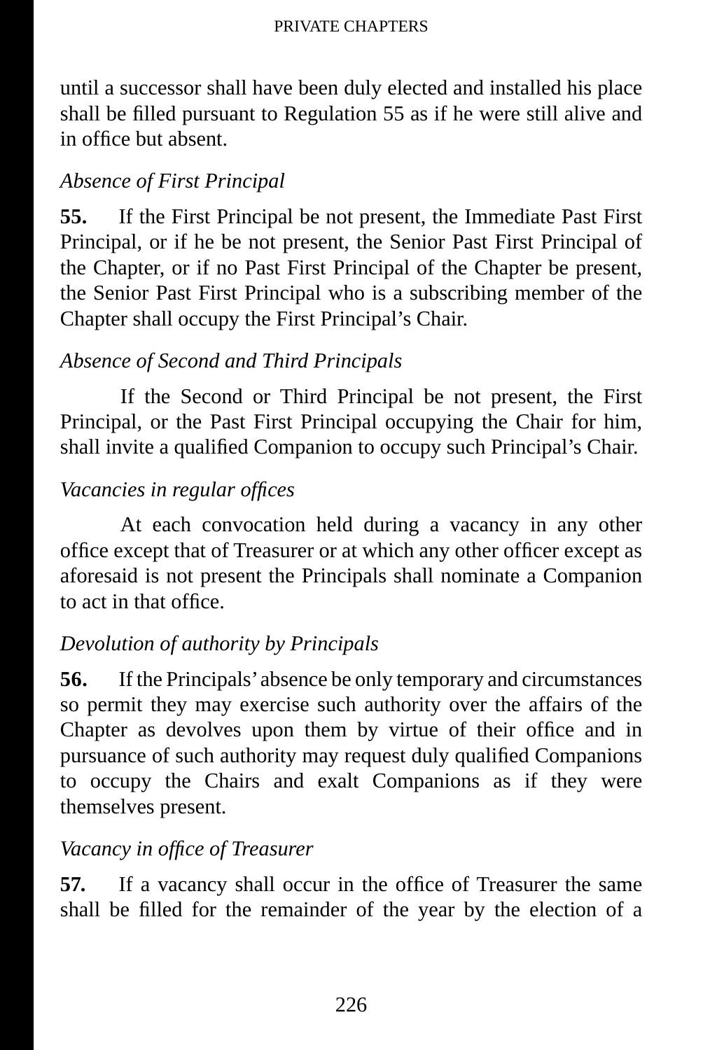until a successor shall have been duly elected and installed his place shall be filled pursuant to Regulation 55 as if he were still alive and in office but absent.

*Absence of First Principal*

**55.** If the First Principal be not present, the Immediate Past First Principal, or if he be not present, the Senior Past First Principal of the Chapter, or if no Past First Principal of the Chapter be present, the Senior Past First Principal who is a subscribing member of the Chapter shall occupy the First Principal's Chair.

*Absence of Second and Third Principals*

If the Second or Third Principal be not present, the First Principal, or the Past First Principal occupying the Chair for him, shall invite a qualified Companion to occupy such Principal's Chair.

*Vacancies in regular offices*

At each convocation held during a vacancy in any other office except that of Treasurer or at which any other officer except as aforesaid is not present the Principals shall nominate a Companion to act in that office.

*Devolution of authority by Principals*

**56.** If the Principals' absence be only temporary and circumstances so permit they may exercise such authority over the affairs of the Chapter as devolves upon them by virtue of their office and in pursuance of such authority may request duly qualified Companions to occupy the Chairs and exalt Companions as if they were themselves present.

*Vacancy in office of Treasurer*

**57.** If a vacancy shall occur in the office of Treasurer the same shall be filled for the remainder of the year by the election of a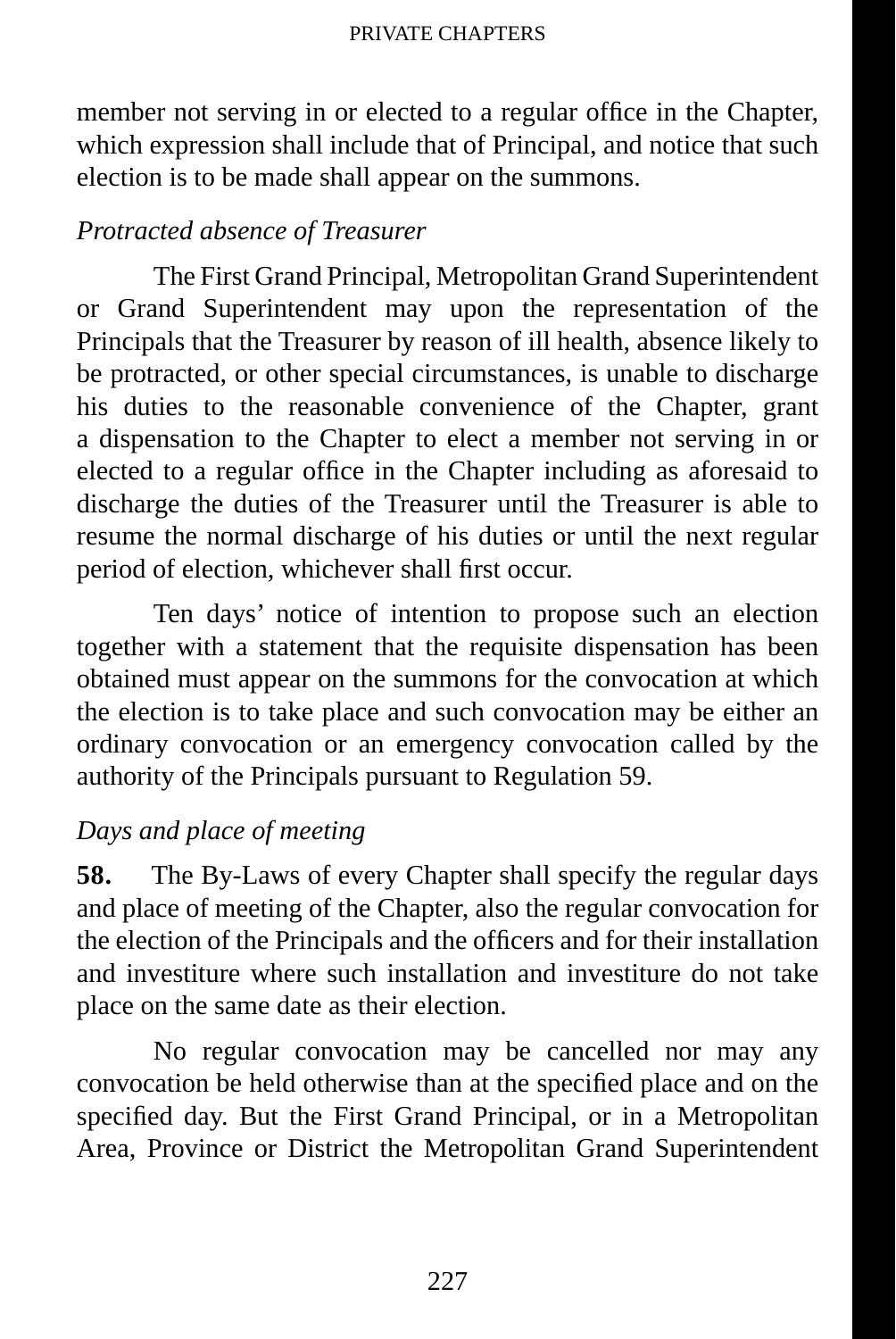member not serving in or elected to a regular office in the Chapter, which expression shall include that of Principal, and notice that such election is to be made shall appear on the summons.

*Protracted absence of Treasurer*

The First Grand Principal, Metropolitan Grand Superintendent or Grand Superintendent may upon the representation of the Principals that the Treasurer by reason of ill health, absence likely to be protracted, or other special circumstances, is unable to discharge his duties to the reasonable convenience of the Chapter, grant a dispensation to the Chapter to elect a member not serving in or elected to a regular office in the Chapter including as aforesaid to discharge the duties of the Treasurer until the Treasurer is able to resume the normal discharge of his duties or until the next regular period of election, whichever shall first occur.

Ten days' notice of intention to propose such an election together with a statement that the requisite dispensation has been obtained must appear on the summons for the convocation at which the election is to take place and such convocation may be either an ordinary convocation or an emergency convocation called by the authority of the Principals pursuant to Regulation 59.

*Days and place of meeting*

**58.** The By-Laws of every Chapter shall specify the regular days and place of meeting of the Chapter, also the regular convocation for the election of the Principals and the officers and for their installation and investiture where such installation and investiture do not take place on the same date as their election.

No regular convocation may be cancelled nor may any convocation be held otherwise than at the specified place and on the specified day. But the First Grand Principal, or in a Metropolitan Area, Province or District the Metropolitan Grand Superintendent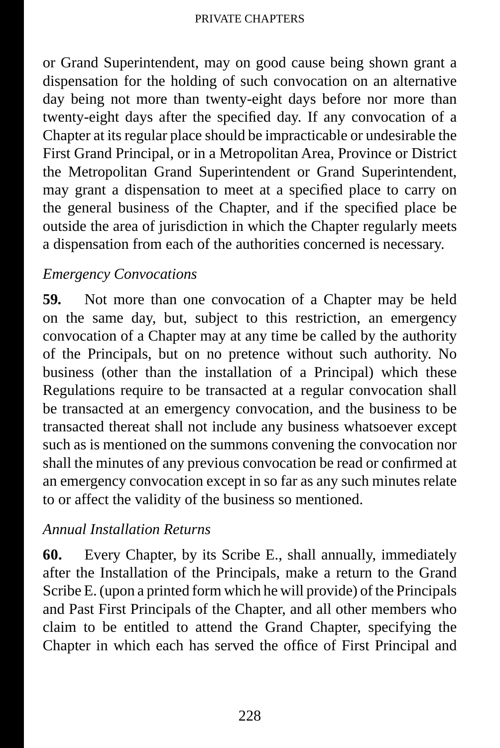or Grand Superintendent, may on good cause being shown grant a dispensation for the holding of such convocation on an alternative day being not more than twenty-eight days before nor more than twenty-eight days after the specified day. If any convocation of a Chapter at its regular place should be impracticable or undesirable the First Grand Principal, or in a Metropolitan Area, Province or District the Metropolitan Grand Superintendent or Grand Superintendent, may grant a dispensation to meet at a specified place to carry on the general business of the Chapter, and if the specified place be outside the area of jurisdiction in which the Chapter regularly meets a dispensation from each of the authorities concerned is necessary.

*Emergency Convocations*

**59.** Not more than one convocation of a Chapter may be held on the same day, but, subject to this restriction, an emergency convocation of a Chapter may at any time be called by the authority of the Principals, but on no pretence without such authority. No business (other than the installation of a Principal) which these Regulations require to be transacted at a regular convocation shall be transacted at an emergency convocation, and the business to be transacted thereat shall not include any business whatsoever except such as is mentioned on the summons convening the convocation nor shall the minutes of any previous convocation be read or confirmed at an emergency convocation except in so far as any such minutes relate to or affect the validity of the business so mentioned.

*Annual Installation Returns*

**60.** Every Chapter, by its Scribe E., shall annually, immediately after the Installation of the Principals, make a return to the Grand Scribe E. (upon a printed form which he will provide) of the Principals and Past First Principals of the Chapter, and all other members who claim to be entitled to attend the Grand Chapter, specifying the Chapter in which each has served the office of First Principal and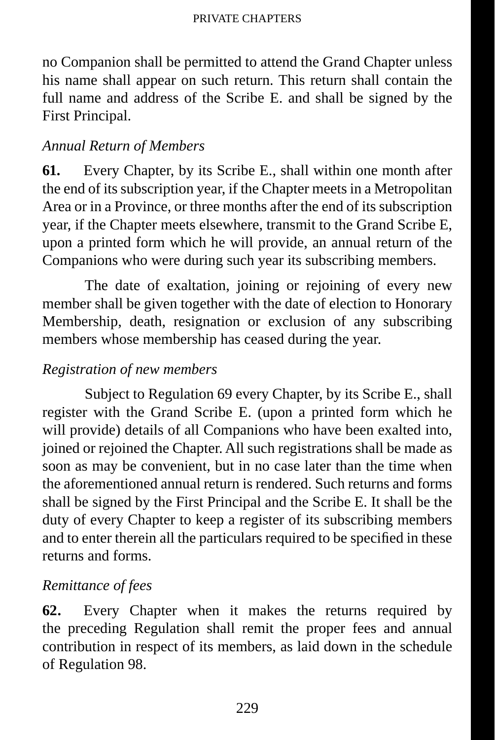no Companion shall be permitted to attend the Grand Chapter unless his name shall appear on such return. This return shall contain the full name and address of the Scribe E. and shall be signed by the First Principal.

*Annual Return of Members*

**61.** Every Chapter, by its Scribe E., shall within one month after the end of its subscription year, if the Chapter meets in a Metropolitan Area or in a Province, or three months after the end of its subscription year, if the Chapter meets elsewhere, transmit to the Grand Scribe E, upon a printed form which he will provide, an annual return of the Companions who were during such year its subscribing members.

The date of exaltation, joining or rejoining of every new member shall be given together with the date of election to Honorary Membership, death, resignation or exclusion of any subscribing members whose membership has ceased during the year.

*Registration of new members*

Subject to Regulation 69 every Chapter, by its Scribe E., shall register with the Grand Scribe E. (upon a printed form which he will provide) details of all Companions who have been exalted into, joined or rejoined the Chapter. All such registrations shall be made as soon as may be convenient, but in no case later than the time when the aforementioned annual return is rendered. Such returns and forms shall be signed by the First Principal and the Scribe E. It shall be the duty of every Chapter to keep a register of its subscribing members and to enter therein all the particulars required to be specified in these returns and forms.

*Remittance of fees*

**62.** Every Chapter when it makes the returns required by the preceding Regulation shall remit the proper fees and annual contribution in respect of its members, as laid down in the schedule of Regulation 98.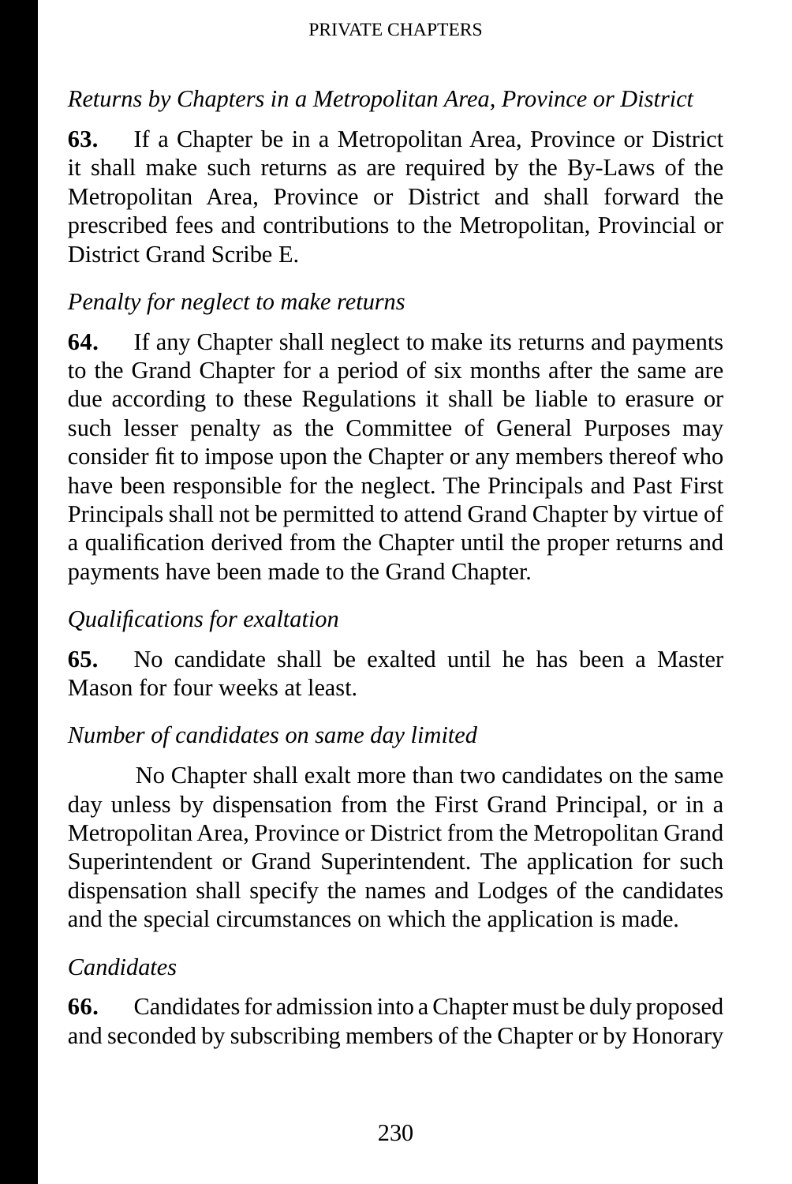*Returns by Chapters in a Metropolitan Area, Province or District*

**63.** If a Chapter be in a Metropolitan Area, Province or District it shall make such returns as are required by the By-Laws of the Metropolitan Area, Province or District and shall forward the prescribed fees and contributions to the Metropolitan, Provincial or District Grand Scribe E.

*Penalty for neglect to make returns*

**64.** If any Chapter shall neglect to make its returns and payments to the Grand Chapter for a period of six months after the same are due according to these Regulations it shall be liable to erasure or such lesser penalty as the Committee of General Purposes may consider fit to impose upon the Chapter or any members thereof who have been responsible for the neglect. The Principals and Past First Principals shall not be permitted to attend Grand Chapter by virtue of a qualification derived from the Chapter until the proper returns and payments have been made to the Grand Chapter.

*Qualifications for exaltation*

**65.** No candidate shall be exalted until he has been a Master Mason for four weeks at least.

*Number of candidates on same day limited*

No Chapter shall exalt more than two candidates on the same day unless by dispensation from the First Grand Principal, or in a Metropolitan Area, Province or District from the Metropolitan Grand Superintendent or Grand Superintendent. The application for such dispensation shall specify the names and Lodges of the candidates and the special circumstances on which the application is made.

*Candidates*

**66.** Candidates for admission into a Chapter must be duly proposed and seconded by subscribing members of the Chapter or by Honorary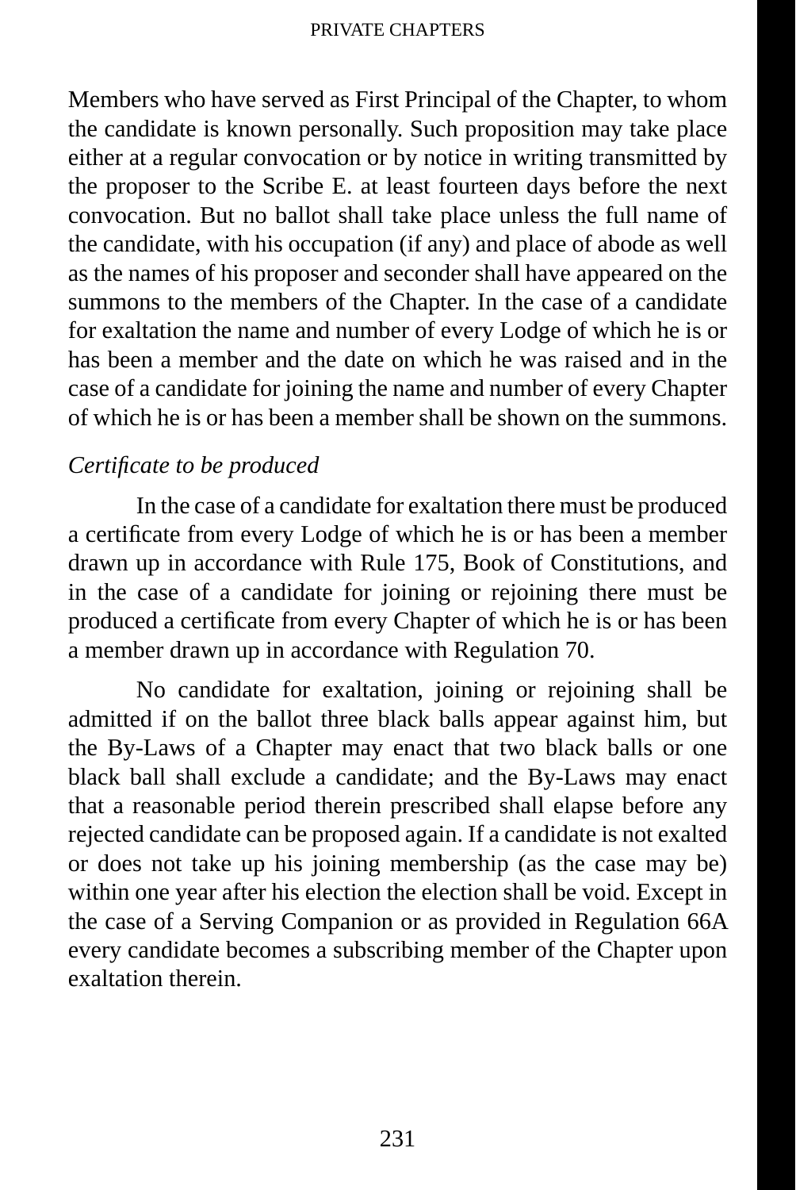Members who have served as First Principal of the Chapter, to whom the candidate is known personally. Such proposition may take place either at a regular convocation or by notice in writing transmitted by the proposer to the Scribe E. at least fourteen days before the next convocation. But no ballot shall take place unless the full name of the candidate, with his occupation (if any) and place of abode as well as the names of his proposer and seconder shall have appeared on the summons to the members of the Chapter. In the case of a candidate for exaltation the name and number of every Lodge of which he is or has been a member and the date on which he was raised and in the case of a candidate for joining the name and number of every Chapter of which he is or has been a member shall be shown on the summons.

*Certificate to be produced*

In the case of a candidate for exaltation there must be produced a certificate from every Lodge of which he is or has been a member drawn up in accordance with Rule 175, Book of Constitutions, and in the case of a candidate for joining or rejoining there must be produced a certificate from every Chapter of which he is or has been a member drawn up in accordance with Regulation 70.

No candidate for exaltation, joining or rejoining shall be admitted if on the ballot three black balls appear against him, but the By-Laws of a Chapter may enact that two black balls or one black ball shall exclude a candidate; and the By-Laws may enact that a reasonable period therein prescribed shall elapse before any rejected candidate can be proposed again. If a candidate is not exalted or does not take up his joining membership (as the case may be) within one year after his election the election shall be void. Except in the case of a Serving Companion or as provided in Regulation 66A every candidate becomes a subscribing member of the Chapter upon exaltation therein.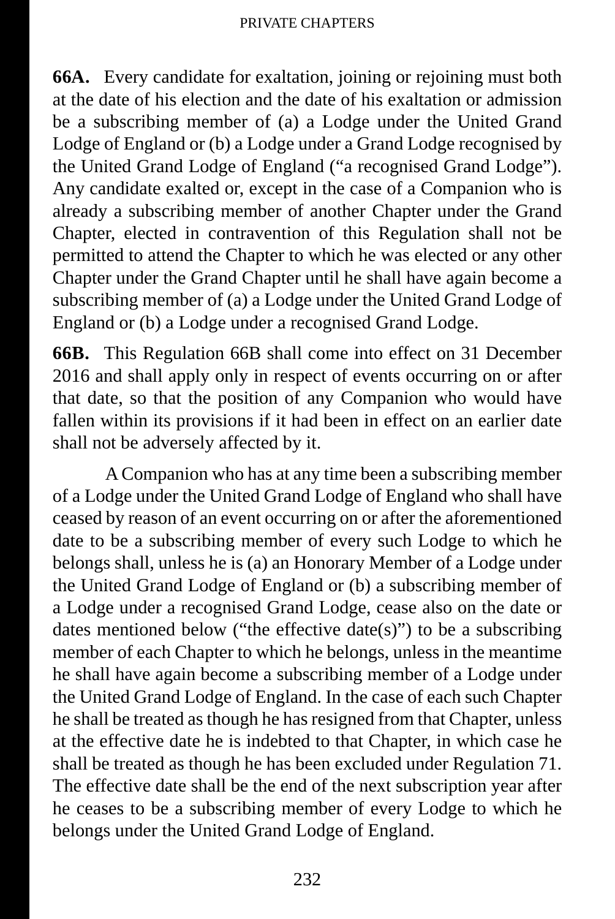**66A.** Every candidate for exaltation, joining or rejoining must both at the date of his election and the date of his exaltation or admission be a subscribing member of (a) a Lodge under the United Grand Lodge of England or (b) a Lodge under a Grand Lodge recognised by the United Grand Lodge of England ("a recognised Grand Lodge"). Any candidate exalted or, except in the case of a Companion who is already a subscribing member of another Chapter under the Grand Chapter, elected in contravention of this Regulation shall not be permitted to attend the Chapter to which he was elected or any other Chapter under the Grand Chapter until he shall have again become a subscribing member of (a) a Lodge under the United Grand Lodge of England or (b) a Lodge under a recognised Grand Lodge.

**66B.** This Regulation 66B shall come into effect on 31 December 2016 and shall apply only in respect of events occurring on or after that date, so that the position of any Companion who would have fallen within its provisions if it had been in effect on an earlier date shall not be adversely affected by it.

A Companion who has at any time been a subscribing member of a Lodge under the United Grand Lodge of England who shall have ceased by reason of an event occurring on or after the aforementioned date to be a subscribing member of every such Lodge to which he belongs shall, unless he is (a) an Honorary Member of a Lodge under the United Grand Lodge of England or (b) a subscribing member of a Lodge under a recognised Grand Lodge, cease also on the date or dates mentioned below ("the effective date(s)") to be a subscribing member of each Chapter to which he belongs, unless in the meantime he shall have again become a subscribing member of a Lodge under the United Grand Lodge of England. In the case of each such Chapter he shall be treated as though he has resigned from that Chapter, unless at the effective date he is indebted to that Chapter, in which case he shall be treated as though he has been excluded under Regulation 71. The effective date shall be the end of the next subscription year after he ceases to be a subscribing member of every Lodge to which he belongs under the United Grand Lodge of England.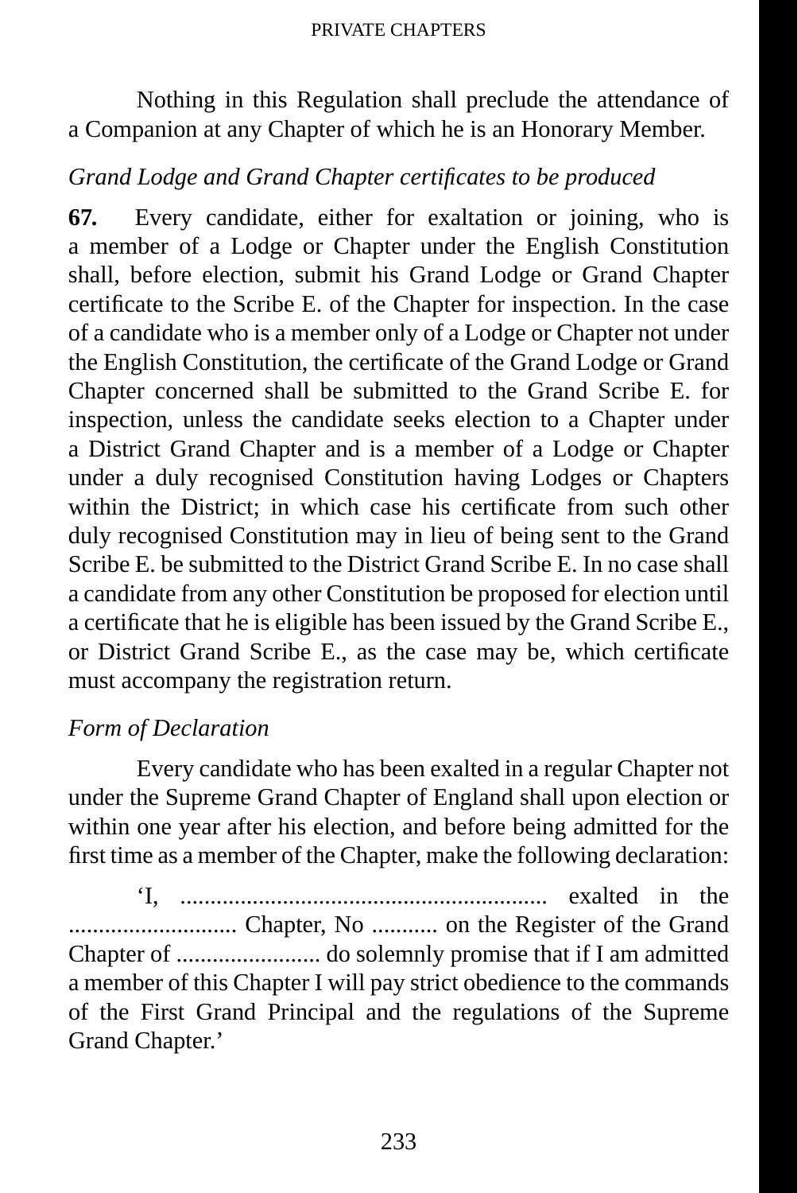Nothing in this Regulation shall preclude the attendance of a Companion at any Chapter of which he is an Honorary Member.

*Grand Lodge and Grand Chapter certificates to be produced*

**67.** Every candidate, either for exaltation or joining, who is a member of a Lodge or Chapter under the English Constitution shall, before election, submit his Grand Lodge or Grand Chapter certificate to the Scribe E. of the Chapter for inspection. In the case of a candidate who is a member only of a Lodge or Chapter not under the English Constitution, the certificate of the Grand Lodge or Grand Chapter concerned shall be submitted to the Grand Scribe E. for inspection, unless the candidate seeks election to a Chapter under a District Grand Chapter and is a member of a Lodge or Chapter under a duly recognised Constitution having Lodges or Chapters within the District; in which case his certificate from such other duly recognised Constitution may in lieu of being sent to the Grand Scribe E. be submitted to the District Grand Scribe E. In no case shall a candidate from any other Constitution be proposed for election until a certificate that he is eligible has been issued by the Grand Scribe E., or District Grand Scribe E., as the case may be, which certificate must accompany the registration return.

*Form of Declaration*

Every candidate who has been exalted in a regular Chapter not under the Supreme Grand Chapter of England shall upon election or within one year after his election, and before being admitted for the first time as a member of the Chapter, make the following declaration:

'I, ........................................................... exalted in the ............................ Chapter, No ........... on the Register of the Grand Chapter of ........................ do solemnly promise that if I am admitted a member of this Chapter I will pay strict obedience to the commands of the First Grand Principal and the regulations of the Supreme Grand Chapter.'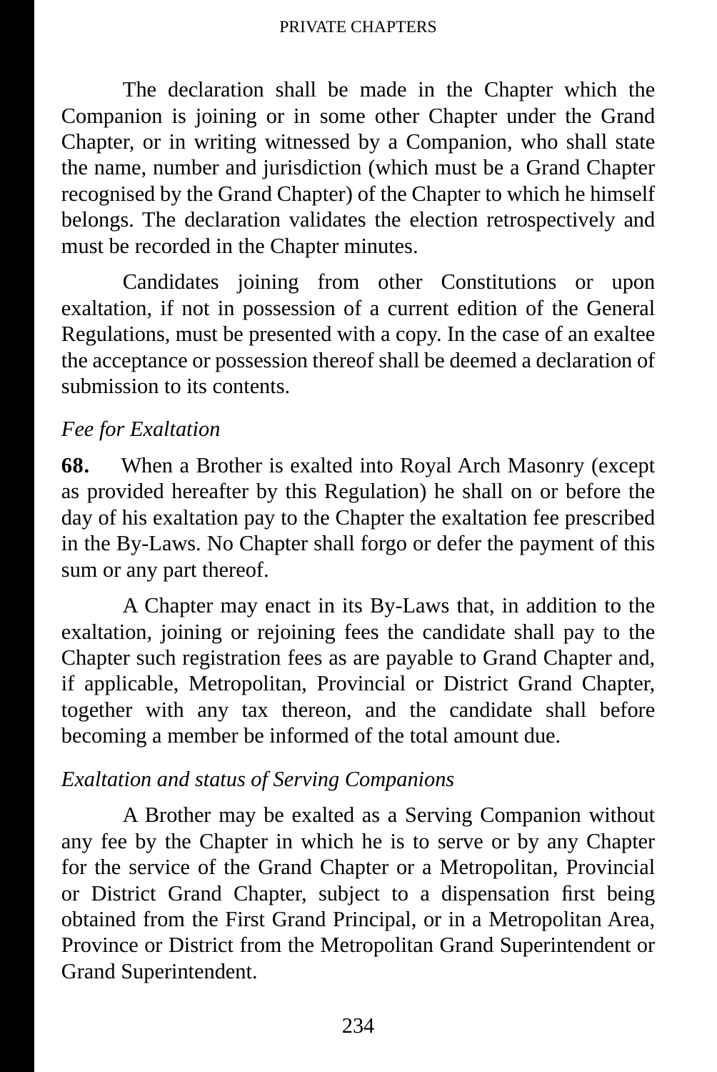The declaration shall be made in the Chapter which the Companion is joining or in some other Chapter under the Grand Chapter, or in writing witnessed by a Companion, who shall state the name, number and jurisdiction (which must be a Grand Chapter recognised by the Grand Chapter) of the Chapter to which he himself belongs. The declaration validates the election retrospectively and must be recorded in the Chapter minutes.

Candidates joining from other Constitutions or upon exaltation, if not in possession of a current edition of the General Regulations, must be presented with a copy. In the case of an exaltee the acceptance or possession thereof shall be deemed a declaration of submission to its contents.

*Fee for Exaltation*

**68.** When a Brother is exalted into Royal Arch Masonry (except as provided hereafter by this Regulation) he shall on or before the day of his exaltation pay to the Chapter the exaltation fee prescribed in the By-Laws. No Chapter shall forgo or defer the payment of this sum or any part thereof.

A Chapter may enact in its By-Laws that, in addition to the exaltation, joining or rejoining fees the candidate shall pay to the Chapter such registration fees as are payable to Grand Chapter and, if applicable, Metropolitan, Provincial or District Grand Chapter, together with any tax thereon, and the candidate shall before becoming a member be informed of the total amount due.

*Exaltation and status of Serving Companions*

A Brother may be exalted as a Serving Companion without any fee by the Chapter in which he is to serve or by any Chapter for the service of the Grand Chapter or a Metropolitan, Provincial or District Grand Chapter, subject to a dispensation first being obtained from the First Grand Principal, or in a Metropolitan Area, Province or District from the Metropolitan Grand Superintendent or Grand Superintendent.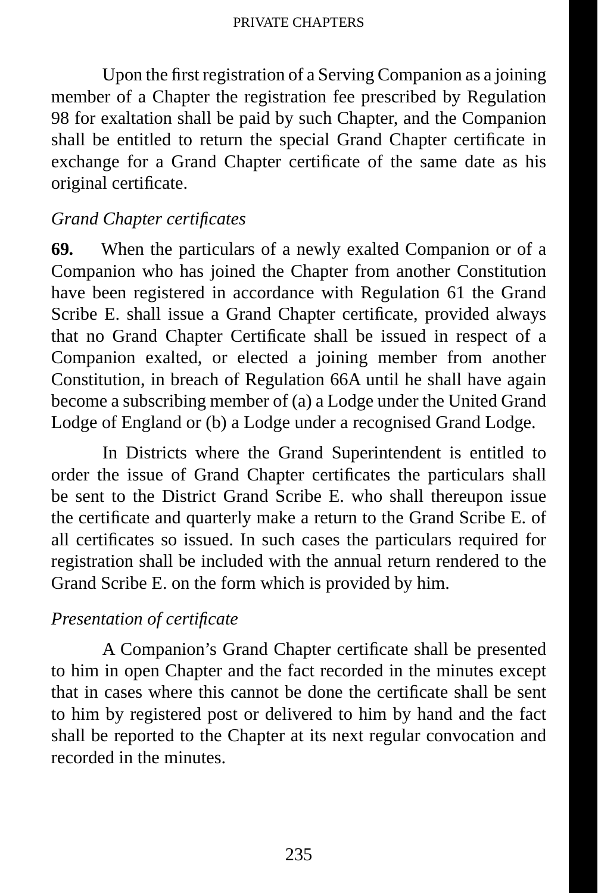Upon the first registration of a Serving Companion as a joining member of a Chapter the registration fee prescribed by Regulation 98 for exaltation shall be paid by such Chapter, and the Companion shall be entitled to return the special Grand Chapter certificate in exchange for a Grand Chapter certificate of the same date as his original certificate.

*Grand Chapter certificates*

**69.** When the particulars of a newly exalted Companion or of a Companion who has joined the Chapter from another Constitution have been registered in accordance with Regulation 61 the Grand Scribe E. shall issue a Grand Chapter certificate, provided always that no Grand Chapter Certificate shall be issued in respect of a Companion exalted, or elected a joining member from another Constitution, in breach of Regulation 66A until he shall have again become a subscribing member of (a) a Lodge under the United Grand Lodge of England or (b) a Lodge under a recognised Grand Lodge.

In Districts where the Grand Superintendent is entitled to order the issue of Grand Chapter certificates the particulars shall be sent to the District Grand Scribe E. who shall thereupon issue the certificate and quarterly make a return to the Grand Scribe E. of all certificates so issued. In such cases the particulars required for registration shall be included with the annual return rendered to the Grand Scribe E. on the form which is provided by him.

*Presentation of certificate*

A Companion's Grand Chapter certificate shall be presented to him in open Chapter and the fact recorded in the minutes except that in cases where this cannot be done the certificate shall be sent to him by registered post or delivered to him by hand and the fact shall be reported to the Chapter at its next regular convocation and recorded in the minutes.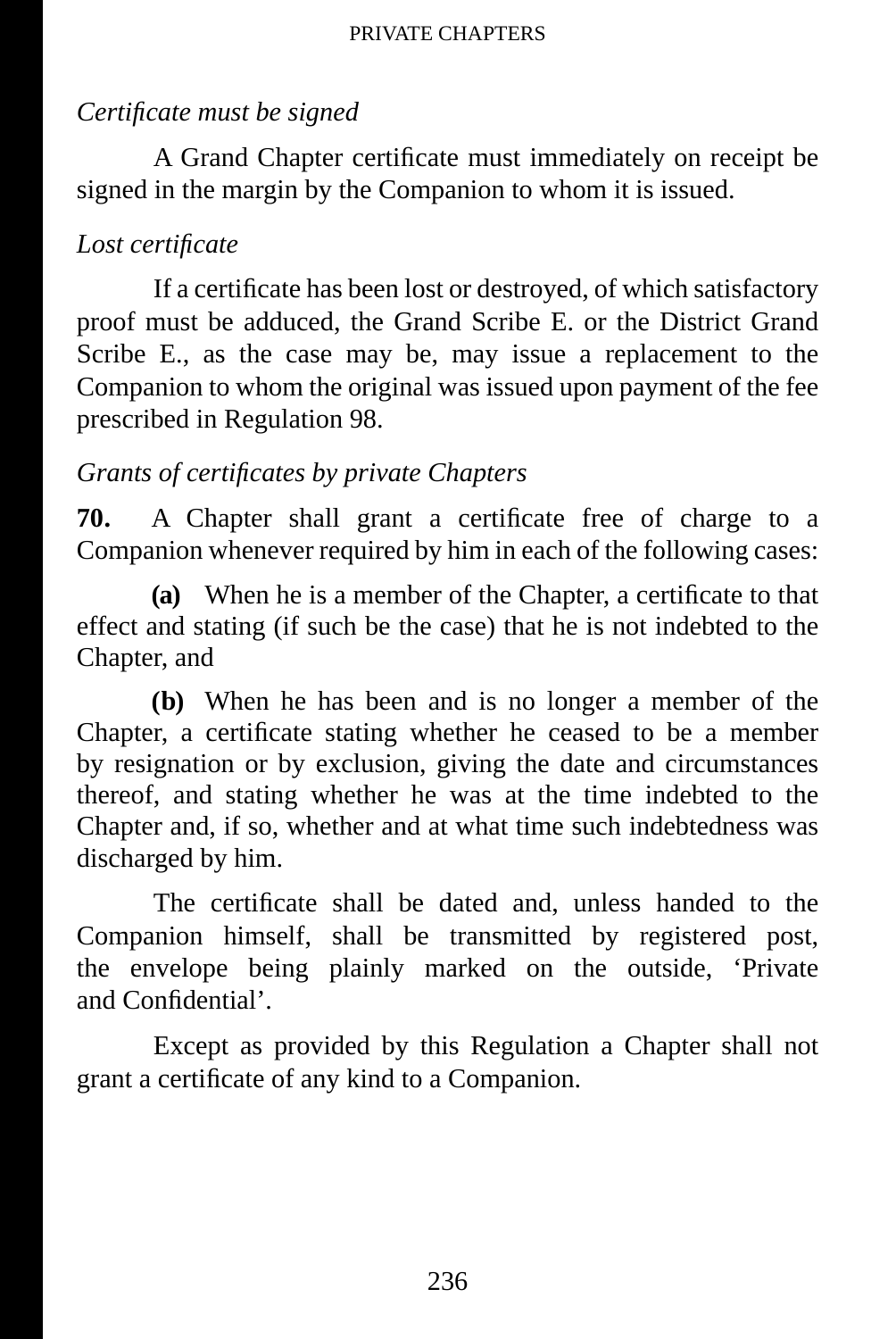*Certificate must be signed*

A Grand Chapter certificate must immediately on receipt be signed in the margin by the Companion to whom it is issued.

*Lost certificate*

If a certificate has been lost or destroyed, of which satisfactory proof must be adduced, the Grand Scribe E. or the District Grand Scribe E., as the case may be, may issue a replacement to the Companion to whom the original was issued upon payment of the fee prescribed in Regulation 98.

*Grants of certificates by private Chapters*

**70.** A Chapter shall grant a certificate free of charge to a Companion whenever required by him in each of the following cases:

**(a)** When he is a member of the Chapter, a certificate to that effect and stating (if such be the case) that he is not indebted to the Chapter, and

**(b)** When he has been and is no longer a member of the Chapter, a certificate stating whether he ceased to be a member by resignation or by exclusion, giving the date and circumstances thereof, and stating whether he was at the time indebted to the Chapter and, if so, whether and at what time such indebtedness was discharged by him.

The certificate shall be dated and, unless handed to the Companion himself, shall be transmitted by registered post, the envelope being plainly marked on the outside, 'Private and Confidential'.

Except as provided by this Regulation a Chapter shall not grant a certificate of any kind to a Companion.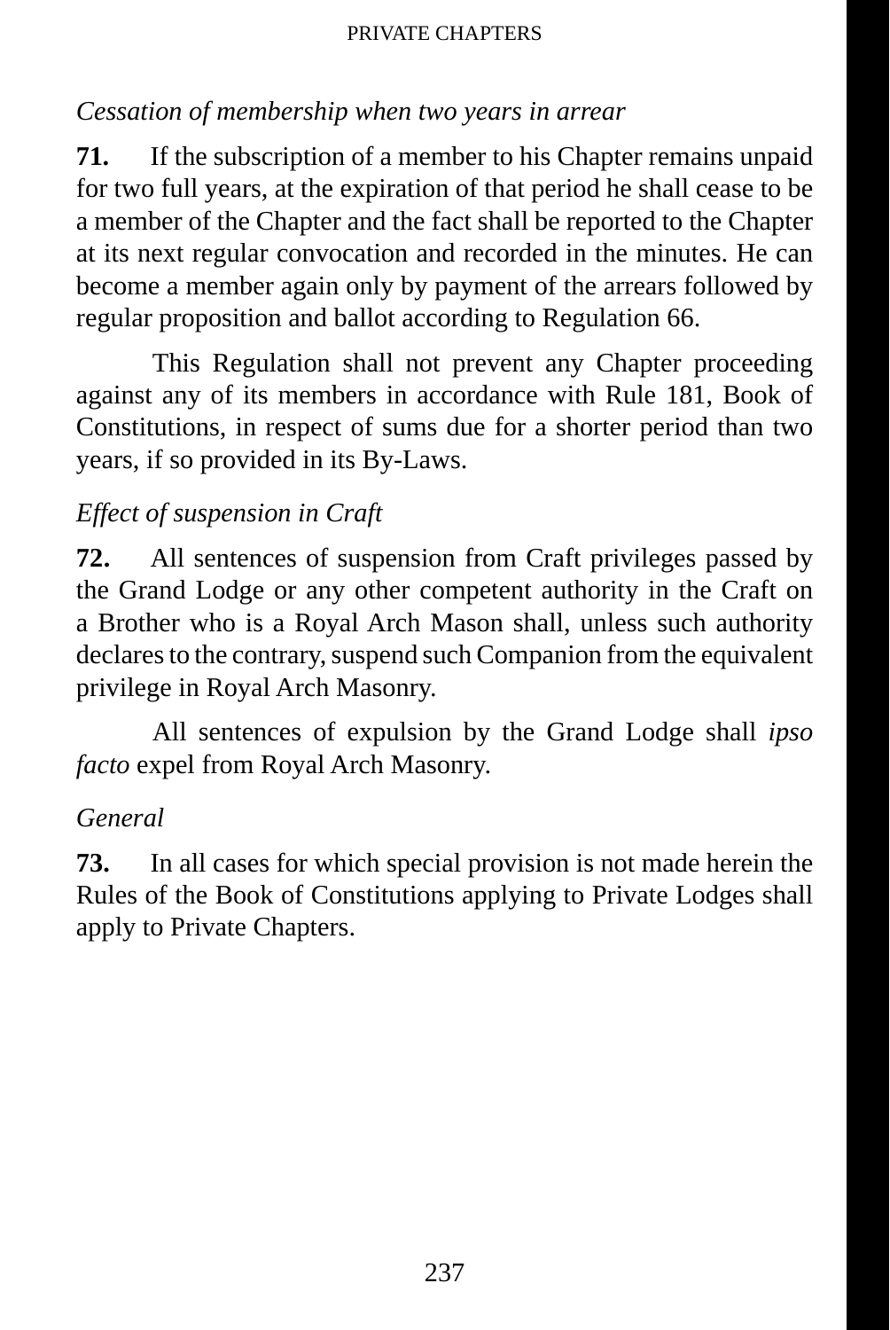*Cessation of membership when two years in arrear*

**71.** If the subscription of a member to his Chapter remains unpaid for two full years, at the expiration of that period he shall cease to be a member of the Chapter and the fact shall be reported to the Chapter at its next regular convocation and recorded in the minutes. He can become a member again only by payment of the arrears followed by regular proposition and ballot according to Regulation 66.

This Regulation shall not prevent any Chapter proceeding against any of its members in accordance with Rule 181, Book of Constitutions, in respect of sums due for a shorter period than two years, if so provided in its By-Laws.

*Effect of suspension in Craft*

**72.** All sentences of suspension from Craft privileges passed by the Grand Lodge or any other competent authority in the Craft on a Brother who is a Royal Arch Mason shall, unless such authority declares to the contrary, suspend such Companion from the equivalent privilege in Royal Arch Masonry.

All sentences of expulsion by the Grand Lodge shall *ipso facto* expel from Royal Arch Masonry.

*General*

**73.** In all cases for which special provision is not made herein the Rules of the Book of Constitutions applying to Private Lodges shall apply to Private Chapters.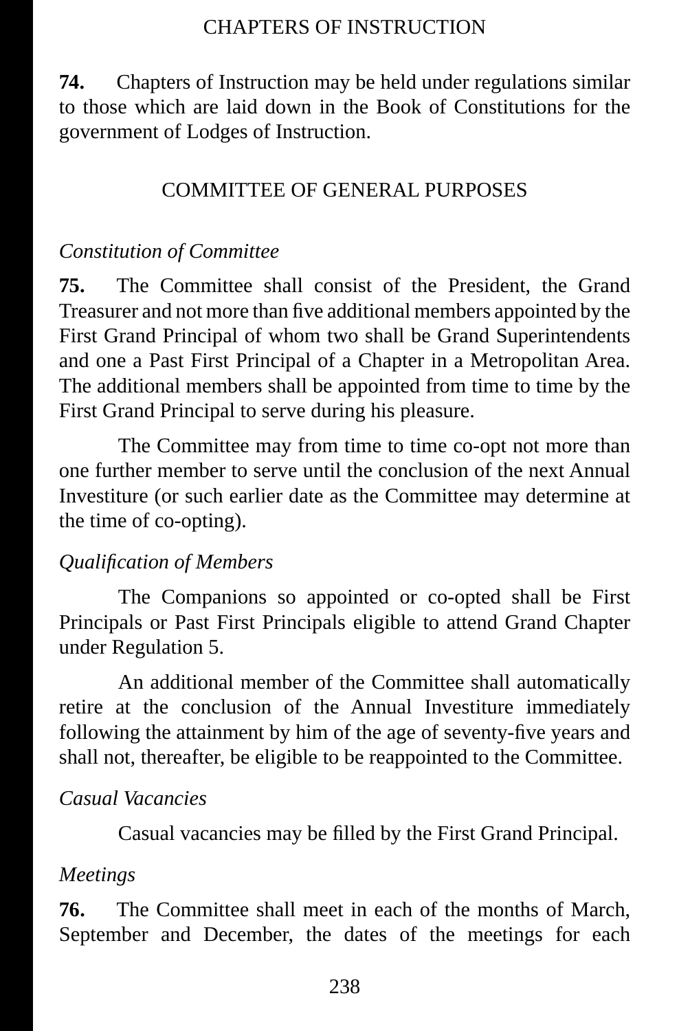## CHAPTERS OF INSTRUCTION

**74.** Chapters of Instruction may be held under regulations similar to those which are laid down in the Book of Constitutions for the government of Lodges of Instruction.

## COMMITTEE OF GENERAL PURPOSES

*Constitution of Committee*

**75.** The Committee shall consist of the President, the Grand Treasurer and not more than five additional members appointed by the First Grand Principal of whom two shall be Grand Superintendents and one a Past First Principal of a Chapter in a Metropolitan Area. The additional members shall be appointed from time to time by the First Grand Principal to serve during his pleasure.

The Committee may from time to time co-opt not more than one further member to serve until the conclusion of the next Annual Investiture (or such earlier date as the Committee may determine at the time of co-opting).

*Qualification of Members*

The Companions so appointed or co-opted shall be First Principals or Past First Principals eligible to attend Grand Chapter under Regulation 5.

An additional member of the Committee shall automatically retire at the conclusion of the Annual Investiture immediately following the attainment by him of the age of seventy-five years and shall not, thereafter, be eligible to be reappointed to the Committee.

*Casual Vacancies*

Casual vacancies may be filled by the First Grand Principal.

*Meetings*

**76.** The Committee shall meet in each of the months of March, September and December, the dates of the meetings for each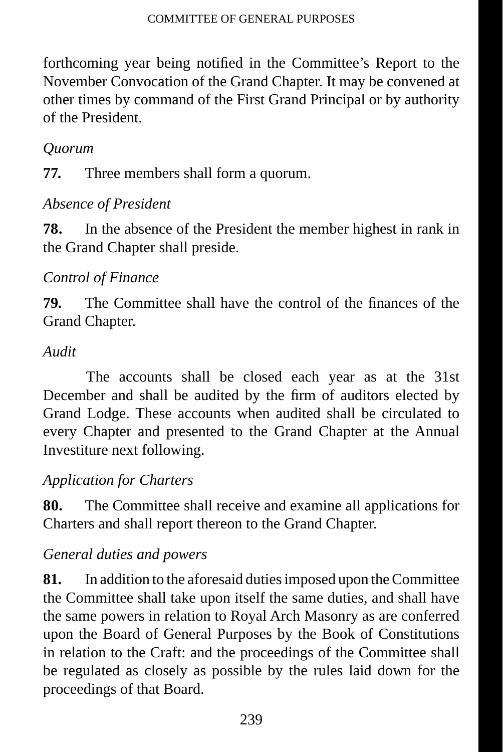forthcoming year being notified in the Committee's Report to the November Convocation of the Grand Chapter. It may be convened at other times by command of the First Grand Principal or by authority of the President.

*Quorum*

**77.** Three members shall form a quorum.

*Absence of President*

**78.** In the absence of the President the member highest in rank in the Grand Chapter shall preside.

*Control of Finance*

**79.** The Committee shall have the control of the finances of the Grand Chapter.

*Audit*

The accounts shall be closed each year as at the 31st December and shall be audited by the firm of auditors elected by Grand Lodge. These accounts when audited shall be circulated to every Chapter and presented to the Grand Chapter at the Annual Investiture next following.

*Application for Charters*

**80.** The Committee shall receive and examine all applications for Charters and shall report thereon to the Grand Chapter.

*General duties and powers*

**81.** In addition to the aforesaid duties imposed upon the Committee the Committee shall take upon itself the same duties, and shall have the same powers in relation to Royal Arch Masonry as are conferred upon the Board of General Purposes by the Book of Constitutions in relation to the Craft: and the proceedings of the Committee shall be regulated as closely as possible by the rules laid down for the proceedings of that Board.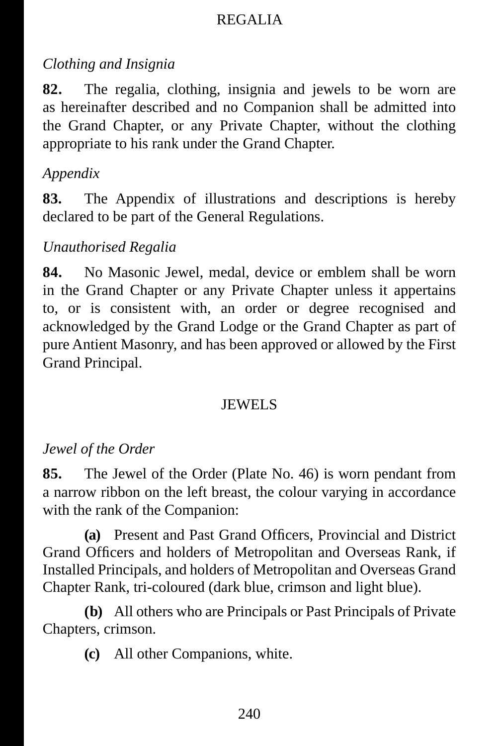## REGALIA

*Clothing and Insignia*

**82.** The regalia, clothing, insignia and jewels to be worn are as hereinafter described and no Companion shall be admitted into the Grand Chapter, or any Private Chapter, without the clothing appropriate to his rank under the Grand Chapter.

*Appendix*

**83.** The Appendix of illustrations and descriptions is hereby declared to be part of the General Regulations.

*Unauthorised Regalia*

**84.** No Masonic Jewel, medal, device or emblem shall be worn in the Grand Chapter or any Private Chapter unless it appertains to, or is consistent with, an order or degree recognised and acknowledged by the Grand Lodge or the Grand Chapter as part of pure Antient Masonry, and has been approved or allowed by the First Grand Principal.

## JEWELS

*Jewel of the Order*

**85.** The Jewel of the Order (Plate No. 46) is worn pendant from a narrow ribbon on the left breast, the colour varying in accordance with the rank of the Companion:

**(a)** Present and Past Grand Officers, Provincial and District Grand Officers and holders of Metropolitan and Overseas Rank, if Installed Principals, and holders of Metropolitan and Overseas Grand Chapter Rank, tri-coloured (dark blue, crimson and light blue).

**(b)** All others who are Principals or Past Principals of Private Chapters, crimson.

**(c)** All other Companions, white.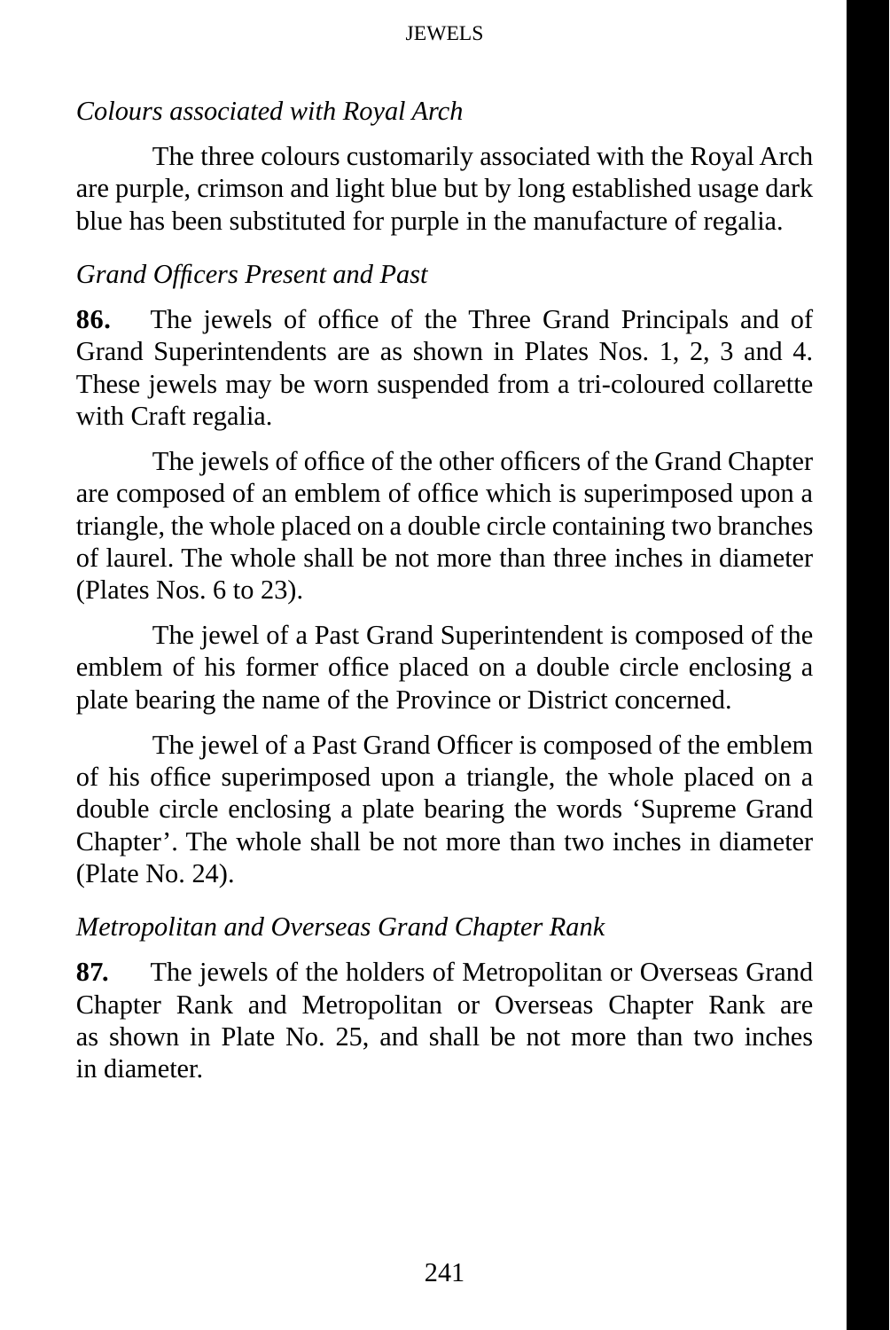*Colours associated with Royal Arch*

The three colours customarily associated with the Royal Arch are purple, crimson and light blue but by long established usage dark blue has been substituted for purple in the manufacture of regalia.

*Grand Officers Present and Past*

**86.** The jewels of office of the Three Grand Principals and of Grand Superintendents are as shown in Plates Nos. 1, 2, 3 and 4. These jewels may be worn suspended from a tri-coloured collarette with Craft regalia.

The jewels of office of the other officers of the Grand Chapter are composed of an emblem of office which is superimposed upon a triangle, the whole placed on a double circle containing two branches of laurel. The whole shall be not more than three inches in diameter (Plates Nos. 6 to 23).

The jewel of a Past Grand Superintendent is composed of the emblem of his former office placed on a double circle enclosing a plate bearing the name of the Province or District concerned.

The jewel of a Past Grand Officer is composed of the emblem of his office superimposed upon a triangle, the whole placed on a double circle enclosing a plate bearing the words ‘Supreme Grand Chapter’. The whole shall be not more than two inches in diameter (Plate No. 24).

*Metropolitan and Overseas Grand Chapter Rank*

**87.** The jewels of the holders of Metropolitan or Overseas Grand Chapter Rank and Metropolitan or Overseas Chapter Rank are as shown in Plate No. 25, and shall be not more than two inches in diameter.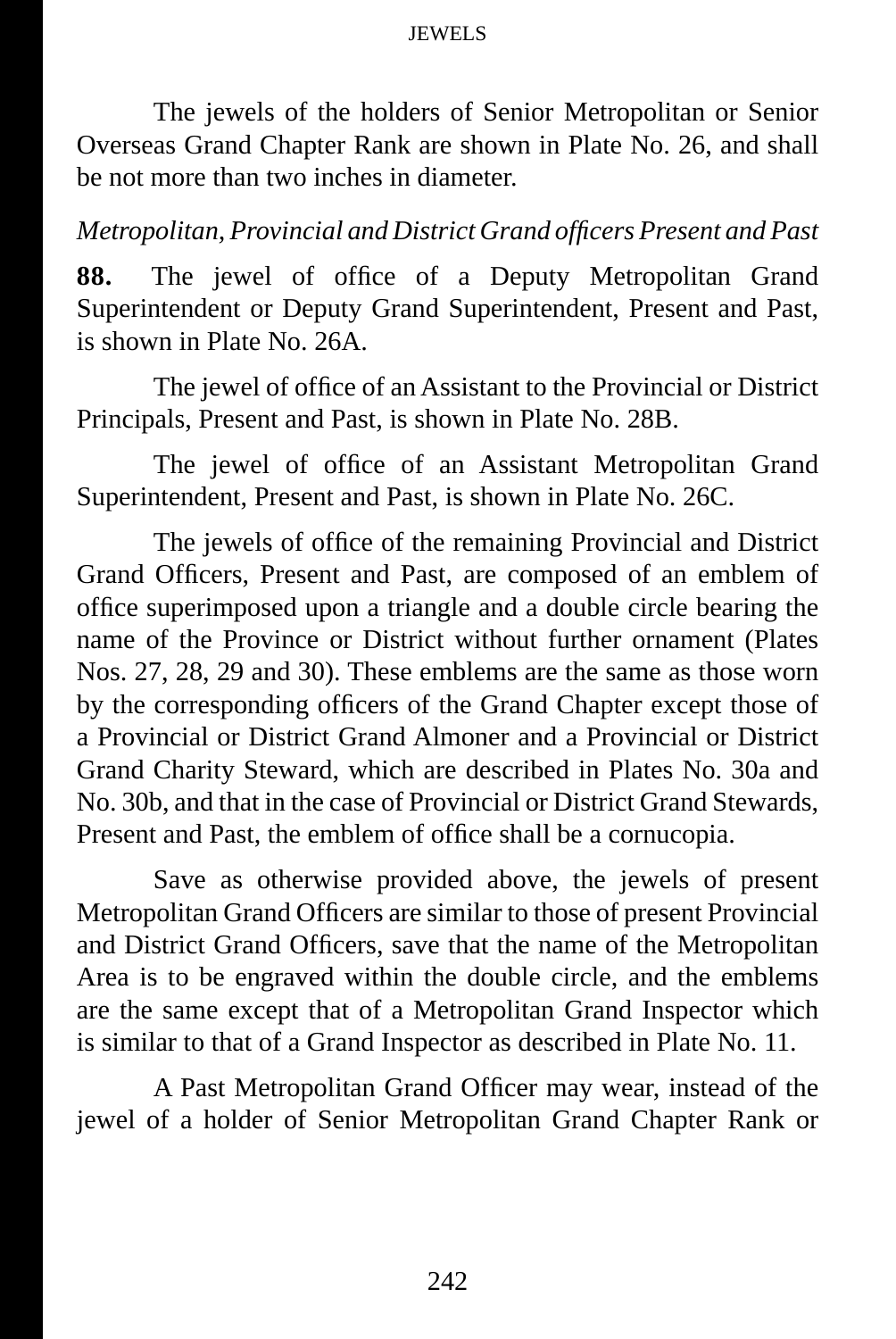The jewels of the holders of Senior Metropolitan or Senior Overseas Grand Chapter Rank are shown in Plate No. 26, and shall be not more than two inches in diameter.

*Metropolitan, Provincial and District Grand officers Present and Past*

**88.** The jewel of office of a Deputy Metropolitan Grand Superintendent or Deputy Grand Superintendent, Present and Past, is shown in Plate No. 26A.

The jewel of office of an Assistant to the Provincial or District Principals, Present and Past, is shown in Plate No. 28B.

The jewel of office of an Assistant Metropolitan Grand Superintendent, Present and Past, is shown in Plate No. 26C.

The jewels of office of the remaining Provincial and District Grand Officers, Present and Past, are composed of an emblem of office superimposed upon a triangle and a double circle bearing the name of the Province or District without further ornament (Plates Nos. 27, 28, 29 and 30). These emblems are the same as those worn by the corresponding officers of the Grand Chapter except those of a Provincial or District Grand Almoner and a Provincial or District Grand Charity Steward, which are described in Plates No. 30a and No. 30b, and that in the case of Provincial or District Grand Stewards, Present and Past, the emblem of office shall be a cornucopia.

Save as otherwise provided above, the jewels of present Metropolitan Grand Officers are similar to those of present Provincial and District Grand Officers, save that the name of the Metropolitan Area is to be engraved within the double circle, and the emblems are the same except that of a Metropolitan Grand Inspector which is similar to that of a Grand Inspector as described in Plate No. 11.

A Past Metropolitan Grand Officer may wear, instead of the jewel of a holder of Senior Metropolitan Grand Chapter Rank or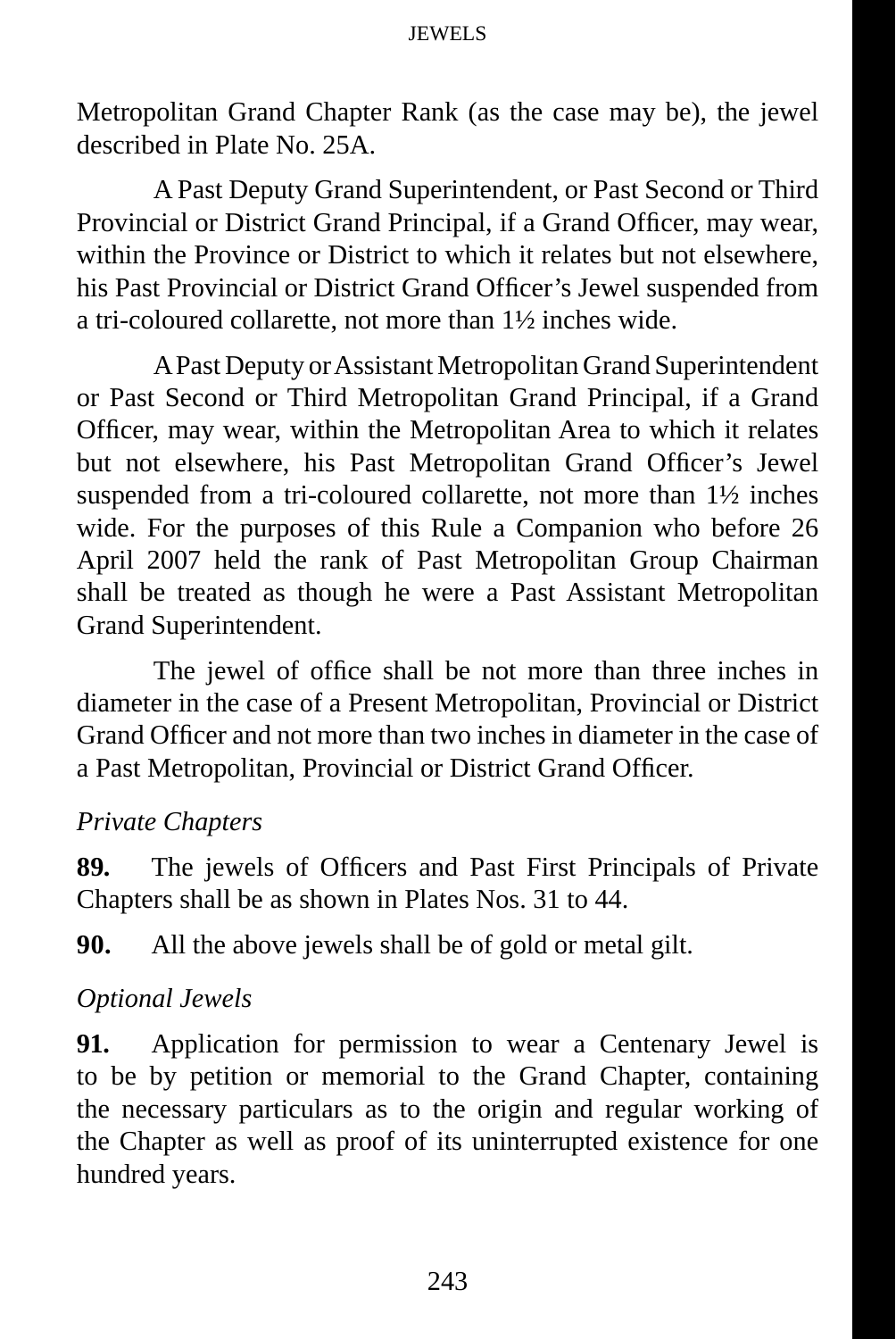Metropolitan Grand Chapter Rank (as the case may be), the jewel described in Plate No. 25A.

A Past Deputy Grand Superintendent, or Past Second or Third Provincial or District Grand Principal, if a Grand Officer, may wear, within the Province or District to which it relates but not elsewhere, his Past Provincial or District Grand Officer's Jewel suspended from a tri-coloured collarette, not more than 1½ inches wide.

A Past Deputy or Assistant Metropolitan Grand Superintendent or Past Second or Third Metropolitan Grand Principal, if a Grand Officer, may wear, within the Metropolitan Area to which it relates but not elsewhere, his Past Metropolitan Grand Officer's Jewel suspended from a tri-coloured collarette, not more than 1½ inches wide. For the purposes of this Rule a Companion who before 26 April 2007 held the rank of Past Metropolitan Group Chairman shall be treated as though he were a Past Assistant Metropolitan Grand Superintendent.

The jewel of office shall be not more than three inches in diameter in the case of a Present Metropolitan, Provincial or District Grand Officer and not more than two inches in diameter in the case of a Past Metropolitan, Provincial or District Grand Officer.

*Private Chapters*

**89.** The jewels of Officers and Past First Principals of Private Chapters shall be as shown in Plates Nos. 31 to 44.

**90.** All the above jewels shall be of gold or metal gilt.

*Optional Jewels*

**91.** Application for permission to wear a Centenary Jewel is to be by petition or memorial to the Grand Chapter, containing the necessary particulars as to the origin and regular working of the Chapter as well as proof of its uninterrupted existence for one hundred years.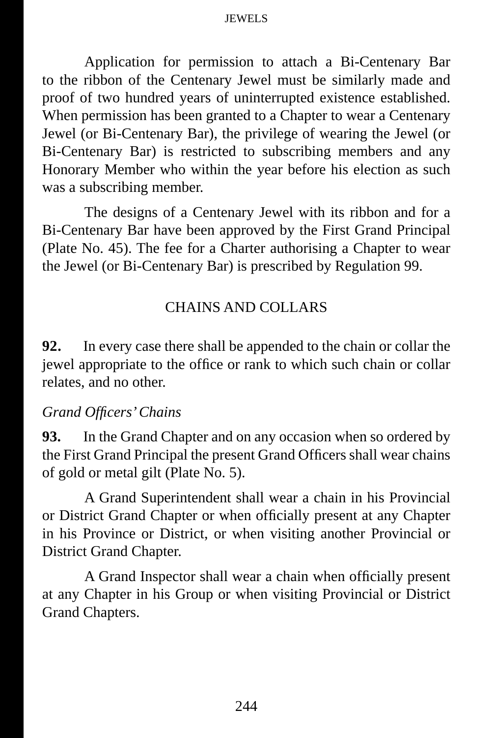Application for permission to attach a Bi-Centenary Bar to the ribbon of the Centenary Jewel must be similarly made and proof of two hundred years of uninterrupted existence established. When permission has been granted to a Chapter to wear a Centenary Jewel (or Bi-Centenary Bar), the privilege of wearing the Jewel (or Bi-Centenary Bar) is restricted to subscribing members and any Honorary Member who within the year before his election as such was a subscribing member.

The designs of a Centenary Jewel with its ribbon and for a Bi-Centenary Bar have been approved by the First Grand Principal (Plate No. 45). The fee for a Charter authorising a Chapter to wear the Jewel (or Bi-Centenary Bar) is prescribed by Regulation 99.

## CHAINS AND COLLARS

**92.** In every case there shall be appended to the chain or collar the jewel appropriate to the office or rank to which such chain or collar relates, and no other.

*Grand Officers' Chains*

**93.** In the Grand Chapter and on any occasion when so ordered by the First Grand Principal the present Grand Officers shall wear chains of gold or metal gilt (Plate No. 5).

A Grand Superintendent shall wear a chain in his Provincial or District Grand Chapter or when officially present at any Chapter in his Province or District, or when visiting another Provincial or District Grand Chapter.

A Grand Inspector shall wear a chain when officially present at any Chapter in his Group or when visiting Provincial or District Grand Chapters.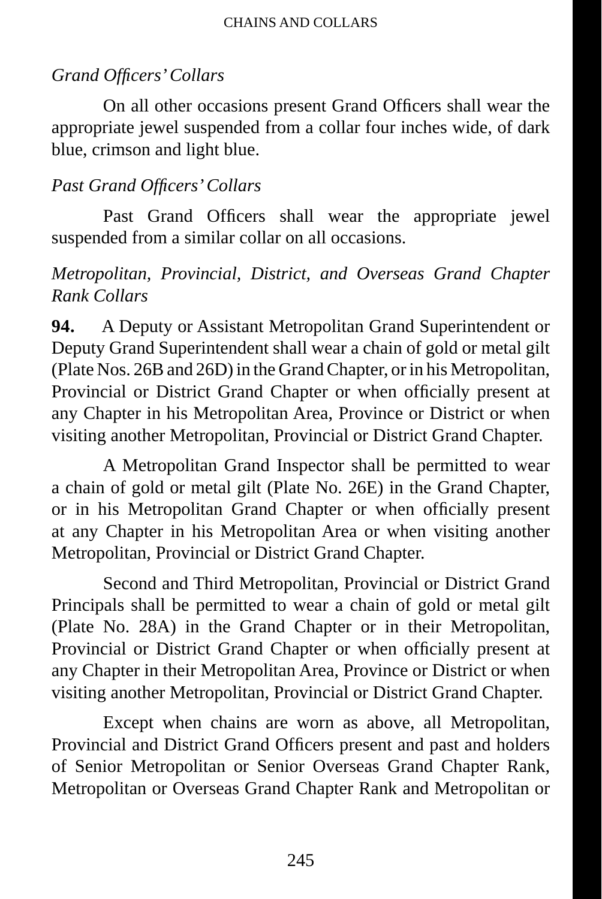*Grand Officers' Collars*

On all other occasions present Grand Officers shall wear the appropriate jewel suspended from a collar four inches wide, of dark blue, crimson and light blue.

*Past Grand Officers' Collars*

Past Grand Officers shall wear the appropriate jewel suspended from a similar collar on all occasions.

*Metropolitan, Provincial, District, and Overseas Grand Chapter Rank Collars*

**94.** A Deputy or Assistant Metropolitan Grand Superintendent or Deputy Grand Superintendent shall wear a chain of gold or metal gilt (Plate Nos. 26B and 26D) in the Grand Chapter, or in his Metropolitan, Provincial or District Grand Chapter or when officially present at any Chapter in his Metropolitan Area, Province or District or when visiting another Metropolitan, Provincial or District Grand Chapter.

A Metropolitan Grand Inspector shall be permitted to wear a chain of gold or metal gilt (Plate No. 26E) in the Grand Chapter, or in his Metropolitan Grand Chapter or when officially present at any Chapter in his Metropolitan Area or when visiting another Metropolitan, Provincial or District Grand Chapter.

Second and Third Metropolitan, Provincial or District Grand Principals shall be permitted to wear a chain of gold or metal gilt (Plate No. 28A) in the Grand Chapter or in their Metropolitan, Provincial or District Grand Chapter or when officially present at any Chapter in their Metropolitan Area, Province or District or when visiting another Metropolitan, Provincial or District Grand Chapter.

Except when chains are worn as above, all Metropolitan, Provincial and District Grand Officers present and past and holders of Senior Metropolitan or Senior Overseas Grand Chapter Rank, Metropolitan or Overseas Grand Chapter Rank and Metropolitan or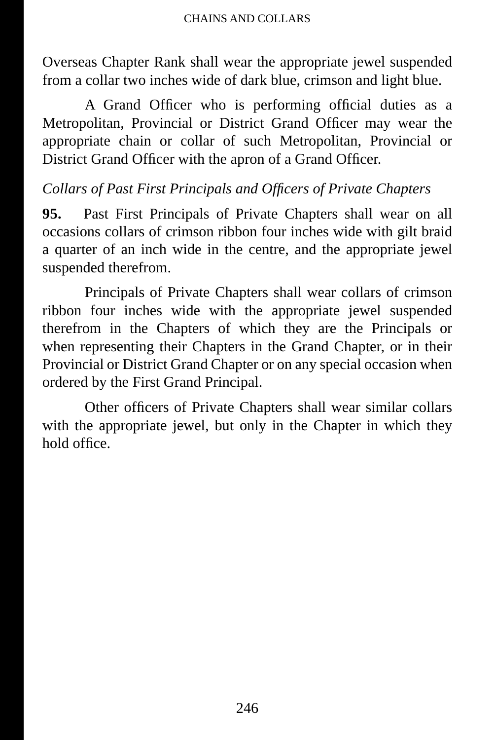Overseas Chapter Rank shall wear the appropriate jewel suspended from a collar two inches wide of dark blue, crimson and light blue.

A Grand Officer who is performing official duties as a Metropolitan, Provincial or District Grand Officer may wear the appropriate chain or collar of such Metropolitan, Provincial or District Grand Officer with the apron of a Grand Officer.

*Collars of Past First Principals and Officers of Private Chapters*

**95.** Past First Principals of Private Chapters shall wear on all occasions collars of crimson ribbon four inches wide with gilt braid a quarter of an inch wide in the centre, and the appropriate jewel suspended therefrom.

Principals of Private Chapters shall wear collars of crimson ribbon four inches wide with the appropriate jewel suspended therefrom in the Chapters of which they are the Principals or when representing their Chapters in the Grand Chapter, or in their Provincial or District Grand Chapter or on any special occasion when ordered by the First Grand Principal.

Other officers of Private Chapters shall wear similar collars with the appropriate jewel, but only in the Chapter in which they hold office.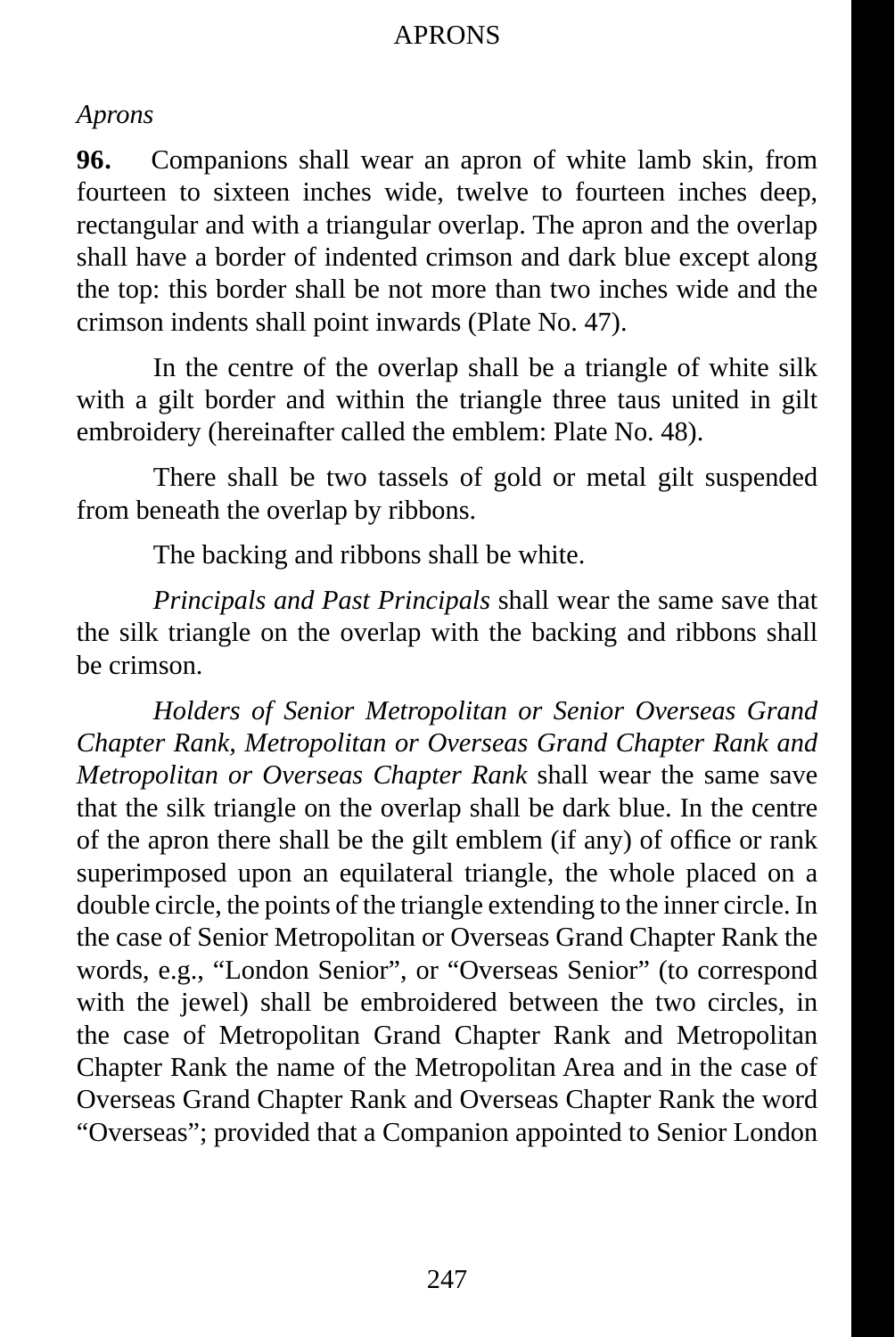*Aprons*

**96.** Companions shall wear an apron of white lamb skin, from fourteen to sixteen inches wide, twelve to fourteen inches deep, rectangular and with a triangular overlap. The apron and the overlap shall have a border of indented crimson and dark blue except along the top: this border shall be not more than two inches wide and the crimson indents shall point inwards (Plate No. 47).

In the centre of the overlap shall be a triangle of white silk with a gilt border and within the triangle three taus united in gilt embroidery (hereinafter called the emblem: Plate No. 48).

There shall be two tassels of gold or metal gilt suspended from beneath the overlap by ribbons.

The backing and ribbons shall be white.

*Principals and Past Principals* shall wear the same save that the silk triangle on the overlap with the backing and ribbons shall be crimson.

*Holders of Senior Metropolitan or Senior Overseas Grand Chapter Rank, Metropolitan or Overseas Grand Chapter Rank and Metropolitan or Overseas Chapter Rank* shall wear the same save that the silk triangle on the overlap shall be dark blue. In the centre of the apron there shall be the gilt emblem (if any) of office or rank superimposed upon an equilateral triangle, the whole placed on a double circle, the points of the triangle extending to the inner circle. In the case of Senior Metropolitan or Overseas Grand Chapter Rank the words, e.g., "London Senior", or "Overseas Senior" (to correspond with the jewel) shall be embroidered between the two circles, in the case of Metropolitan Grand Chapter Rank and Metropolitan Chapter Rank the name of the Metropolitan Area and in the case of Overseas Grand Chapter Rank and Overseas Chapter Rank the word "Overseas"; provided that a Companion appointed to Senior London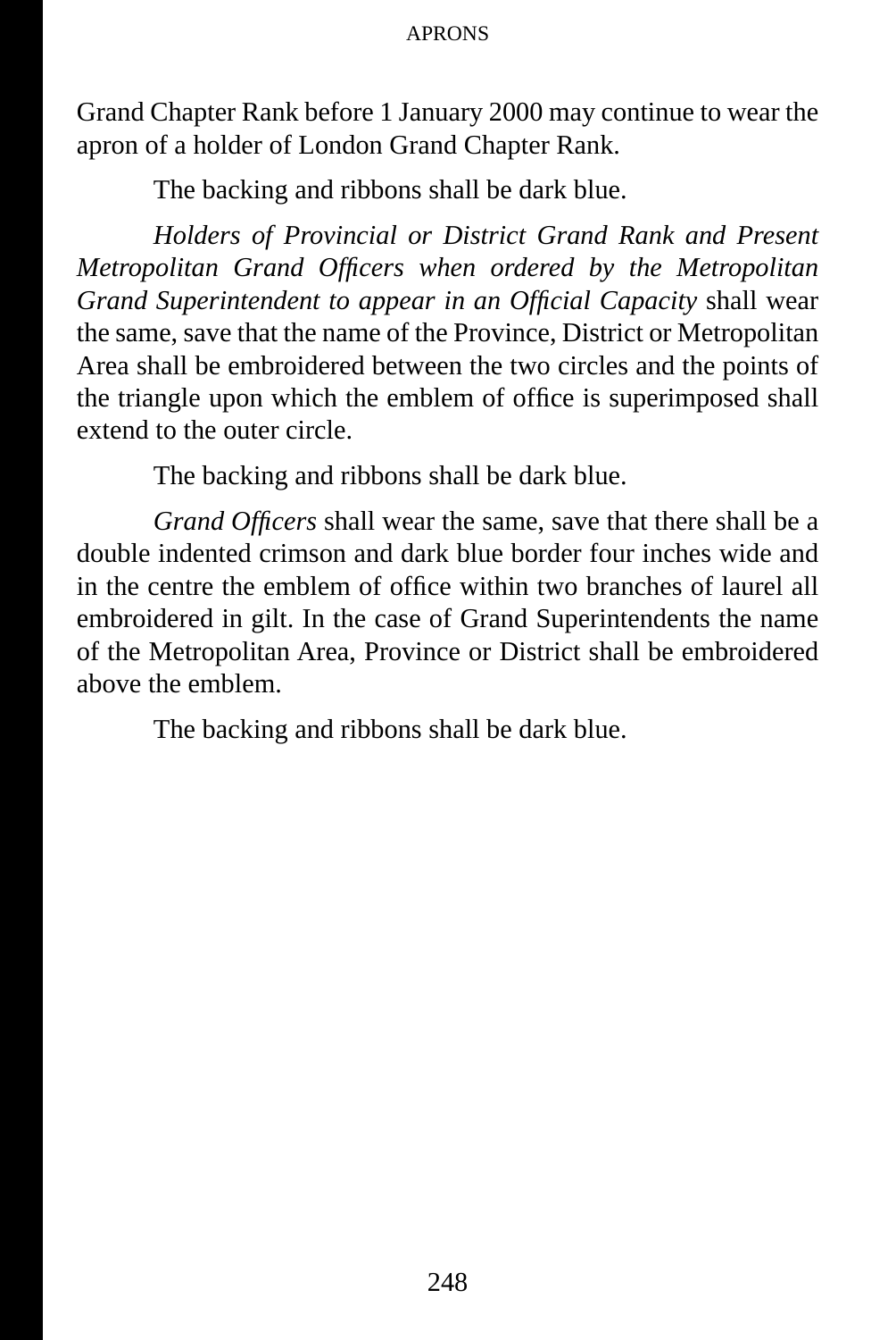Grand Chapter Rank before 1 January 2000 may continue to wear the apron of a holder of London Grand Chapter Rank.

The backing and ribbons shall be dark blue.

*Holders of Provincial or District Grand Rank and Present Metropolitan Grand Officers when ordered by the Metropolitan Grand Superintendent to appear in an Official Capacity* shall wear the same, save that the name of the Province, District or Metropolitan Area shall be embroidered between the two circles and the points of the triangle upon which the emblem of office is superimposed shall extend to the outer circle.

The backing and ribbons shall be dark blue.

*Grand Officers* shall wear the same, save that there shall be a double indented crimson and dark blue border four inches wide and in the centre the emblem of office within two branches of laurel all embroidered in gilt. In the case of Grand Superintendents the name of the Metropolitan Area, Province or District shall be embroidered above the emblem.

The backing and ribbons shall be dark blue.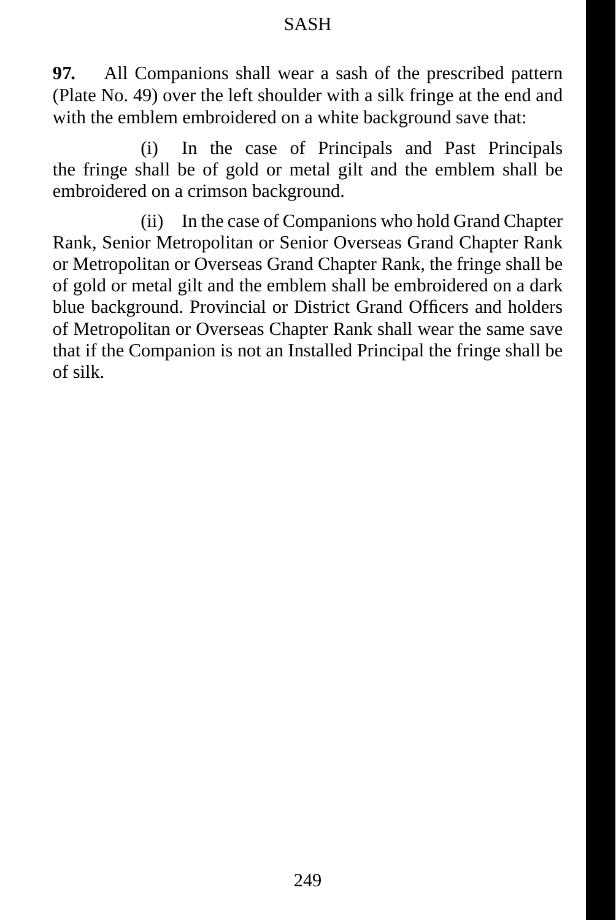## SASH

**97.** All Companions shall wear a sash of the prescribed pattern (Plate No. 49) over the left shoulder with a silk fringe at the end and with the emblem embroidered on a white background save that:

(i) In the case of Principals and Past Principals the fringe shall be of gold or metal gilt and the emblem shall be embroidered on a crimson background.

(ii) In the case of Companions who hold Grand Chapter Rank, Senior Metropolitan or Senior Overseas Grand Chapter Rank or Metropolitan or Overseas Grand Chapter Rank, the fringe shall be of gold or metal gilt and the emblem shall be embroidered on a dark blue background. Provincial or District Grand Officers and holders of Metropolitan or Overseas Chapter Rank shall wear the same save that if the Companion is not an Installed Principal the fringe shall be of silk.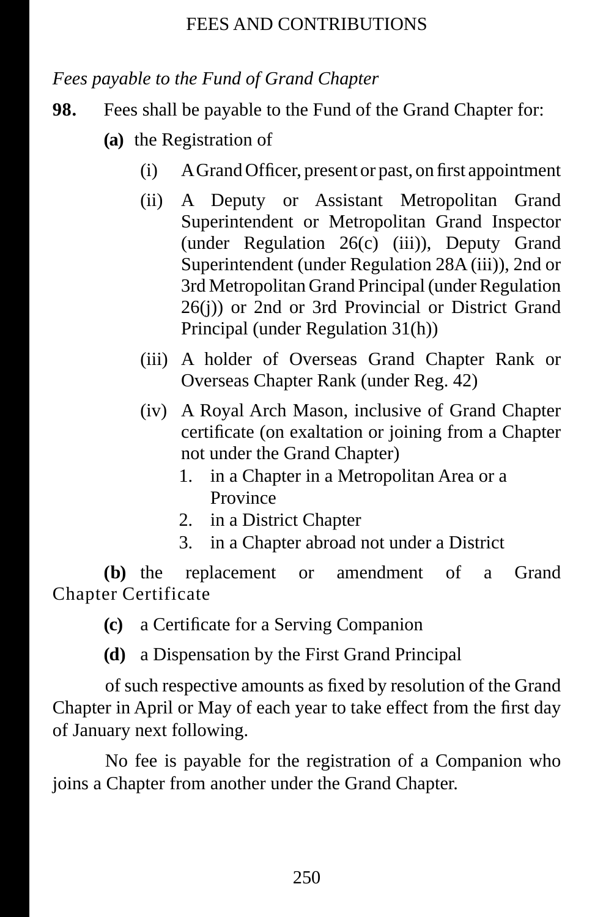*Fees payable to the Fund of Grand Chapter*

**98.** Fees shall be payable to the Fund of the Grand Chapter for:

**(a)** the Registration of

(i) A Grand Officer, present or past, on first appointment

(ii) A Deputy or Assistant Metropolitan Grand Superintendent or Metropolitan Grand Inspector (under Regulation 26(c) (iii)), Deputy Grand Superintendent (under Regulation 28A (iii)), 2nd or 3rd Metropolitan Grand Principal (under Regulation 26(j)) or 2nd or 3rd Provincial or District Grand Principal (under Regulation 31(h))

(iii) A holder of Overseas Grand Chapter Rank or Overseas Chapter Rank (under Reg. 42)

(iv) A Royal Arch Mason, inclusive of Grand Chapter certificate (on exaltation or joining from a Chapter not under the Grand Chapter)

1. in a Chapter in a Metropolitan Area or a Province
2. in a District Chapter
3. in a Chapter abroad not under a District

**(b)** the replacement or amendment of a Grand Chapter Certificate

**(c)** a Certificate for a Serving Companion

**(d)** a Dispensation by the First Grand Principal

of such respective amounts as fixed by resolution of the Grand Chapter in April or May of each year to take effect from the first day of January next following.

No fee is payable for the registration of a Companion who joins a Chapter from another under the Grand Chapter.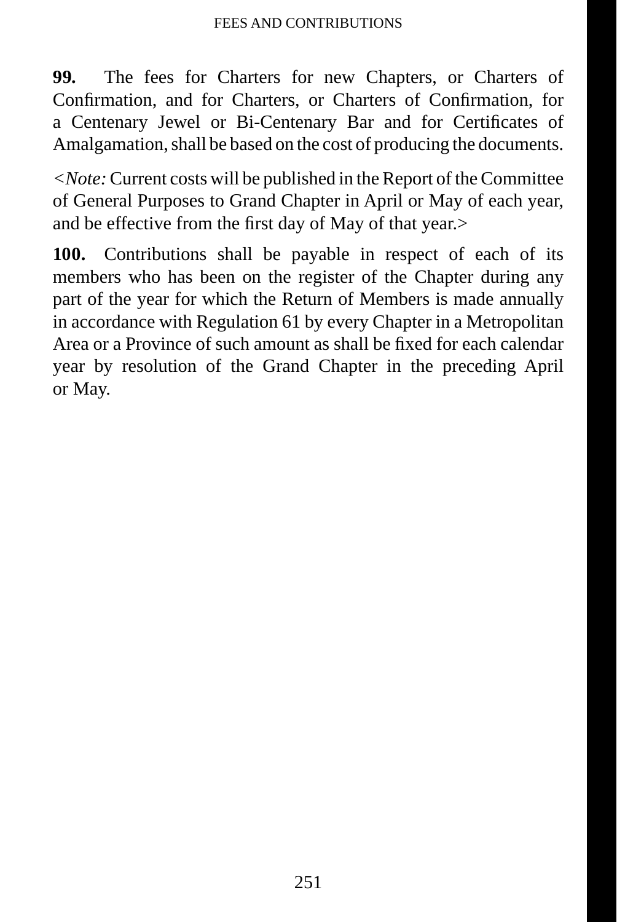**99.** The fees for Charters for new Chapters, or Charters of Confirmation, and for Charters, or Charters of Confirmation, for a Centenary Jewel or Bi-Centenary Bar and for Certificates of Amalgamation, shall be based on the cost of producing the documents.

<*Note:* Current costs will be published in the Report of the Committee of General Purposes to Grand Chapter in April or May of each year, and be effective from the first day of May of that year.>

**100.** Contributions shall be payable in respect of each of its members who has been on the register of the Chapter during any part of the year for which the Return of Members is made annually in accordance with Regulation 61 by every Chapter in a Metropolitan Area or a Province of such amount as shall be fixed for each calendar year by resolution of the Grand Chapter in the preceding April or May.